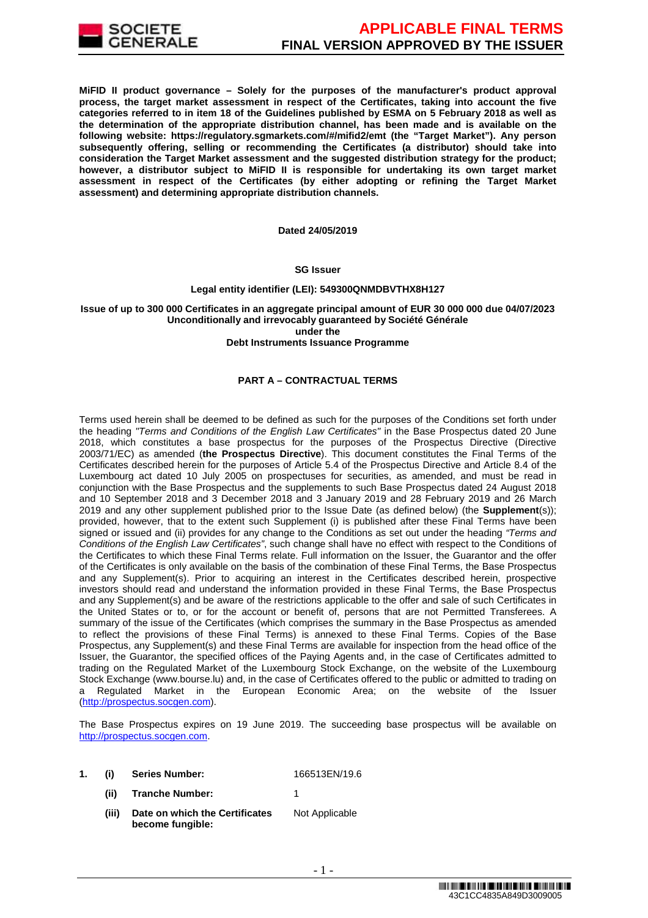**MiFID II product governance – Solely for the purposes of the manufacturer's product approval process, the target market assessment in respect of the Certificates, taking into account the five categories referred to in item 18 of the Guidelines published by ESMA on 5 February 2018 as well as the determination of the appropriate distribution channel, has been made and is available on the following website: https://regulatory.sgmarkets.com/#/mifid2/emt (the "Target Market"). Any person subsequently offering, selling or recommending the Certificates (a distributor) should take into consideration the Target Market assessment and the suggested distribution strategy for the product; however, a distributor subject to MiFID II is responsible for undertaking its own target market assessment in respect of the Certificates (by either adopting or refining the Target Market assessment) and determining appropriate distribution channels.**

**Dated 24/05/2019**

**SG Issuer**

**Legal entity identifier (LEI): 549300QNMDBVTHX8H127**

**Issue of up to 300 000 Certificates in an aggregate principal amount of EUR 30 000 000 due 04/07/2023**
**Unconditionally and irrevocably guaranteed by Société Générale**
**under the**
**Debt Instruments Issuance Programme**

**PART A – CONTRACTUAL TERMS**

Terms used herein shall be deemed to be defined as such for the purposes of the Conditions set forth under the heading *"Terms and Conditions of the English Law Certificates"* in the Base Prospectus dated 20 June 2018, which constitutes a base prospectus for the purposes of the Prospectus Directive (Directive 2003/71/EC) as amended (**the Prospectus Directive**). This document constitutes the Final Terms of the Certificates described herein for the purposes of Article 5.4 of the Prospectus Directive and Article 8.4 of the Luxembourg act dated 10 July 2005 on prospectuses for securities, as amended, and must be read in conjunction with the Base Prospectus and the supplements to such Base Prospectus dated 24 August 2018 and 10 September 2018 and 3 December 2018 and 3 January 2019 and 28 February 2019 and 26 March 2019 and any other supplement published prior to the Issue Date (as defined below) (the **Supplement**(s)); provided, however, that to the extent such Supplement (i) is published after these Final Terms have been signed or issued and (ii) provides for any change to the Conditions as set out under the heading *"Terms and Conditions of the English Law Certificates"*, such change shall have no effect with respect to the Conditions of the Certificates to which these Final Terms relate. Full information on the Issuer, the Guarantor and the offer of the Certificates is only available on the basis of the combination of these Final Terms, the Base Prospectus and any Supplement(s). Prior to acquiring an interest in the Certificates described herein, prospective investors should read and understand the information provided in these Final Terms, the Base Prospectus and any Supplement(s) and be aware of the restrictions applicable to the offer and sale of such Certificates in the United States or to, or for the account or benefit of, persons that are not Permitted Transferees. A summary of the issue of the Certificates (which comprises the summary in the Base Prospectus as amended to reflect the provisions of these Final Terms) is annexed to these Final Terms. Copies of the Base Prospectus, any Supplement(s) and these Final Terms are available for inspection from the head office of the Issuer, the Guarantor, the specified offices of the Paying Agents and, in the case of Certificates admitted to trading on the Regulated Market of the Luxembourg Stock Exchange, on the website of the Luxembourg Stock Exchange (www.bourse.lu) and, in the case of Certificates offered to the public or admitted to trading on a Regulated Market in the European Economic Area; on the website of the Issuer (http://prospectus.socgen.com).

The Base Prospectus expires on 19 June 2019. The succeeding base prospectus will be available on http://prospectus.socgen.com.

| | | | |
|---|---|---|---|
| **1.** | **(i)** | **Series Number:** | 166513EN/19.6 |
| | **(ii)** | **Tranche Number:** | 1 |
| | **(iii)** | **Date on which the Certificates become fungible:** | Not Applicable |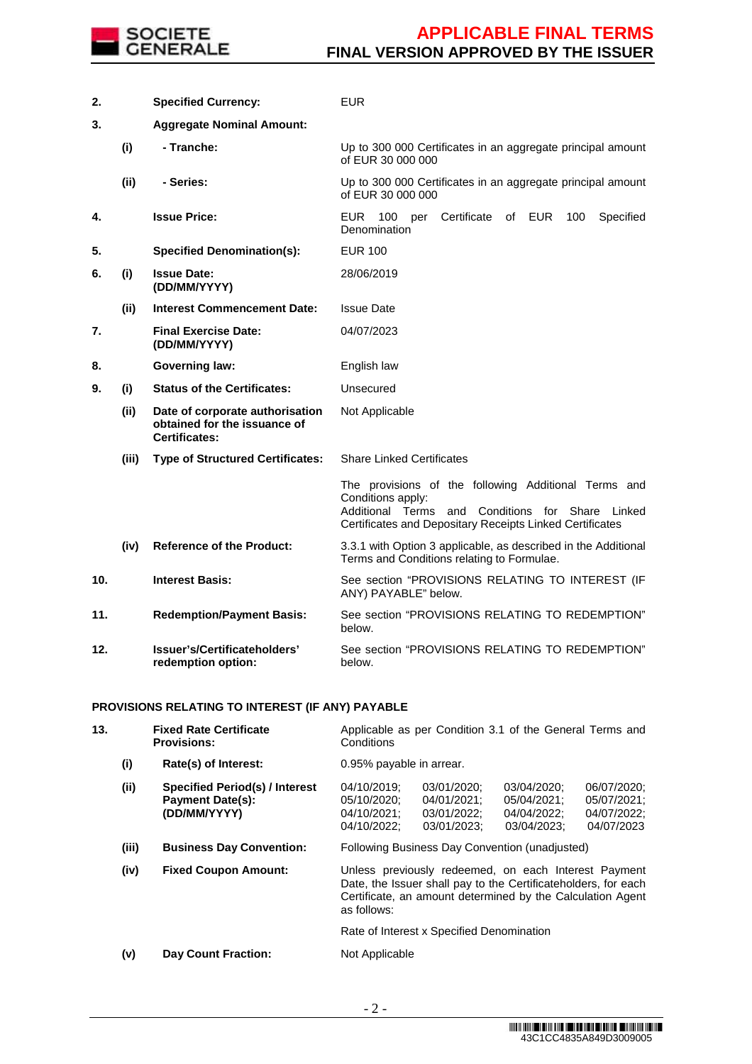| | | | |
|---|---|---|---|
| **2.** | | **Specified Currency:** | EUR |
| **3.** | | **Aggregate Nominal Amount:** | |
| | **(i)** | **- Tranche:** | Up to 300 000 Certificates in an aggregate principal amount of EUR 30 000 000 |
| | **(ii)** | **- Series:** | Up to 300 000 Certificates in an aggregate principal amount of EUR 30 000 000 |
| **4.** | | **Issue Price:** | EUR 100 per Certificate of EUR 100 Specified Denomination |
| **5.** | | **Specified Denomination(s):** | EUR 100 |
| **6.** | **(i)** | **Issue Date: (DD/MM/YYYY)** | 28/06/2019 |
| | **(ii)** | **Interest Commencement Date:** | Issue Date |
| **7.** | | **Final Exercise Date: (DD/MM/YYYY)** | 04/07/2023 |
| **8.** | | **Governing law:** | English law |
| **9.** | **(i)** | **Status of the Certificates:** | Unsecured |
| | **(ii)** | **Date of corporate authorisation obtained for the issuance of Certificates:** | Not Applicable |
| | **(iii)** | **Type of Structured Certificates:** | Share Linked Certificates<br><br>The provisions of the following Additional Terms and Conditions apply:<br>Additional Terms and Conditions for Share Linked Certificates and Depositary Receipts Linked Certificates |
| | **(iv)** | **Reference of the Product:** | 3.3.1 with Option 3 applicable, as described in the Additional Terms and Conditions relating to Formulae. |
| **10.** | | **Interest Basis:** | See section "PROVISIONS RELATING TO INTEREST (IF ANY) PAYABLE" below. |
| **11.** | | **Redemption/Payment Basis:** | See section "PROVISIONS RELATING TO REDEMPTION" below. |
| **12.** | | **Issuer's/Certificateholders' redemption option:** | See section "PROVISIONS RELATING TO REDEMPTION" below. |

**PROVISIONS RELATING TO INTEREST (IF ANY) PAYABLE**

| | | | |
|---|---|---|---|
| **13.** | | **Fixed Rate Certificate Provisions:** | Applicable as per Condition 3.1 of the General Terms and Conditions |
| | **(i)** | **Rate(s) of Interest:** | 0.95% payable in arrear. |
| | **(ii)** | **Specified Period(s) / Interest Payment Date(s): (DD/MM/YYYY)** | 04/10/2019; 03/01/2020; 03/04/2020; 06/07/2020; 05/10/2020; 04/01/2021; 05/04/2021; 05/07/2021; 04/10/2021; 03/01/2022; 04/04/2022; 04/07/2022; 04/10/2022; 03/01/2023; 03/04/2023; 04/07/2023 |
| | **(iii)** | **Business Day Convention:** | Following Business Day Convention (unadjusted) |
| | **(iv)** | **Fixed Coupon Amount:** | Unless previously redeemed, on each Interest Payment Date, the Issuer shall pay to the Certificateholders, for each Certificate, an amount determined by the Calculation Agent as follows:<br><br>Rate of Interest x Specified Denomination |
| | **(v)** | **Day Count Fraction:** | Not Applicable |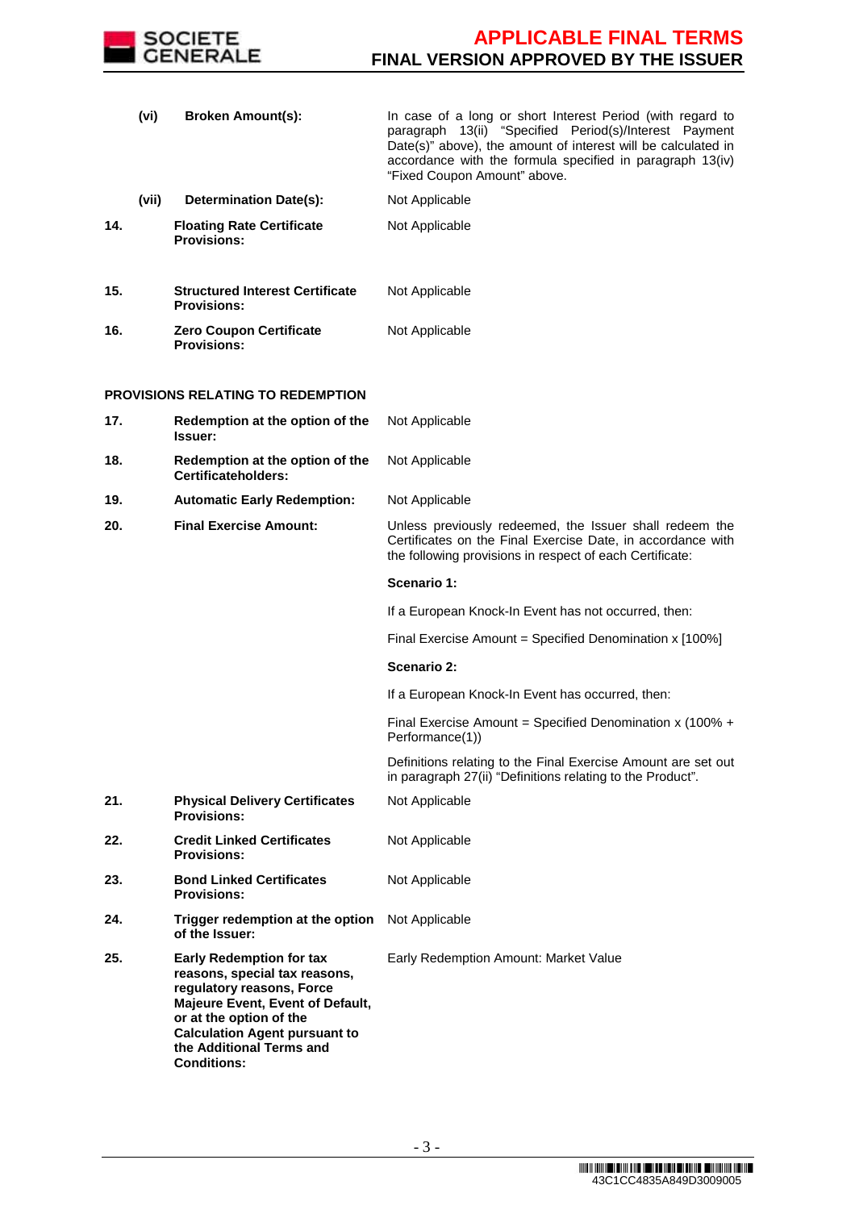| | | |
|---|---|---|
| **(vi)** | **Broken Amount(s):** | In case of a long or short Interest Period (with regard to paragraph 13(ii) "Specified Period(s)/Interest Payment Date(s)" above), the amount of interest will be calculated in accordance with the formula specified in paragraph 13(iv) "Fixed Coupon Amount" above. |
| **(vii)** | **Determination Date(s):** | Not Applicable |
| **14.** | **Floating Rate Certificate Provisions:** | Not Applicable |
| **15.** | **Structured Interest Certificate Provisions:** | Not Applicable |
| **16.** | **Zero Coupon Certificate Provisions:** | Not Applicable |

**PROVISIONS RELATING TO REDEMPTION**

| | | |
|---|---|---|
| **17.** | **Redemption at the option of the Issuer:** | Not Applicable |
| **18.** | **Redemption at the option of the Certificateholders:** | Not Applicable |
| **19.** | **Automatic Early Redemption:** | Not Applicable |
| **20.** | **Final Exercise Amount:** | Unless previously redeemed, the Issuer shall redeem the Certificates on the Final Exercise Date, in accordance with the following provisions in respect of each Certificate:<br><br>**Scenario 1:**<br><br>If a European Knock-In Event has not occurred, then:<br><br>Final Exercise Amount = Specified Denomination x [100%]<br><br>**Scenario 2:**<br><br>If a European Knock-In Event has occurred, then:<br><br>Final Exercise Amount = Specified Denomination x (100% + Performance(1))<br><br>Definitions relating to the Final Exercise Amount are set out in paragraph 27(ii) "Definitions relating to the Product". |
| **21.** | **Physical Delivery Certificates Provisions:** | Not Applicable |
| **22.** | **Credit Linked Certificates Provisions:** | Not Applicable |
| **23.** | **Bond Linked Certificates Provisions:** | Not Applicable |
| **24.** | **Trigger redemption at the option of the Issuer:** | Not Applicable |
| **25.** | **Early Redemption for tax reasons, special tax reasons, regulatory reasons, Force Majeure Event, Event of Default, or at the option of the Calculation Agent pursuant to the Additional Terms and Conditions:** | Early Redemption Amount: Market Value |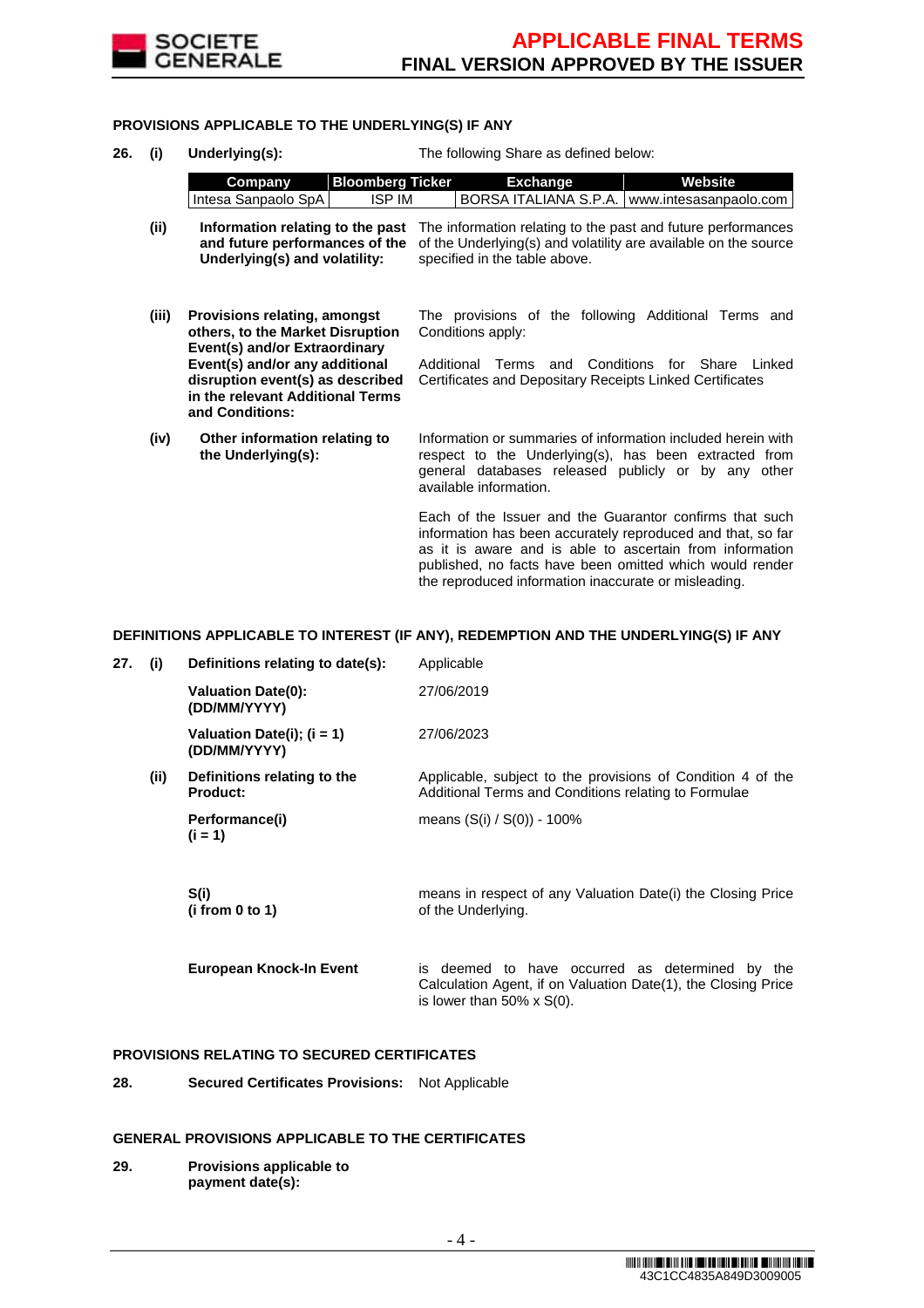**PROVISIONS APPLICABLE TO THE UNDERLYING(S) IF ANY**

**26. (i) Underlying(s):** The following Share as defined below:

| Company | Bloomberg Ticker | Exchange | Website |
|---|---|---|---|
| Intesa Sanpaolo SpA | ISP IM | BORSA ITALIANA S.P.A. | www.intesasanpaolo.com |

**(ii) Information relating to the past and future performances of the Underlying(s) and volatility:** The information relating to the past and future performances of the Underlying(s) and volatility are available on the source specified in the table above.

**(iii) Provisions relating, amongst others, to the Market Disruption Event(s) and/or Extraordinary Event(s) and/or any additional disruption event(s) as described in the relevant Additional Terms and Conditions:** The provisions of the following Additional Terms and Conditions apply:

Additional Terms and Conditions for Share Linked Certificates and Depositary Receipts Linked Certificates

**(iv) Other information relating to the Underlying(s):** Information or summaries of information included herein with respect to the Underlying(s), has been extracted from general databases released publicly or by any other available information.

Each of the Issuer and the Guarantor confirms that such information has been accurately reproduced and that, so far as it is aware and is able to ascertain from information published, no facts have been omitted which would render the reproduced information inaccurate or misleading.

**DEFINITIONS APPLICABLE TO INTEREST (IF ANY), REDEMPTION AND THE UNDERLYING(S) IF ANY**

**27. (i) Definitions relating to date(s):** Applicable

**Valuation Date(0): (DD/MM/YYYY)** 27/06/2019

**Valuation Date(i); (i = 1) (DD/MM/YYYY)** 27/06/2023

**(ii) Definitions relating to the Product:** Applicable, subject to the provisions of Condition 4 of the Additional Terms and Conditions relating to Formulae

**Performance(i) (i = 1)** means (S(i) / S(0)) - 100%

**S(i) (i from 0 to 1)** means in respect of any Valuation Date(i) the Closing Price of the Underlying.

**European Knock-In Event** is deemed to have occurred as determined by the Calculation Agent, if on Valuation Date(1), the Closing Price is lower than 50% x S(0).

**PROVISIONS RELATING TO SECURED CERTIFICATES**

**28. Secured Certificates Provisions:** Not Applicable

**GENERAL PROVISIONS APPLICABLE TO THE CERTIFICATES**

**29. Provisions applicable to payment date(s):**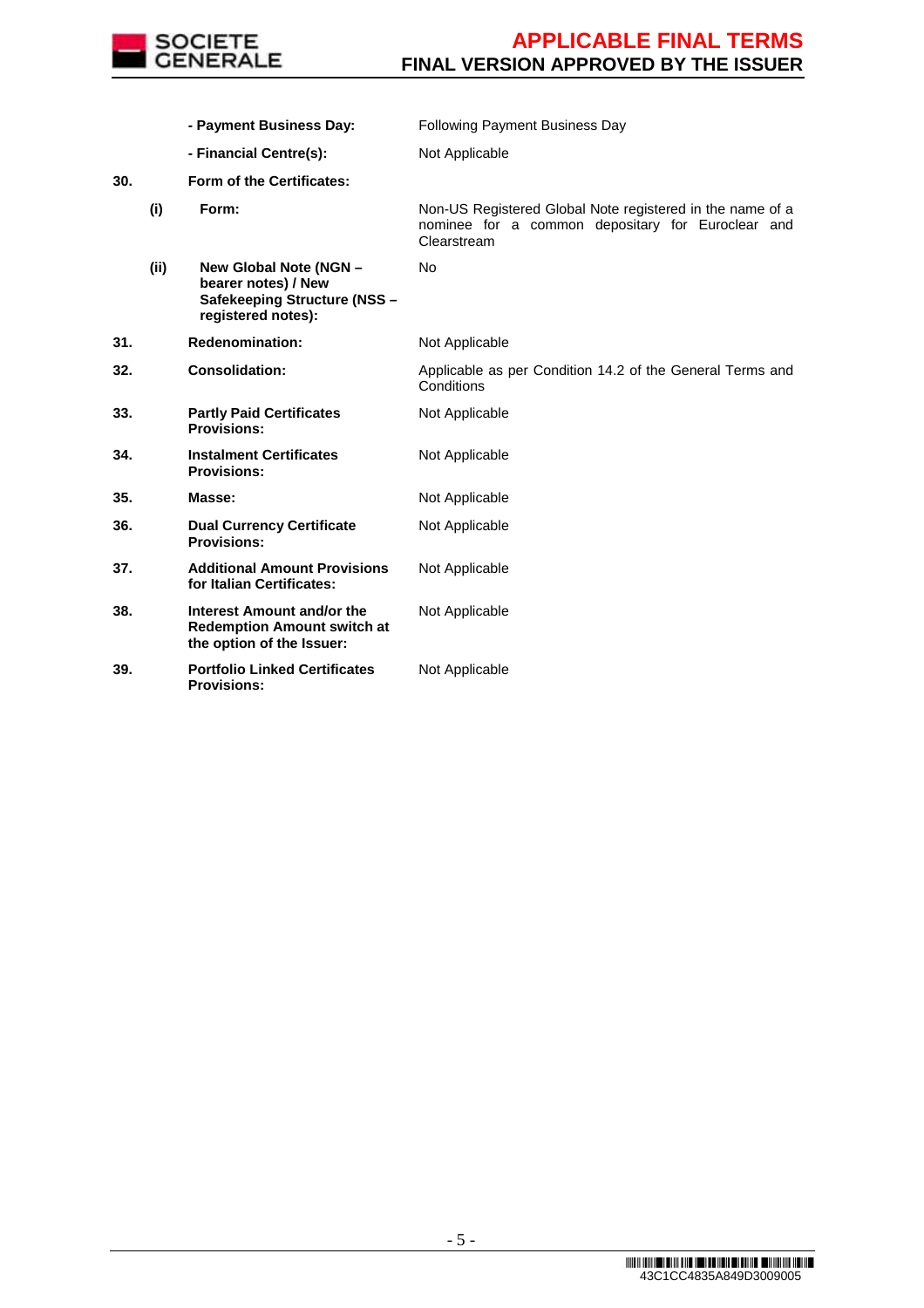| | | | |
|---|---|---|---|
| | | **- Payment Business Day:** | Following Payment Business Day |
| | | **- Financial Centre(s):** | Not Applicable |
| **30.** | | **Form of the Certificates:** | |
| | **(i)** | **Form:** | Non-US Registered Global Note registered in the name of a nominee for a common depositary for Euroclear and Clearstream |
| | **(ii)** | **New Global Note (NGN – bearer notes) / New Safekeeping Structure (NSS – registered notes):** | No |
| **31.** | | **Redenomination:** | Not Applicable |
| **32.** | | **Consolidation:** | Applicable as per Condition 14.2 of the General Terms and Conditions |
| **33.** | | **Partly Paid Certificates Provisions:** | Not Applicable |
| **34.** | | **Instalment Certificates Provisions:** | Not Applicable |
| **35.** | | **Masse:** | Not Applicable |
| **36.** | | **Dual Currency Certificate Provisions:** | Not Applicable |
| **37.** | | **Additional Amount Provisions for Italian Certificates:** | Not Applicable |
| **38.** | | **Interest Amount and/or the Redemption Amount switch at the option of the Issuer:** | Not Applicable |
| **39.** | | **Portfolio Linked Certificates Provisions:** | Not Applicable |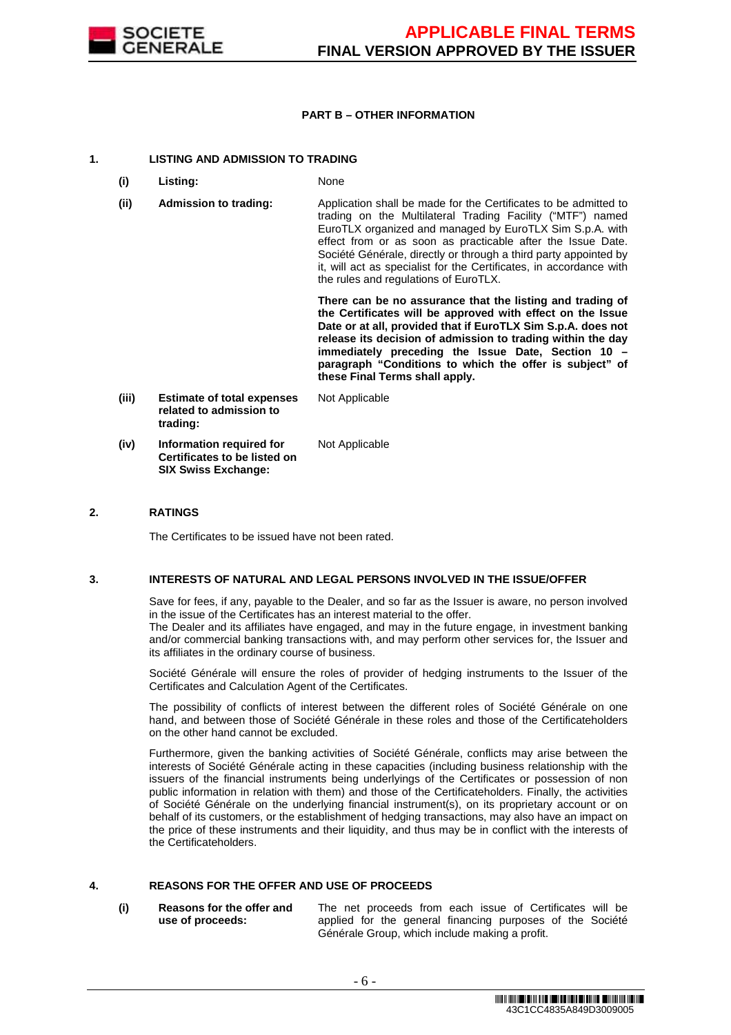## PART B – OTHER INFORMATION

### 1. LISTING AND ADMISSION TO TRADING

| | | |
|---|---|---|
| **(i)** | **Listing:** | None |
| **(ii)** | **Admission to trading:** | Application shall be made for the Certificates to be admitted to trading on the Multilateral Trading Facility ("MTF") named EuroTLX organized and managed by EuroTLX Sim S.p.A. with effect from or as soon as practicable after the Issue Date. Société Générale, directly or through a third party appointed by it, will act as specialist for the Certificates, in accordance with the rules and regulations of EuroTLX.<br><br>**There can be no assurance that the listing and trading of the Certificates will be approved with effect on the Issue Date or at all, provided that if EuroTLX Sim S.p.A. does not release its decision of admission to trading within the day immediately preceding the Issue Date, Section 10 – paragraph "Conditions to which the offer is subject" of these Final Terms shall apply.** |
| **(iii)** | **Estimate of total expenses related to admission to trading:** | Not Applicable |
| **(iv)** | **Information required for Certificates to be listed on SIX Swiss Exchange:** | Not Applicable |

### 2. RATINGS

The Certificates to be issued have not been rated.

### 3. INTERESTS OF NATURAL AND LEGAL PERSONS INVOLVED IN THE ISSUE/OFFER

Save for fees, if any, payable to the Dealer, and so far as the Issuer is aware, no person involved in the issue of the Certificates has an interest material to the offer.
The Dealer and its affiliates have engaged, and may in the future engage, in investment banking and/or commercial banking transactions with, and may perform other services for, the Issuer and its affiliates in the ordinary course of business.

Société Générale will ensure the roles of provider of hedging instruments to the Issuer of the Certificates and Calculation Agent of the Certificates.

The possibility of conflicts of interest between the different roles of Société Générale on one hand, and between those of Société Générale in these roles and those of the Certificateholders on the other hand cannot be excluded.

Furthermore, given the banking activities of Société Générale, conflicts may arise between the interests of Société Générale acting in these capacities (including business relationship with the issuers of the financial instruments being underlyings of the Certificates or possession of non public information in relation with them) and those of the Certificateholders. Finally, the activities of Société Générale on the underlying financial instrument(s), on its proprietary account or on behalf of its customers, or the establishment of hedging transactions, may also have an impact on the price of these instruments and their liquidity, and thus may be in conflict with the interests of the Certificateholders.

### 4. REASONS FOR THE OFFER AND USE OF PROCEEDS

| | | |
|---|---|---|
| **(i)** | **Reasons for the offer and use of proceeds:** | The net proceeds from each issue of Certificates will be applied for the general financing purposes of the Société Générale Group, which include making a profit. |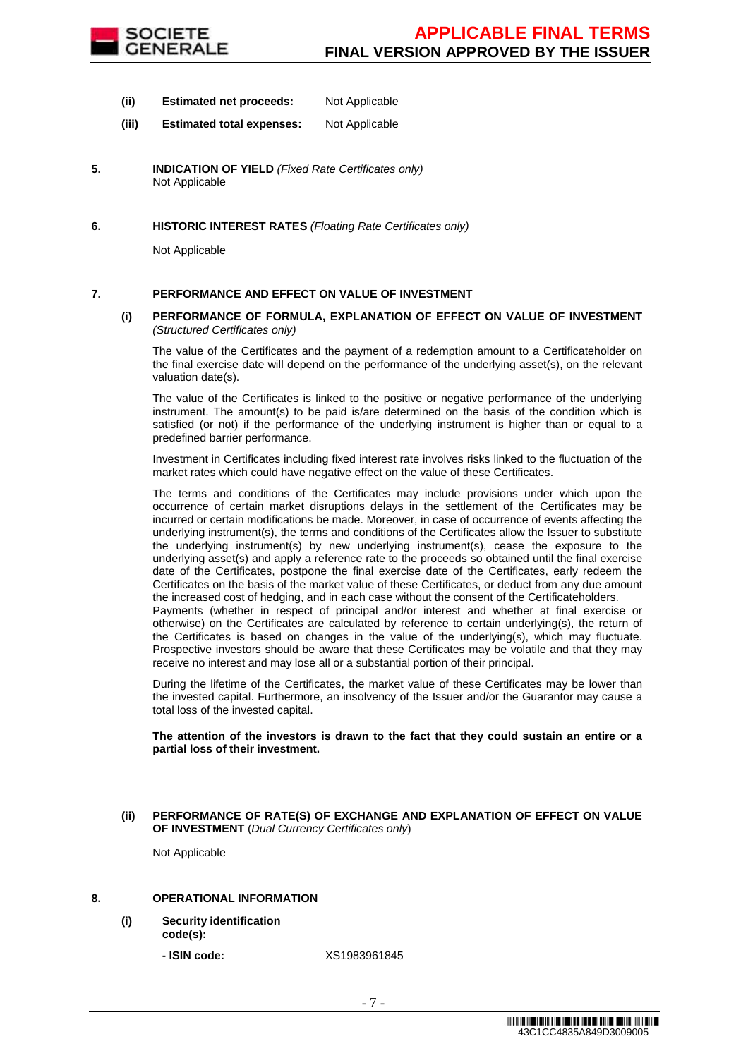**(ii)** **Estimated net proceeds:** Not Applicable

**(iii)** **Estimated total expenses:** Not Applicable

**5. INDICATION OF YIELD** *(Fixed Rate Certificates only)*

Not Applicable

**6. HISTORIC INTEREST RATES** *(Floating Rate Certificates only)*

Not Applicable

**7. PERFORMANCE AND EFFECT ON VALUE OF INVESTMENT**

**(i) PERFORMANCE OF FORMULA, EXPLANATION OF EFFECT ON VALUE OF INVESTMENT** *(Structured Certificates only)*

The value of the Certificates and the payment of a redemption amount to a Certificateholder on the final exercise date will depend on the performance of the underlying asset(s), on the relevant valuation date(s).

The value of the Certificates is linked to the positive or negative performance of the underlying instrument. The amount(s) to be paid is/are determined on the basis of the condition which is satisfied (or not) if the performance of the underlying instrument is higher than or equal to a predefined barrier performance.

Investment in Certificates including fixed interest rate involves risks linked to the fluctuation of the market rates which could have negative effect on the value of these Certificates.

The terms and conditions of the Certificates may include provisions under which upon the occurrence of certain market disruptions delays in the settlement of the Certificates may be incurred or certain modifications be made. Moreover, in case of occurrence of events affecting the underlying instrument(s), the terms and conditions of the Certificates allow the Issuer to substitute the underlying instrument(s) by new underlying instrument(s), cease the exposure to the underlying asset(s) and apply a reference rate to the proceeds so obtained until the final exercise date of the Certificates, postpone the final exercise date of the Certificates, early redeem the Certificates on the basis of the market value of these Certificates, or deduct from any due amount the increased cost of hedging, and in each case without the consent of the Certificateholders.
Payments (whether in respect of principal and/or interest and whether at final exercise or otherwise) on the Certificates are calculated by reference to certain underlying(s), the return of the Certificates is based on changes in the value of the underlying(s), which may fluctuate. Prospective investors should be aware that these Certificates may be volatile and that they may receive no interest and may lose all or a substantial portion of their principal.

During the lifetime of the Certificates, the market value of these Certificates may be lower than the invested capital. Furthermore, an insolvency of the Issuer and/or the Guarantor may cause a total loss of the invested capital.

**The attention of the investors is drawn to the fact that they could sustain an entire or a partial loss of their investment.**

**(ii) PERFORMANCE OF RATE(S) OF EXCHANGE AND EXPLANATION OF EFFECT ON VALUE OF INVESTMENT** (*Dual Currency Certificates only*)

Not Applicable

**8. OPERATIONAL INFORMATION**

**(i)** **Security identification code(s):**

**- ISIN code:** XS1983961845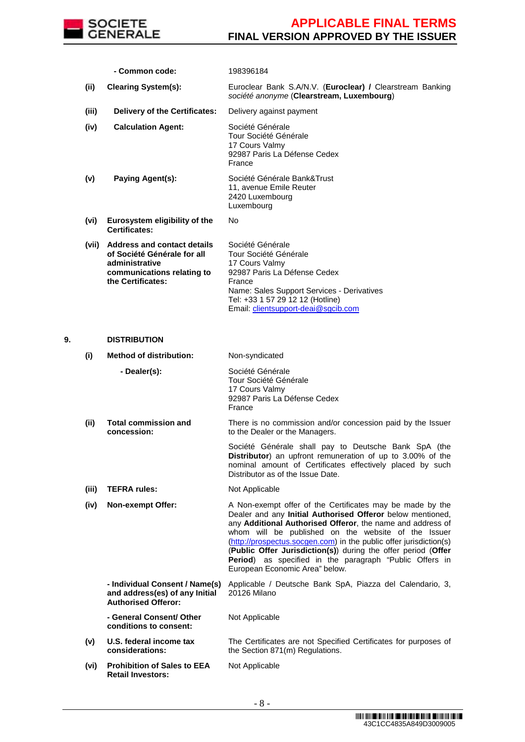| | | |
|---|---|---|
| | **- Common code:** | 198396184 |
| **(ii)** | **Clearing System(s):** | Euroclear Bank S.A/N.V. (**Euroclear) /** Clearstream Banking *société anonyme* (**Clearstream, Luxembourg**) |
| **(iii)** | **Delivery of the Certificates:** | Delivery against payment |
| **(iv)** | **Calculation Agent:** | Société Générale<br>Tour Société Générale<br>17 Cours Valmy<br>92987 Paris La Défense Cedex<br>France |
| **(v)** | **Paying Agent(s):** | Société Générale Bank&Trust<br>11, avenue Emile Reuter<br>2420 Luxembourg<br>Luxembourg |
| **(vi)** | **Eurosystem eligibility of the Certificates:** | No |
| **(vii)** | **Address and contact details of Société Générale for all administrative communications relating to the Certificates:** | Société Générale<br>Tour Société Générale<br>17 Cours Valmy<br>92987 Paris La Défense Cedex<br>France<br>Name: Sales Support Services - Derivatives<br>Tel: +33 1 57 29 12 12 (Hotline)<br>Email: clientsupport-deai@sgcib.com |

**9. DISTRIBUTION**

| | | |
|---|---|---|
| **(i)** | **Method of distribution:** | Non-syndicated |
| | **- Dealer(s):** | Société Générale<br>Tour Société Générale<br>17 Cours Valmy<br>92987 Paris La Défense Cedex<br>France |
| **(ii)** | **Total commission and concession:** | There is no commission and/or concession paid by the Issuer to the Dealer or the Managers.<br><br>Société Générale shall pay to Deutsche Bank SpA (the **Distributor**) an upfront remuneration of up to 3.00% of the nominal amount of Certificates effectively placed by such Distributor as of the Issue Date. |
| **(iii)** | **TEFRA rules:** | Not Applicable |
| **(iv)** | **Non-exempt Offer:** | A Non-exempt offer of the Certificates may be made by the Dealer and any **Initial Authorised Offeror** below mentioned, any **Additional Authorised Offeror**, the name and address of whom will be published on the website of the Issuer (http://prospectus.socgen.com) in the public offer jurisdiction(s) (**Public Offer Jurisdiction(s)**) during the offer period (**Offer Period**) as specified in the paragraph "Public Offers in European Economic Area" below. |
| | **- Individual Consent / Name(s) and address(es) of any Initial Authorised Offeror:** | Applicable / Deutsche Bank SpA, Piazza del Calendario, 3, 20126 Milano |
| | **- General Consent/ Other conditions to consent:** | Not Applicable |
| **(v)** | **U.S. federal income tax considerations:** | The Certificates are not Specified Certificates for purposes of the Section 871(m) Regulations. |
| **(vi)** | **Prohibition of Sales to EEA Retail Investors:** | Not Applicable |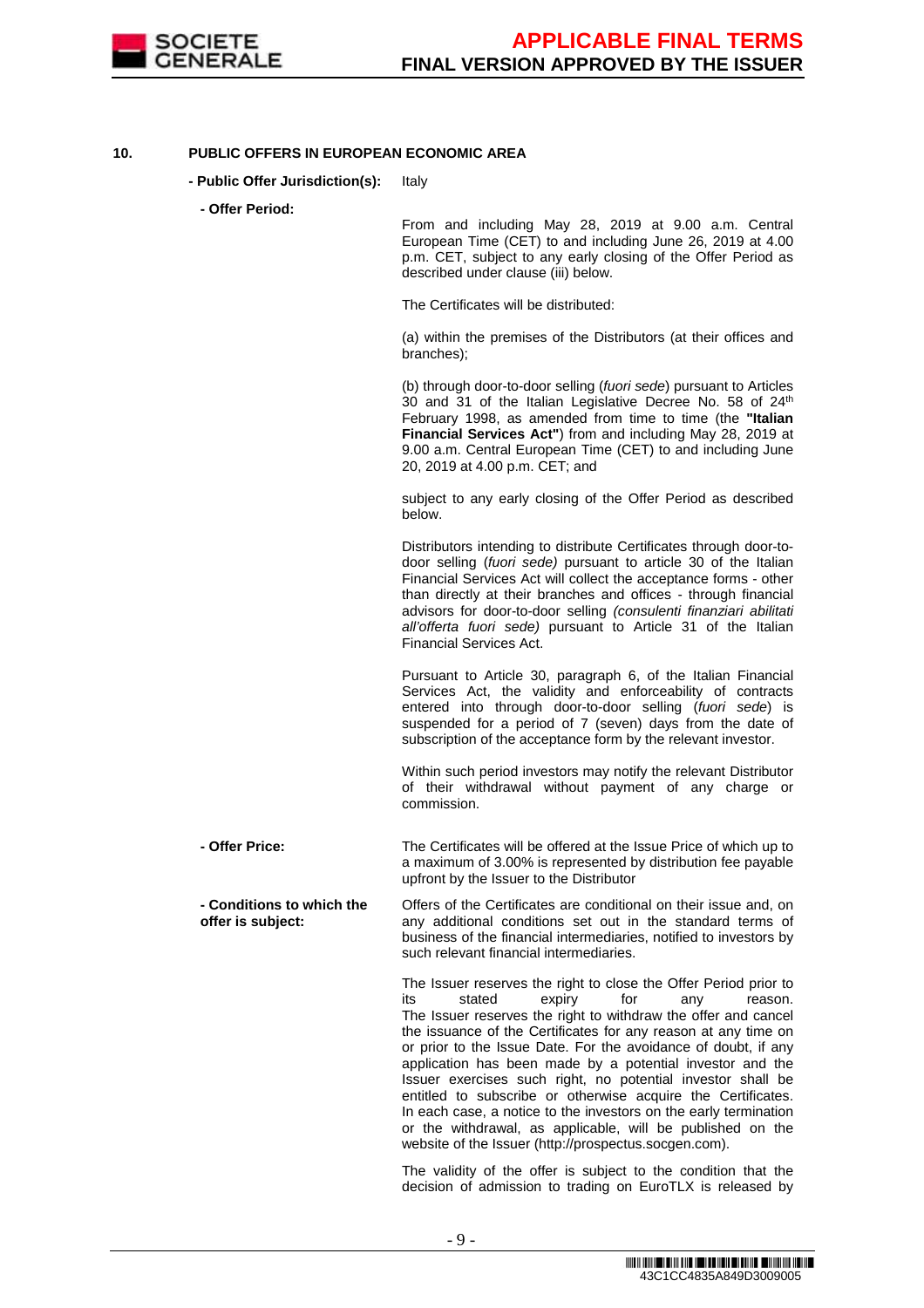**10. PUBLIC OFFERS IN EUROPEAN ECONOMIC AREA**

**- Public Offer Jurisdiction(s):** Italy

**- Offer Period:**

From and including May 28, 2019 at 9.00 a.m. Central European Time (CET) to and including June 26, 2019 at 4.00 p.m. CET, subject to any early closing of the Offer Period as described under clause (iii) below.

The Certificates will be distributed:

(a) within the premises of the Distributors (at their offices and branches);

(b) through door-to-door selling (*fuori sede*) pursuant to Articles 30 and 31 of the Italian Legislative Decree No. 58 of 24th February 1998, as amended from time to time (the **"Italian Financial Services Act"**) from and including May 28, 2019 at 9.00 a.m. Central European Time (CET) to and including June 20, 2019 at 4.00 p.m. CET; and

subject to any early closing of the Offer Period as described below.

Distributors intending to distribute Certificates through door-to-door selling (*fuori sede)* pursuant to article 30 of the Italian Financial Services Act will collect the acceptance forms - other than directly at their branches and offices - through financial advisors for door-to-door selling *(consulenti finanziari abilitati all'offerta fuori sede)* pursuant to Article 31 of the Italian Financial Services Act.

Pursuant to Article 30, paragraph 6, of the Italian Financial Services Act, the validity and enforceability of contracts entered into through door-to-door selling (*fuori sede*) is suspended for a period of 7 (seven) days from the date of subscription of the acceptance form by the relevant investor.

Within such period investors may notify the relevant Distributor of their withdrawal without payment of any charge or commission.

**- Offer Price:**

The Certificates will be offered at the Issue Price of which up to a maximum of 3.00% is represented by distribution fee payable upfront by the Issuer to the Distributor

**- Conditions to which the offer is subject:**

Offers of the Certificates are conditional on their issue and, on any additional conditions set out in the standard terms of business of the financial intermediaries, notified to investors by such relevant financial intermediaries.

The Issuer reserves the right to close the Offer Period prior to its stated expiry for any reason. The Issuer reserves the right to withdraw the offer and cancel the issuance of the Certificates for any reason at any time on or prior to the Issue Date. For the avoidance of doubt, if any application has been made by a potential investor and the Issuer exercises such right, no potential investor shall be entitled to subscribe or otherwise acquire the Certificates. In each case, a notice to the investors on the early termination or the withdrawal, as applicable, will be published on the website of the Issuer (http://prospectus.socgen.com).

The validity of the offer is subject to the condition that the decision of admission to trading on EuroTLX is released by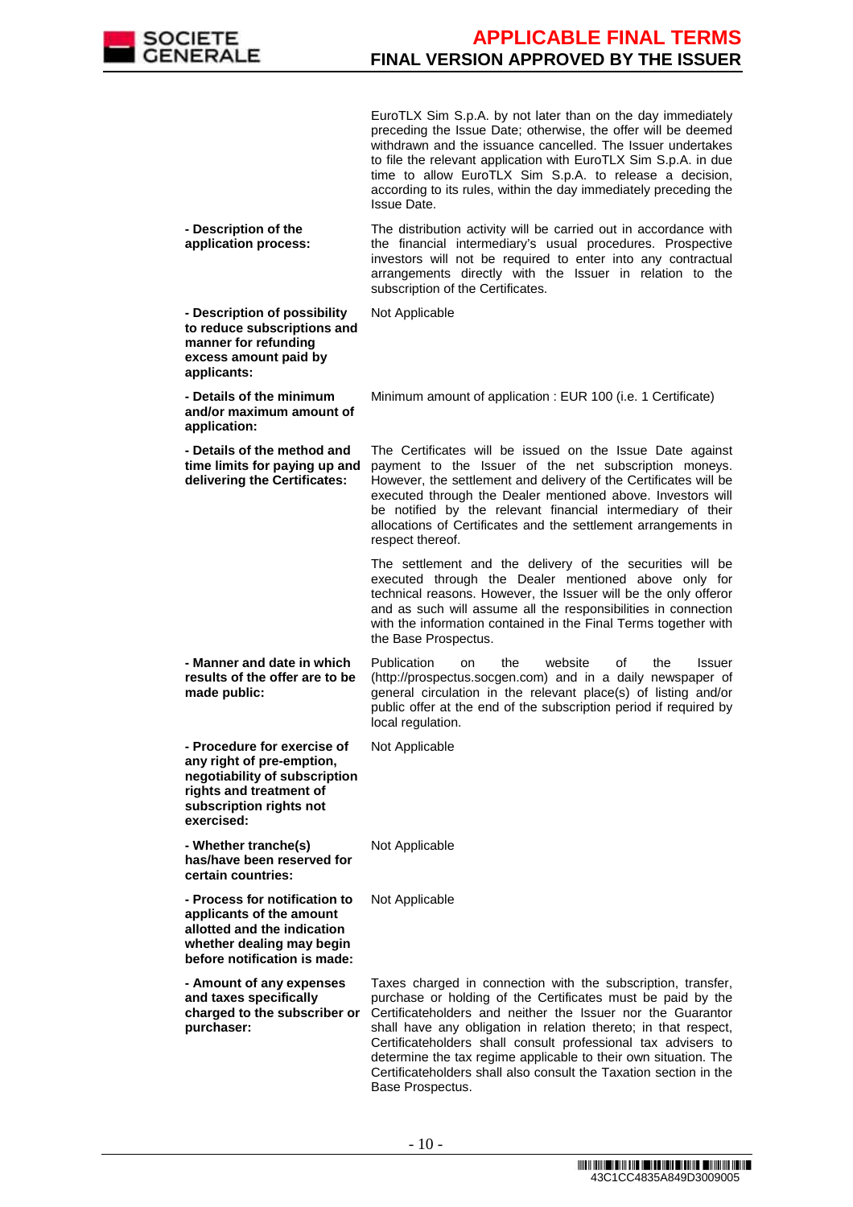| | |
|---|---|
| | EuroTLX Sim S.p.A. by not later than on the day immediately preceding the Issue Date; otherwise, the offer will be deemed withdrawn and the issuance cancelled. The Issuer undertakes to file the relevant application with EuroTLX Sim S.p.A. in due time to allow EuroTLX Sim S.p.A. to release a decision, according to its rules, within the day immediately preceding the Issue Date. |
| **- Description of the application process:** | The distribution activity will be carried out in accordance with the financial intermediary's usual procedures. Prospective investors will not be required to enter into any contractual arrangements directly with the Issuer in relation to the subscription of the Certificates. |
| **- Description of possibility to reduce subscriptions and manner for refunding excess amount paid by applicants:** | Not Applicable |
| **- Details of the minimum and/or maximum amount of application:** | Minimum amount of application : EUR 100 (i.e. 1 Certificate) |
| **- Details of the method and time limits for paying up and delivering the Certificates:** | The Certificates will be issued on the Issue Date against payment to the Issuer of the net subscription moneys. However, the settlement and delivery of the Certificates will be executed through the Dealer mentioned above. Investors will be notified by the relevant financial intermediary of their allocations of Certificates and the settlement arrangements in respect thereof.<br><br>The settlement and the delivery of the securities will be executed through the Dealer mentioned above only for technical reasons. However, the Issuer will be the only offeror and as such will assume all the responsibilities in connection with the information contained in the Final Terms together with the Base Prospectus. |
| **- Manner and date in which results of the offer are to be made public:** | Publication on the website of the Issuer (http://prospectus.socgen.com) and in a daily newspaper of general circulation in the relevant place(s) of listing and/or public offer at the end of the subscription period if required by local regulation. |
| **- Procedure for exercise of any right of pre-emption, negotiability of subscription rights and treatment of subscription rights not exercised:** | Not Applicable |
| **- Whether tranche(s) has/have been reserved for certain countries:** | Not Applicable |
| **- Process for notification to applicants of the amount allotted and the indication whether dealing may begin before notification is made:** | Not Applicable |
| **- Amount of any expenses and taxes specifically charged to the subscriber or purchaser:** | Taxes charged in connection with the subscription, transfer, purchase or holding of the Certificates must be paid by the Certificateholders and neither the Issuer nor the Guarantor shall have any obligation in relation thereto; in that respect, Certificateholders shall consult professional tax advisers to determine the tax regime applicable to their own situation. The Certificateholders shall also consult the Taxation section in the Base Prospectus. |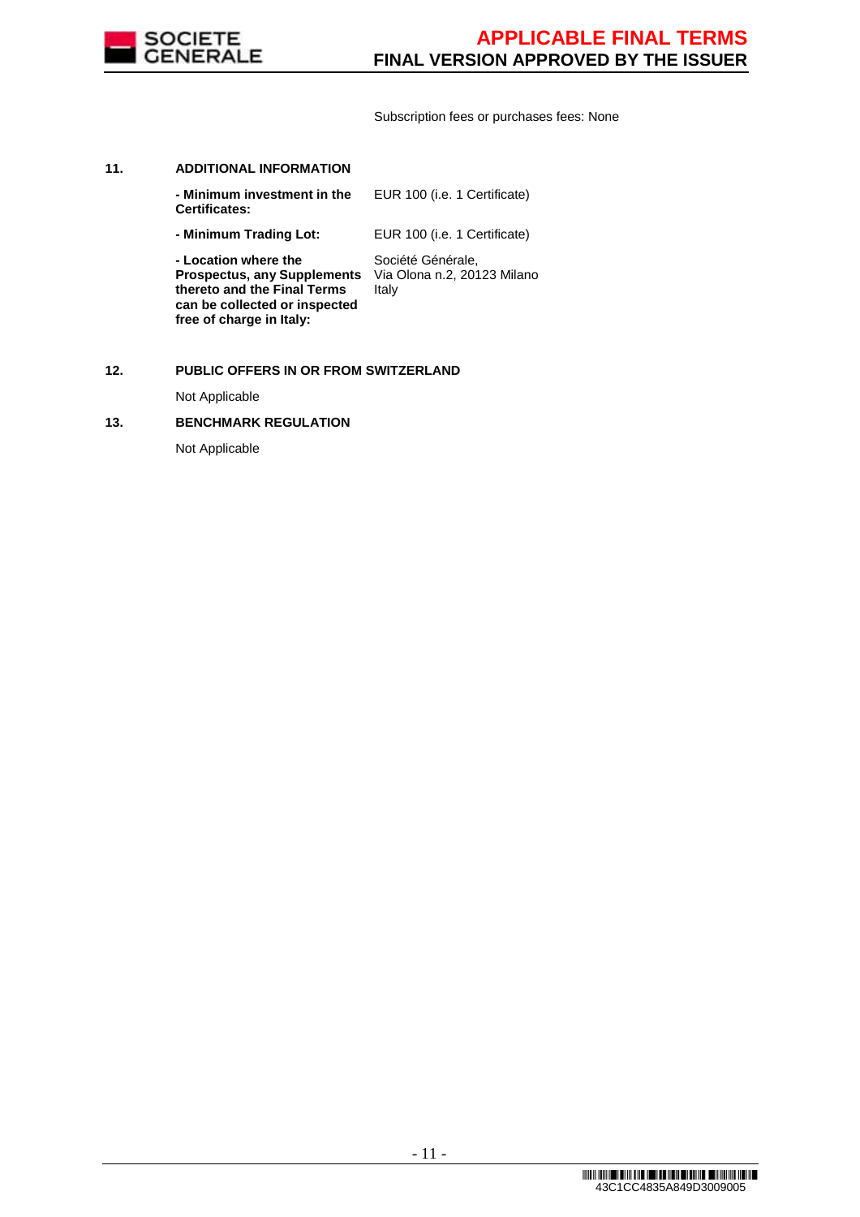Subscription fees or purchases fees: None

## 11. ADDITIONAL INFORMATION

| | |
|---|---|
| **- Minimum investment in the Certificates:** | EUR 100 (i.e. 1 Certificate) |
| **- Minimum Trading Lot:** | EUR 100 (i.e. 1 Certificate) |
| **- Location where the Prospectus, any Supplements thereto and the Final Terms can be collected or inspected free of charge in Italy:** | Société Générale, Via Olona n.2, 20123 Milano Italy |

## 12. PUBLIC OFFERS IN OR FROM SWITZERLAND

Not Applicable

## 13. BENCHMARK REGULATION

Not Applicable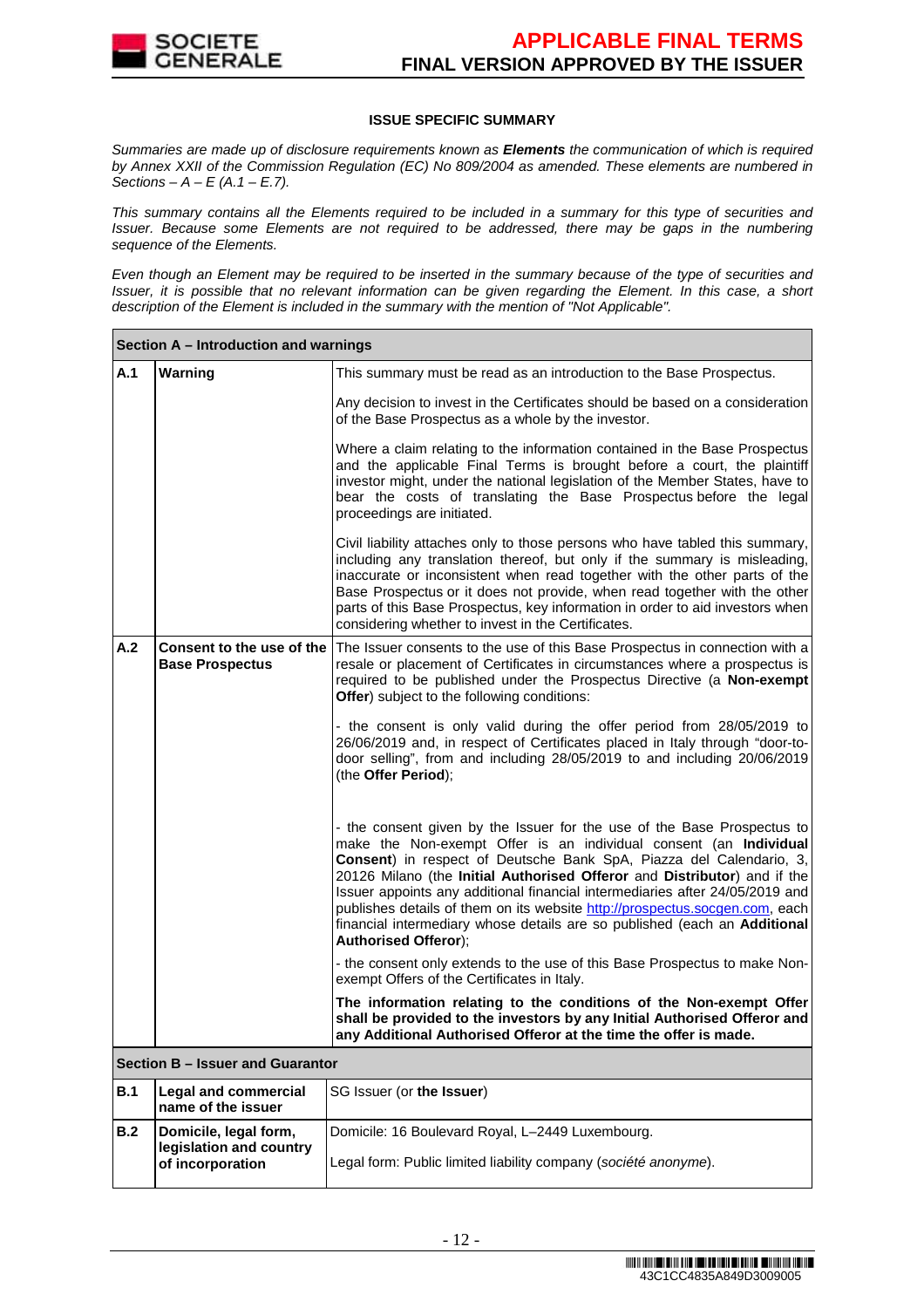## ISSUE SPECIFIC SUMMARY

*Summaries are made up of disclosure requirements known as **Elements** the communication of which is required by Annex XXII of the Commission Regulation (EC) No 809/2004 as amended. These elements are numbered in Sections – A – E (A.1 – E.7).*

*This summary contains all the Elements required to be included in a summary for this type of securities and Issuer. Because some Elements are not required to be addressed, there may be gaps in the numbering sequence of the Elements.*

*Even though an Element may be required to be inserted in the summary because of the type of securities and Issuer, it is possible that no relevant information can be given regarding the Element. In this case, a short description of the Element is included in the summary with the mention of "Not Applicable".*

| **Section A – Introduction and warnings** | | |
|---|---|---|
| **A.1** | **Warning** | This summary must be read as an introduction to the Base Prospectus.<br><br>Any decision to invest in the Certificates should be based on a consideration of the Base Prospectus as a whole by the investor.<br><br>Where a claim relating to the information contained in the Base Prospectus and the applicable Final Terms is brought before a court, the plaintiff investor might, under the national legislation of the Member States, have to bear the costs of translating the Base Prospectus before the legal proceedings are initiated.<br><br>Civil liability attaches only to those persons who have tabled this summary, including any translation thereof, but only if the summary is misleading, inaccurate or inconsistent when read together with the other parts of the Base Prospectus or it does not provide, when read together with the other parts of this Base Prospectus, key information in order to aid investors when considering whether to invest in the Certificates. |
| **A.2** | **Consent to the use of the Base Prospectus** | The Issuer consents to the use of this Base Prospectus in connection with a resale or placement of Certificates in circumstances where a prospectus is required to be published under the Prospectus Directive (a **Non-exempt Offer**) subject to the following conditions:<br><br>- the consent is only valid during the offer period from 28/05/2019 to 26/06/2019 and, in respect of Certificates placed in Italy through "door-to-door selling", from and including 28/05/2019 to and including 20/06/2019 (the **Offer Period**);<br><br>- the consent given by the Issuer for the use of the Base Prospectus to make the Non-exempt Offer is an individual consent (an **Individual Consent**) in respect of Deutsche Bank SpA, Piazza del Calendario, 3, 20126 Milano (the **Initial Authorised Offeror** and **Distributor**) and if the Issuer appoints any additional financial intermediaries after 24/05/2019 and publishes details of them on its website http://prospectus.socgen.com, each financial intermediary whose details are so published (each an **Additional Authorised Offeror**);<br><br>- the consent only extends to the use of this Base Prospectus to make Non-exempt Offers of the Certificates in Italy.<br><br>**The information relating to the conditions of the Non-exempt Offer shall be provided to the investors by any Initial Authorised Offeror and any Additional Authorised Offeror at the time the offer is made.** |
| **Section B – Issuer and Guarantor** | | |
| **B.1** | **Legal and commercial name of the issuer** | SG Issuer (or **the Issuer**) |
| **B.2** | **Domicile, legal form, legislation and country of incorporation** | Domicile: 16 Boulevard Royal, L–2449 Luxembourg.<br><br>Legal form: Public limited liability company (*société anonyme*). |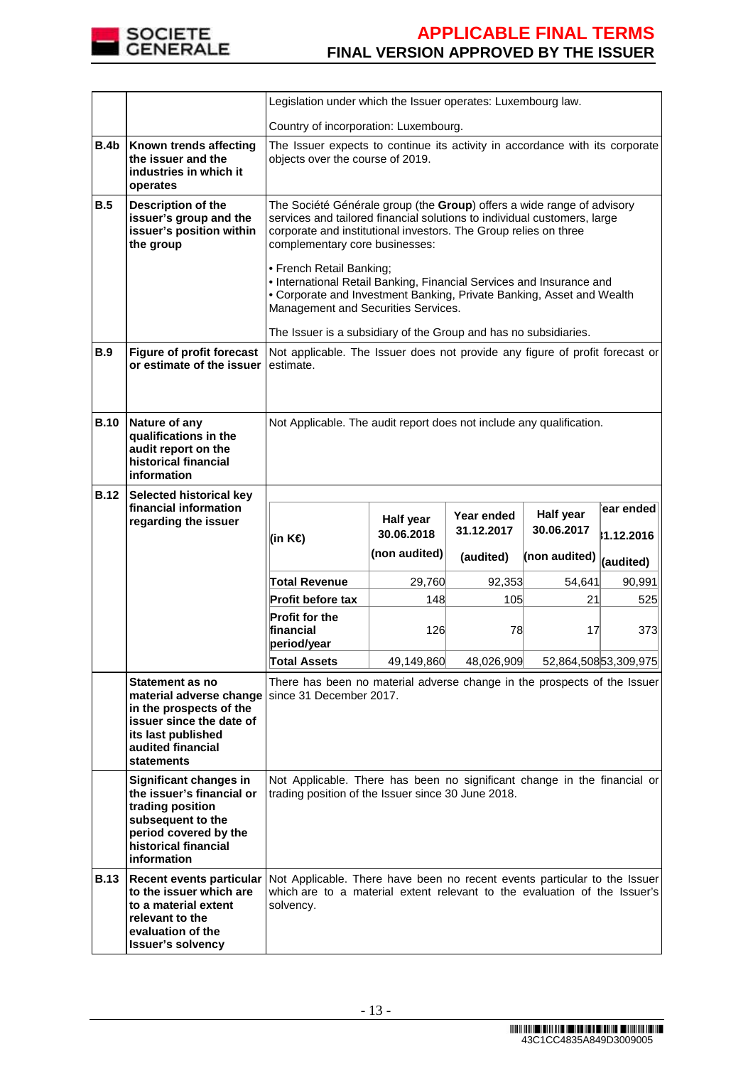| | | |
|---|---|---|
| | | Legislation under which the Issuer operates: Luxembourg law.<br><br>Country of incorporation: Luxembourg. |
| **B.4b** | **Known trends affecting the issuer and the industries in which it operates** | The Issuer expects to continue its activity in accordance with its corporate objects over the course of 2019. |
| **B.5** | **Description of the issuer's group and the issuer's position within the group** | The Société Générale group (the **Group**) offers a wide range of advisory services and tailored financial solutions to individual customers, large corporate and institutional investors. The Group relies on three complementary core businesses:<br><br>• French Retail Banking;<br>• International Retail Banking, Financial Services and Insurance and<br>• Corporate and Investment Banking, Private Banking, Asset and Wealth Management and Securities Services.<br><br>The Issuer is a subsidiary of the Group and has no subsidiaries. |
| **B.9** | **Figure of profit forecast or estimate of the issuer** | Not applicable. The Issuer does not provide any figure of profit forecast or estimate. |
| **B.10** | **Nature of any qualifications in the audit report on the historical financial information** | Not Applicable. The audit report does not include any qualification. |
| **B.12** | **Selected historical key financial information regarding the issuer** | (see table below) |
| | **Statement as no material adverse change in the prospects of the issuer since the date of its last published audited financial statements** | There has been no material adverse change in the prospects of the Issuer since 31 December 2017. |
| | **Significant changes in the issuer's financial or trading position subsequent to the period covered by the historical financial information** | Not Applicable. There has been no significant change in the financial or trading position of the Issuer since 30 June 2018. |
| **B.13** | **Recent events particular to the issuer which are to a material extent relevant to the evaluation of the Issuer's solvency** | Not Applicable. There have been no recent events particular to the Issuer which are to a material extent relevant to the evaluation of the Issuer's solvency. |

**B.12 – Selected historical key financial information regarding the issuer**

| (in K€) | Half year 30.06.2018 (non audited) | Year ended 31.12.2017 (audited) | Half year 30.06.2017 (non audited) | Year ended 31.12.2016 (audited) |
|---|---|---|---|---|
| **Total Revenue** | 29,760 | 92,353 | 54,641 | 90,991 |
| **Profit before tax** | 148 | 105 | 21 | 525 |
| **Profit for the financial period/year** | 126 | 78 | 17 | 373 |
| **Total Assets** | 49,149,860 | 48,026,909 | 52,864,508 | 53,309,975 |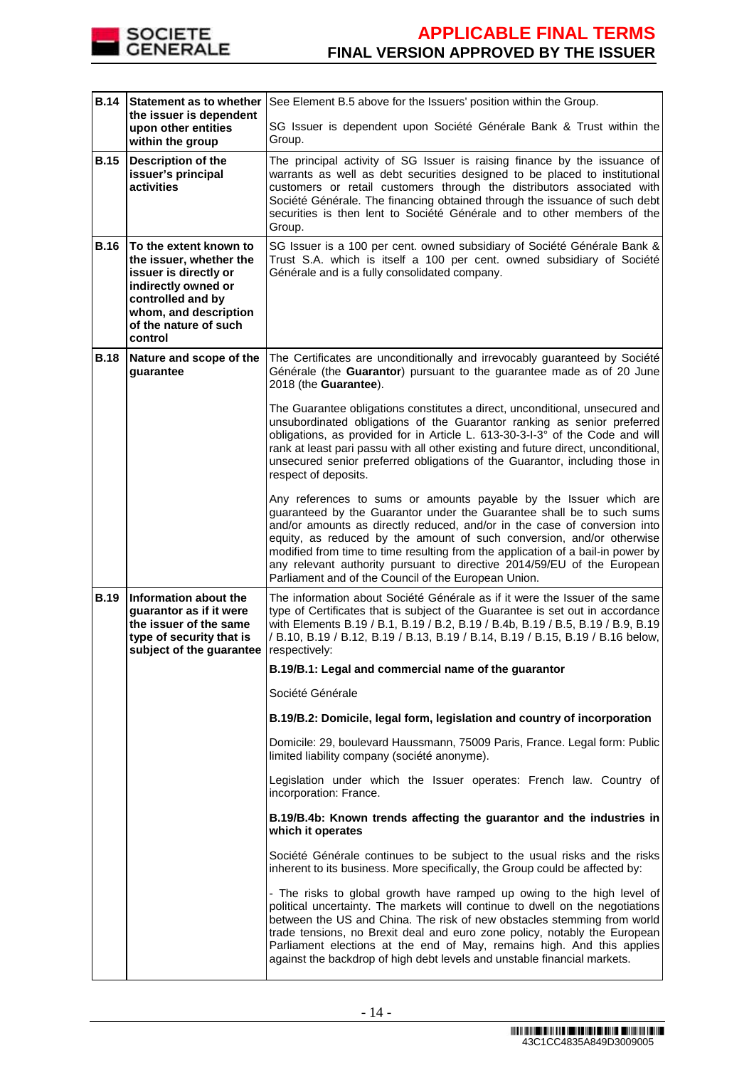| | | |
|---|---|---|
| **B.14** | **Statement as to whether the issuer is dependent upon other entities within the group** | See Element B.5 above for the Issuers' position within the Group.<br><br>SG Issuer is dependent upon Société Générale Bank & Trust within the Group. |
| **B.15** | **Description of the issuer's principal activities** | The principal activity of SG Issuer is raising finance by the issuance of warrants as well as debt securities designed to be placed to institutional customers or retail customers through the distributors associated with Société Générale. The financing obtained through the issuance of such debt securities is then lent to Société Générale and to other members of the Group. |
| **B.16** | **To the extent known to the issuer, whether the issuer is directly or indirectly owned or controlled and by whom, and description of the nature of such control** | SG Issuer is a 100 per cent. owned subsidiary of Société Générale Bank & Trust S.A. which is itself a 100 per cent. owned subsidiary of Société Générale and is a fully consolidated company. |
| **B.18** | **Nature and scope of the guarantee** | The Certificates are unconditionally and irrevocably guaranteed by Société Générale (the **Guarantor**) pursuant to the guarantee made as of 20 June 2018 (the **Guarantee**).<br><br>The Guarantee obligations constitutes a direct, unconditional, unsecured and unsubordinated obligations of the Guarantor ranking as senior preferred obligations, as provided for in Article L. 613-30-3-I-3° of the Code and will rank at least pari passu with all other existing and future direct, unconditional, unsecured senior preferred obligations of the Guarantor, including those in respect of deposits.<br><br>Any references to sums or amounts payable by the Issuer which are guaranteed by the Guarantor under the Guarantee shall be to such sums and/or amounts as directly reduced, and/or in the case of conversion into equity, as reduced by the amount of such conversion, and/or otherwise modified from time to time resulting from the application of a bail-in power by any relevant authority pursuant to directive 2014/59/EU of the European Parliament and of the Council of the European Union. |
| **B.19** | **Information about the guarantor as if it were the issuer of the same type of security that is subject of the guarantee** | The information about Société Générale as if it were the Issuer of the same type of Certificates that is subject of the Guarantee is set out in accordance with Elements B.19 / B.1, B.19 / B.2, B.19 / B.4b, B.19 / B.5, B.19 / B.9, B.19 / B.10, B.19 / B.12, B.19 / B.13, B.19 / B.14, B.19 / B.15, B.19 / B.16 below, respectively:<br><br>**B.19/B.1: Legal and commercial name of the guarantor**<br><br>Société Générale<br><br>**B.19/B.2: Domicile, legal form, legislation and country of incorporation**<br><br>Domicile: 29, boulevard Haussmann, 75009 Paris, France. Legal form: Public limited liability company (société anonyme).<br><br>Legislation under which the Issuer operates: French law. Country of incorporation: France.<br><br>**B.19/B.4b: Known trends affecting the guarantor and the industries in which it operates**<br><br>Société Générale continues to be subject to the usual risks and the risks inherent to its business. More specifically, the Group could be affected by:<br><br>- The risks to global growth have ramped up owing to the high level of political uncertainty. The markets will continue to dwell on the negotiations between the US and China. The risk of new obstacles stemming from world trade tensions, no Brexit deal and euro zone policy, notably the European Parliament elections at the end of May, remains high. And this applies against the backdrop of high debt levels and unstable financial markets. |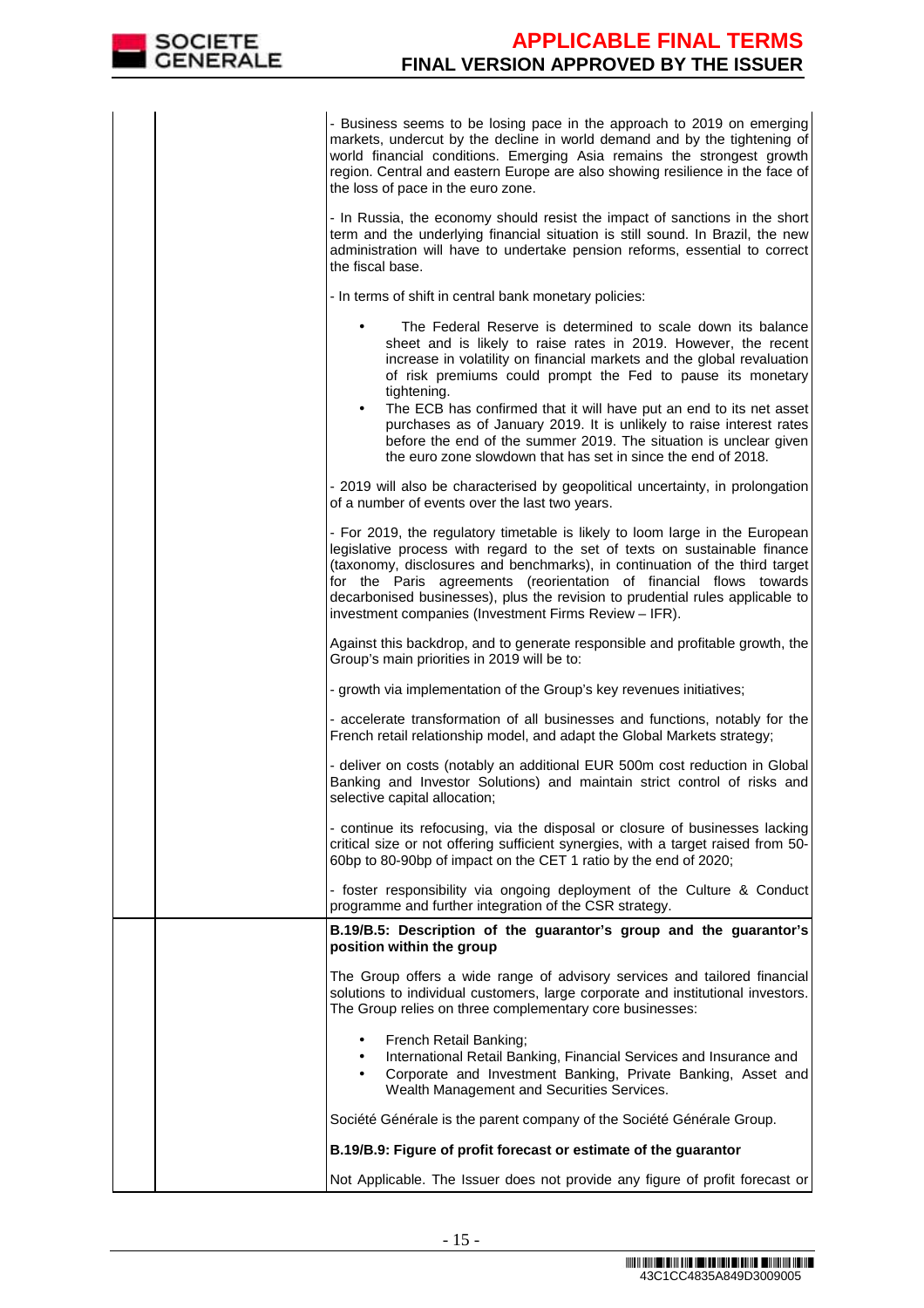| | | |
|---|---|---|
| | | - Business seems to be losing pace in the approach to 2019 on emerging markets, undercut by the decline in world demand and by the tightening of world financial conditions. Emerging Asia remains the strongest growth region. Central and eastern Europe are also showing resilience in the face of the loss of pace in the euro zone.<br><br>- In Russia, the economy should resist the impact of sanctions in the short term and the underlying financial situation is still sound. In Brazil, the new administration will have to undertake pension reforms, essential to correct the fiscal base.<br><br>- In terms of shift in central bank monetary policies:<br><br>• The Federal Reserve is determined to scale down its balance sheet and is likely to raise rates in 2019. However, the recent increase in volatility on financial markets and the global revaluation of risk premiums could prompt the Fed to pause its monetary tightening.<br>• The ECB has confirmed that it will have put an end to its net asset purchases as of January 2019. It is unlikely to raise interest rates before the end of the summer 2019. The situation is unclear given the euro zone slowdown that has set in since the end of 2018.<br><br>- 2019 will also be characterised by geopolitical uncertainty, in prolongation of a number of events over the last two years.<br><br>- For 2019, the regulatory timetable is likely to loom large in the European legislative process with regard to the set of texts on sustainable finance (taxonomy, disclosures and benchmarks), in continuation of the third target for the Paris agreements (reorientation of financial flows towards decarbonised businesses), plus the revision to prudential rules applicable to investment companies (Investment Firms Review – IFR).<br><br>Against this backdrop, and to generate responsible and profitable growth, the Group's main priorities in 2019 will be to:<br><br>- growth via implementation of the Group's key revenues initiatives;<br><br>- accelerate transformation of all businesses and functions, notably for the French retail relationship model, and adapt the Global Markets strategy;<br><br>- deliver on costs (notably an additional EUR 500m cost reduction in Global Banking and Investor Solutions) and maintain strict control of risks and selective capital allocation;<br><br>- continue its refocusing, via the disposal or closure of businesses lacking critical size or not offering sufficient synergies, with a target raised from 50-60bp to 80-90bp of impact on the CET 1 ratio by the end of 2020;<br><br>- foster responsibility via ongoing deployment of the Culture & Conduct programme and further integration of the CSR strategy. |
| | | **B.19/B.5: Description of the guarantor's group and the guarantor's position within the group**<br><br>The Group offers a wide range of advisory services and tailored financial solutions to individual customers, large corporate and institutional investors. The Group relies on three complementary core businesses:<br><br>• French Retail Banking;<br>• International Retail Banking, Financial Services and Insurance and<br>• Corporate and Investment Banking, Private Banking, Asset and Wealth Management and Securities Services.<br><br>Société Générale is the parent company of the Société Générale Group.<br><br>**B.19/B.9: Figure of profit forecast or estimate of the guarantor**<br><br>Not Applicable. The Issuer does not provide any figure of profit forecast or |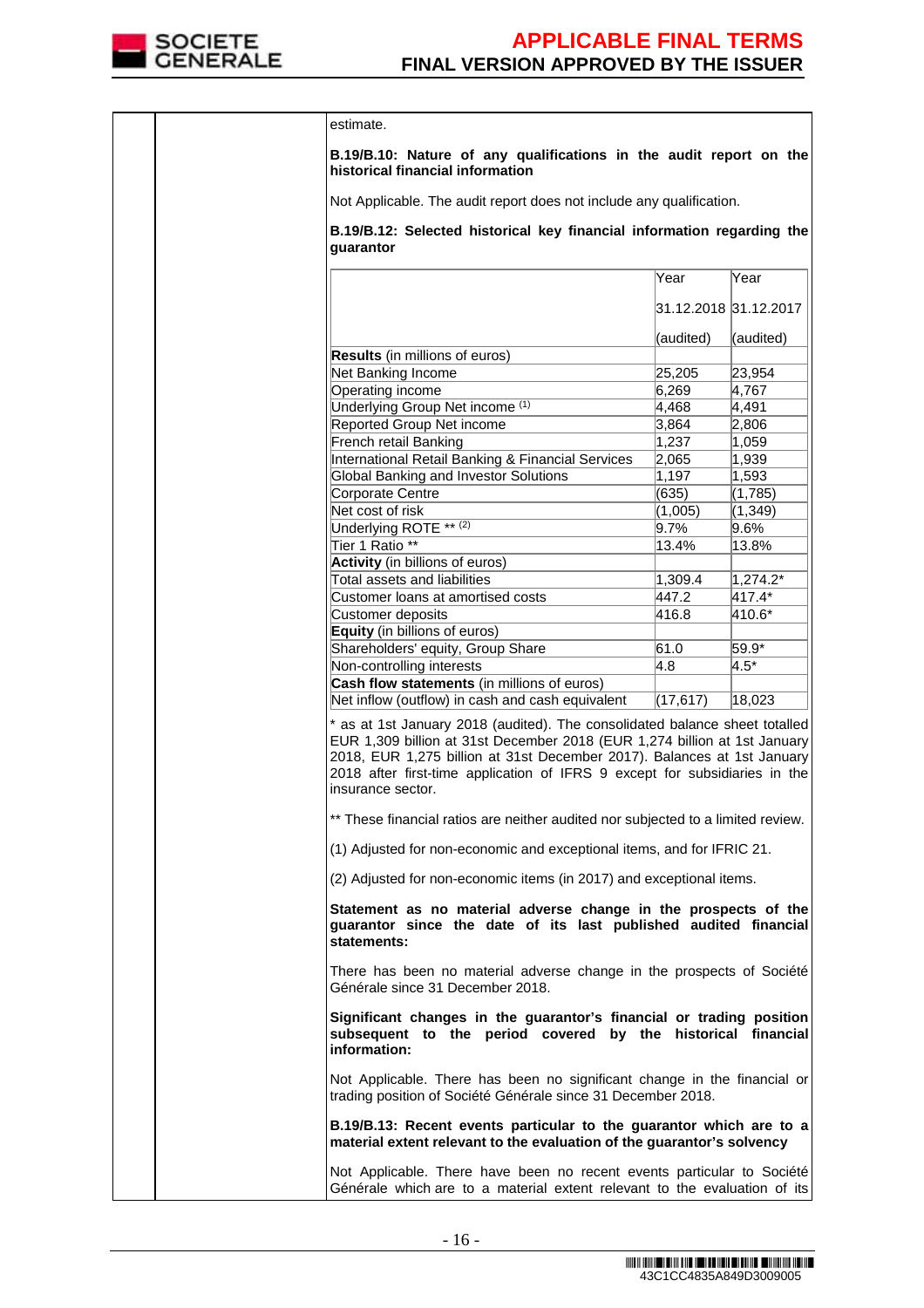estimate.

**B.19/B.10: Nature of any qualifications in the audit report on the historical financial information**

Not Applicable. The audit report does not include any qualification.

**B.19/B.12: Selected historical key financial information regarding the guarantor**

| | Year<br>31.12.2018<br>(audited) | Year<br>31.12.2017<br>(audited) |
|---|---|---|
| **Results** (in millions of euros) | | |
| Net Banking Income | 25,205 | 23,954 |
| Operating income | 6,269 | 4,767 |
| Underlying Group Net income (1) | 4,468 | 4,491 |
| Reported Group Net income | 3,864 | 2,806 |
| French retail Banking | 1,237 | 1,059 |
| International Retail Banking & Financial Services | 2,065 | 1,939 |
| Global Banking and Investor Solutions | 1,197 | 1,593 |
| Corporate Centre | (635) | (1,785) |
| Net cost of risk | (1,005) | (1,349) |
| Underlying ROTE ** (2) | 9.7% | 9.6% |
| Tier 1 Ratio ** | 13.4% | 13.8% |
| **Activity** (in billions of euros) | | |
| Total assets and liabilities | 1,309.4 | 1,274.2* |
| Customer loans at amortised costs | 447.2 | 417.4* |
| Customer deposits | 416.8 | 410.6* |
| **Equity** (in billions of euros) | | |
| Shareholders' equity, Group Share | 61.0 | 59.9* |
| Non-controlling interests | 4.8 | 4.5* |
| **Cash flow statements** (in millions of euros) | | |
| Net inflow (outflow) in cash and cash equivalent | (17,617) | 18,023 |

* as at 1st January 2018 (audited). The consolidated balance sheet totalled EUR 1,309 billion at 31st December 2018 (EUR 1,274 billion at 1st January 2018, EUR 1,275 billion at 31st December 2017). Balances at 1st January 2018 after first-time application of IFRS 9 except for subsidiaries in the insurance sector.

** These financial ratios are neither audited nor subjected to a limited review.

(1) Adjusted for non-economic and exceptional items, and for IFRIC 21.

(2) Adjusted for non-economic items (in 2017) and exceptional items.

**Statement as no material adverse change in the prospects of the guarantor since the date of its last published audited financial statements:**

There has been no material adverse change in the prospects of Société Générale since 31 December 2018.

**Significant changes in the guarantor's financial or trading position subsequent to the period covered by the historical financial information:**

Not Applicable. There has been no significant change in the financial or trading position of Société Générale since 31 December 2018.

**B.19/B.13: Recent events particular to the guarantor which are to a material extent relevant to the evaluation of the guarantor's solvency**

Not Applicable. There have been no recent events particular to Société Générale which are to a material extent relevant to the evaluation of its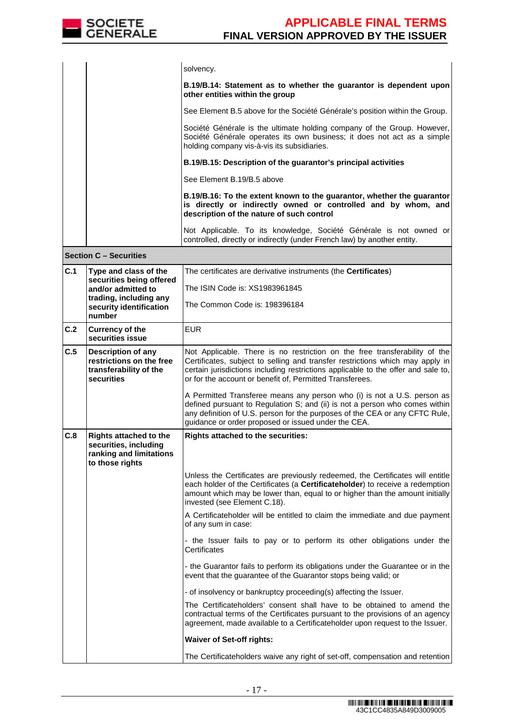| | | |
|---|---|---|
| | | solvency.<br><br>**B.19/B.14: Statement as to whether the guarantor is dependent upon other entities within the group**<br><br>See Element B.5 above for the Société Générale's position within the Group.<br><br>Société Générale is the ultimate holding company of the Group. However, Société Générale operates its own business; it does not act as a simple holding company vis-à-vis its subsidiaries.<br><br>**B.19/B.15: Description of the guarantor's principal activities**<br><br>See Element B.19/B.5 above<br><br>**B.19/B.16: To the extent known to the guarantor, whether the guarantor is directly or indirectly owned or controlled and by whom, and description of the nature of such control**<br><br>Not Applicable. To its knowledge, Société Générale is not owned or controlled, directly or indirectly (under French law) by another entity. |
| **Section C – Securities** | | |
| **C.1** | **Type and class of the securities being offered and/or admitted to trading, including any security identification number** | The certificates are derivative instruments (the **Certificates**)<br><br>The ISIN Code is: XS1983961845<br><br>The Common Code is: 198396184 |
| **C.2** | **Currency of the securities issue** | EUR |
| **C.5** | **Description of any restrictions on the free transferability of the securities** | Not Applicable. There is no restriction on the free transferability of the Certificates, subject to selling and transfer restrictions which may apply in certain jurisdictions including restrictions applicable to the offer and sale to, or for the account or benefit of, Permitted Transferees.<br><br>A Permitted Transferee means any person who (i) is not a U.S. person as defined pursuant to Regulation S; and (ii) is not a person who comes within any definition of U.S. person for the purposes of the CEA or any CFTC Rule, guidance or order proposed or issued under the CEA. |
| **C.8** | **Rights attached to the securities, including ranking and limitations to those rights** | **Rights attached to the securities:**<br><br>Unless the Certificates are previously redeemed, the Certificates will entitle each holder of the Certificates (a **Certificateholder**) to receive a redemption amount which may be lower than, equal to or higher than the amount initially invested (see Element C.18).<br><br>A Certificateholder will be entitled to claim the immediate and due payment of any sum in case:<br><br>- the Issuer fails to pay or to perform its other obligations under the Certificates<br><br>- the Guarantor fails to perform its obligations under the Guarantee or in the event that the guarantee of the Guarantor stops being valid; or<br><br>- of insolvency or bankruptcy proceeding(s) affecting the Issuer.<br><br>The Certificateholders' consent shall have to be obtained to amend the contractual terms of the Certificates pursuant to the provisions of an agency agreement, made available to a Certificateholder upon request to the Issuer.<br><br>**Waiver of Set-off rights:**<br><br>The Certificateholders waive any right of set-off, compensation and retention |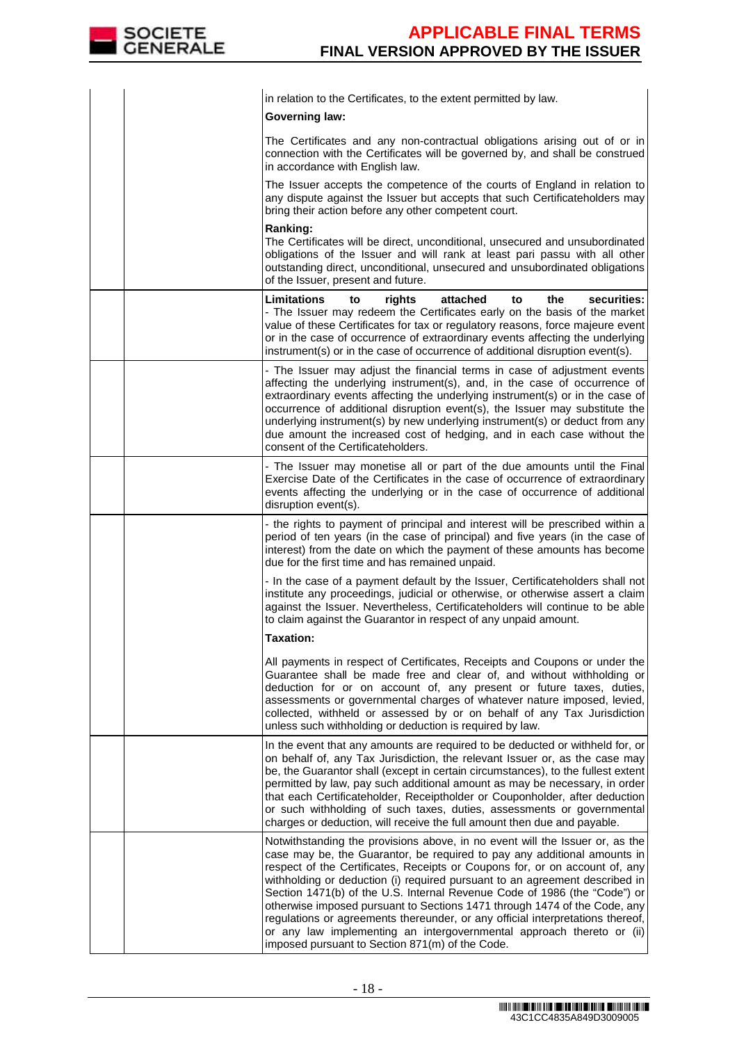| | | |
|---|---|---|
| | | in relation to the Certificates, to the extent permitted by law.<br>**Governing law:**<br>The Certificates and any non-contractual obligations arising out of or in connection with the Certificates will be governed by, and shall be construed in accordance with English law.<br>The Issuer accepts the competence of the courts of England in relation to any dispute against the Issuer but accepts that such Certificateholders may bring their action before any other competent court.<br>**Ranking:**<br>The Certificates will be direct, unconditional, unsecured and unsubordinated obligations of the Issuer and will rank at least pari passu with all other outstanding direct, unconditional, unsecured and unsubordinated obligations of the Issuer, present and future. |
| | | **Limitations to rights attached to the securities:**<br>- The Issuer may redeem the Certificates early on the basis of the market value of these Certificates for tax or regulatory reasons, force majeure event or in the case of occurrence of extraordinary events affecting the underlying instrument(s) or in the case of occurrence of additional disruption event(s). |
| | | - The Issuer may adjust the financial terms in case of adjustment events affecting the underlying instrument(s), and, in the case of occurrence of extraordinary events affecting the underlying instrument(s) or in the case of occurrence of additional disruption event(s), the Issuer may substitute the underlying instrument(s) by new underlying instrument(s) or deduct from any due amount the increased cost of hedging, and in each case without the consent of the Certificateholders. |
| | | - The Issuer may monetise all or part of the due amounts until the Final Exercise Date of the Certificates in the case of occurrence of extraordinary events affecting the underlying or in the case of occurrence of additional disruption event(s). |
| | | - the rights to payment of principal and interest will be prescribed within a period of ten years (in the case of principal) and five years (in the case of interest) from the date on which the payment of these amounts has become due for the first time and has remained unpaid.<br>- In the case of a payment default by the Issuer, Certificateholders shall not institute any proceedings, judicial or otherwise, or otherwise assert a claim against the Issuer. Nevertheless, Certificateholders will continue to be able to claim against the Guarantor in respect of any unpaid amount.<br>**Taxation:**<br>All payments in respect of Certificates, Receipts and Coupons or under the Guarantee shall be made free and clear of, and without withholding or deduction for or on account of, any present or future taxes, duties, assessments or governmental charges of whatever nature imposed, levied, collected, withheld or assessed by or on behalf of any Tax Jurisdiction unless such withholding or deduction is required by law. |
| | | In the event that any amounts are required to be deducted or withheld for, or on behalf of, any Tax Jurisdiction, the relevant Issuer or, as the case may be, the Guarantor shall (except in certain circumstances), to the fullest extent permitted by law, pay such additional amount as may be necessary, in order that each Certificateholder, Receiptholder or Couponholder, after deduction or such withholding of such taxes, duties, assessments or governmental charges or deduction, will receive the full amount then due and payable. |
| | | Notwithstanding the provisions above, in no event will the Issuer or, as the case may be, the Guarantor, be required to pay any additional amounts in respect of the Certificates, Receipts or Coupons for, or on account of, any withholding or deduction (i) required pursuant to an agreement described in Section 1471(b) of the U.S. Internal Revenue Code of 1986 (the "Code") or otherwise imposed pursuant to Sections 1471 through 1474 of the Code, any regulations or agreements thereunder, or any official interpretations thereof, or any law implementing an intergovernmental approach thereto or (ii) imposed pursuant to Section 871(m) of the Code. |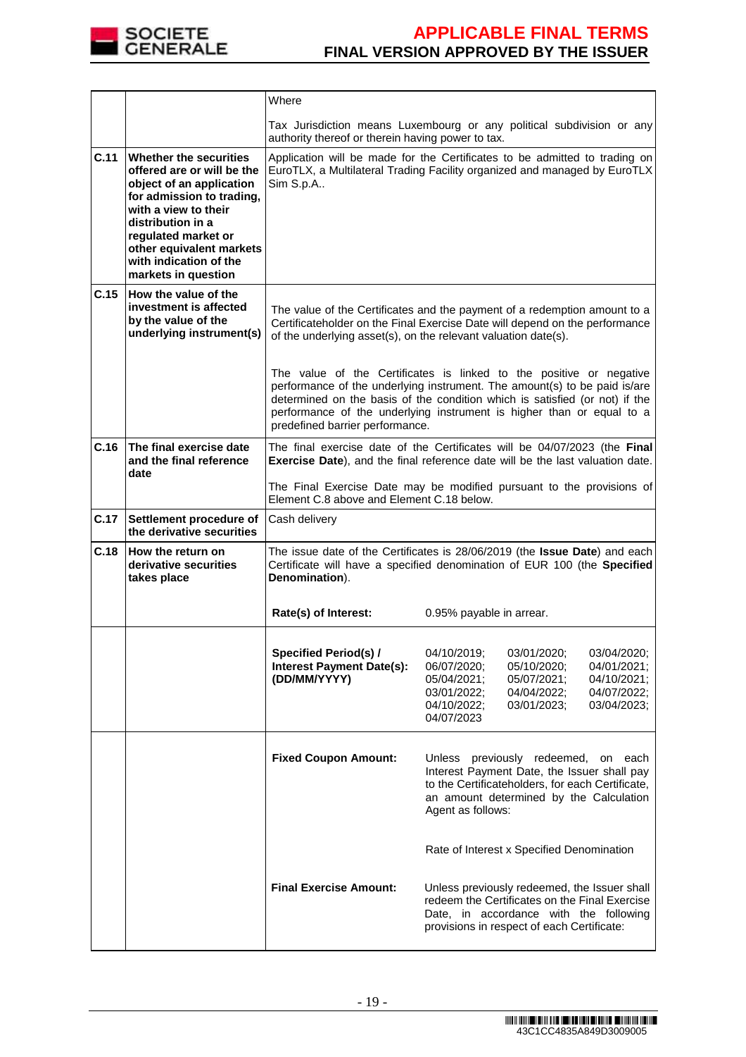| | | |
|---|---|---|
| | | Where<br><br>Tax Jurisdiction means Luxembourg or any political subdivision or any authority thereof or therein having power to tax. |
| **C.11** | **Whether the securities offered are or will be the object of an application for admission to trading, with a view to their distribution in a regulated market or other equivalent markets with indication of the markets in question** | Application will be made for the Certificates to be admitted to trading on EuroTLX, a Multilateral Trading Facility organized and managed by EuroTLX Sim S.p.A.. |
| **C.15** | **How the value of the investment is affected by the value of the underlying instrument(s)** | The value of the Certificates and the payment of a redemption amount to a Certificateholder on the Final Exercise Date will depend on the performance of the underlying asset(s), on the relevant valuation date(s).<br><br>The value of the Certificates is linked to the positive or negative performance of the underlying instrument. The amount(s) to be paid is/are determined on the basis of the condition which is satisfied (or not) if the performance of the underlying instrument is higher than or equal to a predefined barrier performance. |
| **C.16** | **The final exercise date and the final reference date** | The final exercise date of the Certificates will be 04/07/2023 (the **Final Exercise Date**), and the final reference date will be the last valuation date.<br><br>The Final Exercise Date may be modified pursuant to the provisions of Element C.8 above and Element C.18 below. |
| **C.17** | **Settlement procedure of the derivative securities** | Cash delivery |
| **C.18** | **How the return on derivative securities takes place** | The issue date of the Certificates is 28/06/2019 (the **Issue Date**) and each Certificate will have a specified denomination of EUR 100 (the **Specified Denomination**).<br><br>**Rate(s) of Interest:** 0.95% payable in arrear. |
| | | **Specified Period(s) / Interest Payment Date(s): (DD/MM/YYYY)** 04/10/2019; 03/01/2020; 03/04/2020; 06/07/2020; 05/10/2020; 04/01/2021; 05/04/2021; 05/07/2021; 04/10/2021; 03/01/2022; 04/04/2022; 04/07/2022; 04/10/2022; 03/01/2023; 03/04/2023; 04/07/2023 |
| | | **Fixed Coupon Amount:** Unless previously redeemed, on each Interest Payment Date, the Issuer shall pay to the Certificateholders, for each Certificate, an amount determined by the Calculation Agent as follows:<br><br>Rate of Interest x Specified Denomination<br><br>**Final Exercise Amount:** Unless previously redeemed, the Issuer shall redeem the Certificates on the Final Exercise Date, in accordance with the following provisions in respect of each Certificate: |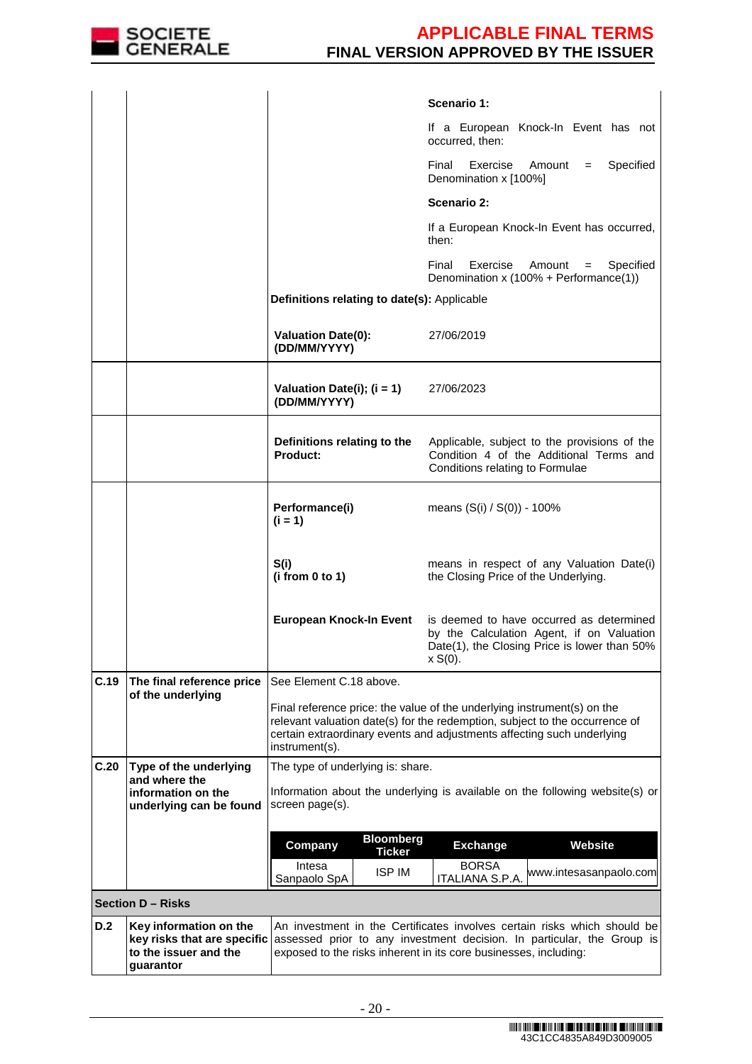| | | | |
|---|---|---|---|
| | | | **Scenario 1:**<br><br>If a European Knock-In Event has not occurred, then:<br><br>Final Exercise Amount = Specified Denomination x [100%]<br><br>**Scenario 2:**<br><br>If a European Knock-In Event has occurred, then:<br><br>Final Exercise Amount = Specified Denomination x (100% + Performance(1)) |
| | | **Definitions relating to date(s):** Applicable | |
| | | **Valuation Date(0): (DD/MM/YYYY)** | 27/06/2019 |
| | | **Valuation Date(i); (i = 1) (DD/MM/YYYY)** | 27/06/2023 |
| | | **Definitions relating to the Product:** | Applicable, subject to the provisions of the Condition 4 of the Additional Terms and Conditions relating to Formulae |
| | | **Performance(i) (i = 1)** | means (S(i) / S(0)) - 100% |
| | | **S(i) (i from 0 to 1)** | means in respect of any Valuation Date(i) the Closing Price of the Underlying. |
| | | **European Knock-In Event** | is deemed to have occurred as determined by the Calculation Agent, if on Valuation Date(1), the Closing Price is lower than 50% x S(0). |
| **C.19** | **The final reference price of the underlying** | See Element C.18 above.<br><br>Final reference price: the value of the underlying instrument(s) on the relevant valuation date(s) for the redemption, subject to the occurrence of certain extraordinary events and adjustments affecting such underlying instrument(s). | |
| **C.20** | **Type of the underlying and where the information on the underlying can be found** | The type of underlying is: share.<br><br>Information about the underlying is available on the following website(s) or screen page(s). | |

| Company | Bloomberg Ticker | Exchange | Website |
|---|---|---|---|
| Intesa Sanpaolo SpA | ISP IM | BORSA ITALIANA S.P.A. | www.intesasanpaolo.com |

**Section D – Risks**

| | | |
|---|---|---|
| **D.2** | **Key information on the key risks that are specific to the issuer and the guarantor** | An investment in the Certificates involves certain risks which should be assessed prior to any investment decision. In particular, the Group is exposed to the risks inherent in its core businesses, including: |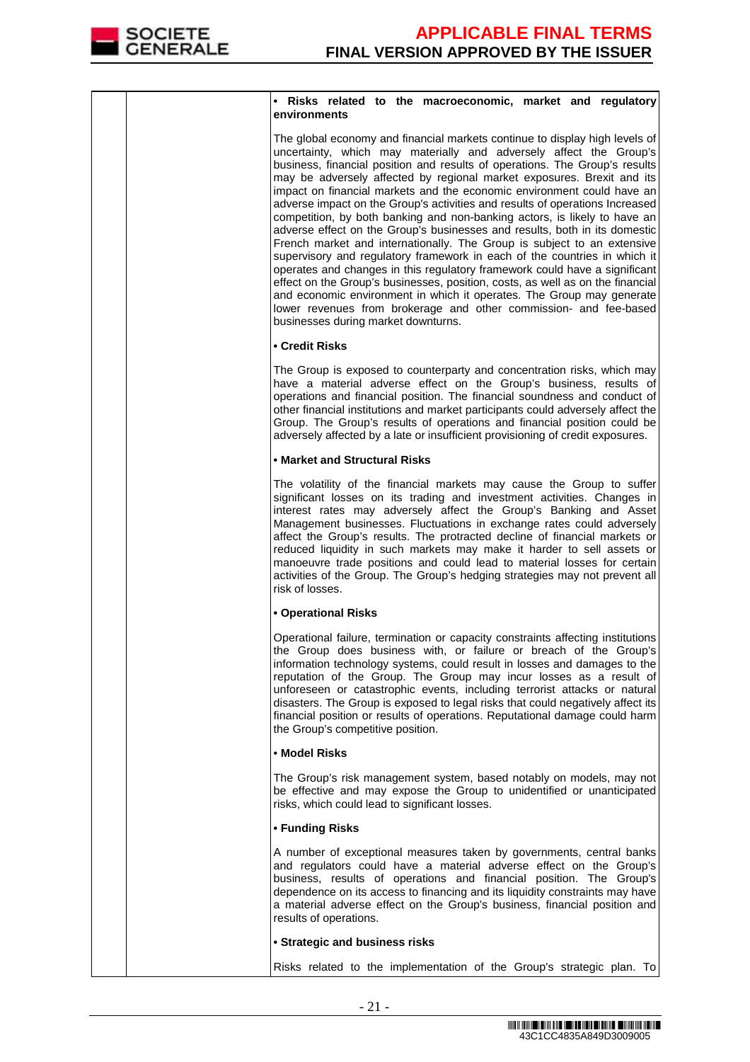| | | • **Risks related to the macroeconomic, market and regulatory environments**<br><br>The global economy and financial markets continue to display high levels of uncertainty, which may materially and adversely affect the Group's business, financial position and results of operations. The Group's results may be adversely affected by regional market exposures. Brexit and its impact on financial markets and the economic environment could have an adverse impact on the Group's activities and results of operations Increased competition, by both banking and non-banking actors, is likely to have an adverse effect on the Group's businesses and results, both in its domestic French market and internationally. The Group is subject to an extensive supervisory and regulatory framework in each of the countries in which it operates and changes in this regulatory framework could have a significant effect on the Group's businesses, position, costs, as well as on the financial and economic environment in which it operates. The Group may generate lower revenues from brokerage and other commission- and fee-based businesses during market downturns.<br><br>• **Credit Risks**<br><br>The Group is exposed to counterparty and concentration risks, which may have a material adverse effect on the Group's business, results of operations and financial position. The financial soundness and conduct of other financial institutions and market participants could adversely affect the Group. The Group's results of operations and financial position could be adversely affected by a late or insufficient provisioning of credit exposures.<br><br>• **Market and Structural Risks**<br><br>The volatility of the financial markets may cause the Group to suffer significant losses on its trading and investment activities. Changes in interest rates may adversely affect the Group's Banking and Asset Management businesses. Fluctuations in exchange rates could adversely affect the Group's results. The protracted decline of financial markets or reduced liquidity in such markets may make it harder to sell assets or manoeuvre trade positions and could lead to material losses for certain activities of the Group. The Group's hedging strategies may not prevent all risk of losses.<br><br>• **Operational Risks**<br><br>Operational failure, termination or capacity constraints affecting institutions the Group does business with, or failure or breach of the Group's information technology systems, could result in losses and damages to the reputation of the Group. The Group may incur losses as a result of unforeseen or catastrophic events, including terrorist attacks or natural disasters. The Group is exposed to legal risks that could negatively affect its financial position or results of operations. Reputational damage could harm the Group's competitive position.<br><br>• **Model Risks**<br><br>The Group's risk management system, based notably on models, may not be effective and may expose the Group to unidentified or unanticipated risks, which could lead to significant losses.<br><br>• **Funding Risks**<br><br>A number of exceptional measures taken by governments, central banks and regulators could have a material adverse effect on the Group's business, results of operations and financial position. The Group's dependence on its access to financing and its liquidity constraints may have a material adverse effect on the Group's business, financial position and results of operations.<br><br>• **Strategic and business risks**<br><br>Risks related to the implementation of the Group's strategic plan. To |
|---|---|---|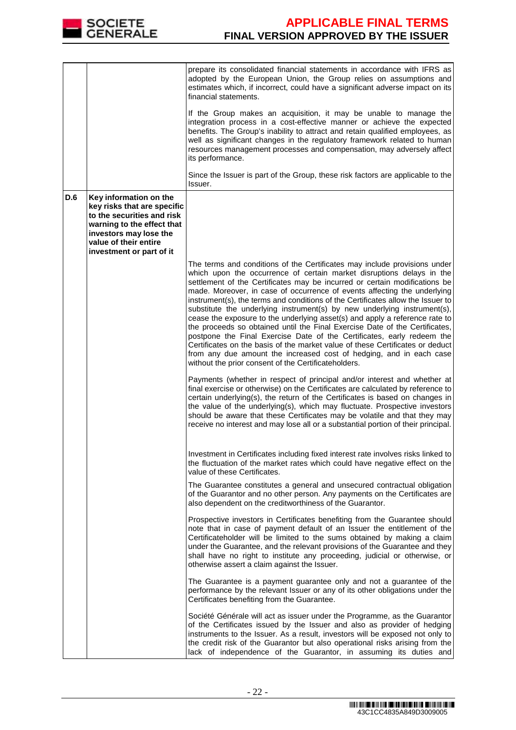| | | |
|---|---|---|
| | | prepare its consolidated financial statements in accordance with IFRS as adopted by the European Union, the Group relies on assumptions and estimates which, if incorrect, could have a significant adverse impact on its financial statements.<br><br>If the Group makes an acquisition, it may be unable to manage the integration process in a cost-effective manner or achieve the expected benefits. The Group's inability to attract and retain qualified employees, as well as significant changes in the regulatory framework related to human resources management processes and compensation, may adversely affect its performance.<br><br>Since the Issuer is part of the Group, these risk factors are applicable to the Issuer. |
| **D.6** | **Key information on the key risks that are specific to the securities and risk warning to the effect that investors may lose the value of their entire investment or part of it** | |
| | | The terms and conditions of the Certificates may include provisions under which upon the occurrence of certain market disruptions delays in the settlement of the Certificates may be incurred or certain modifications be made. Moreover, in case of occurrence of events affecting the underlying instrument(s), the terms and conditions of the Certificates allow the Issuer to substitute the underlying instrument(s) by new underlying instrument(s), cease the exposure to the underlying asset(s) and apply a reference rate to the proceeds so obtained until the Final Exercise Date of the Certificates, postpone the Final Exercise Date of the Certificates, early redeem the Certificates on the basis of the market value of these Certificates or deduct from any due amount the increased cost of hedging, and in each case without the prior consent of the Certificateholders.<br><br>Payments (whether in respect of principal and/or interest and whether at final exercise or otherwise) on the Certificates are calculated by reference to certain underlying(s), the return of the Certificates is based on changes in the value of the underlying(s), which may fluctuate. Prospective investors should be aware that these Certificates may be volatile and that they may receive no interest and may lose all or a substantial portion of their principal.<br><br>Investment in Certificates including fixed interest rate involves risks linked to the fluctuation of the market rates which could have negative effect on the value of these Certificates.<br><br>The Guarantee constitutes a general and unsecured contractual obligation of the Guarantor and no other person. Any payments on the Certificates are also dependent on the creditworthiness of the Guarantor.<br><br>Prospective investors in Certificates benefiting from the Guarantee should note that in case of payment default of an Issuer the entitlement of the Certificateholder will be limited to the sums obtained by making a claim under the Guarantee, and the relevant provisions of the Guarantee and they shall have no right to institute any proceeding, judicial or otherwise, or otherwise assert a claim against the Issuer.<br><br>The Guarantee is a payment guarantee only and not a guarantee of the performance by the relevant Issuer or any of its other obligations under the Certificates benefiting from the Guarantee.<br><br>Société Générale will act as issuer under the Programme, as the Guarantor of the Certificates issued by the Issuer and also as provider of hedging instruments to the Issuer. As a result, investors will be exposed not only to the credit risk of the Guarantor but also operational risks arising from the lack of independence of the Guarantor, in assuming its duties and |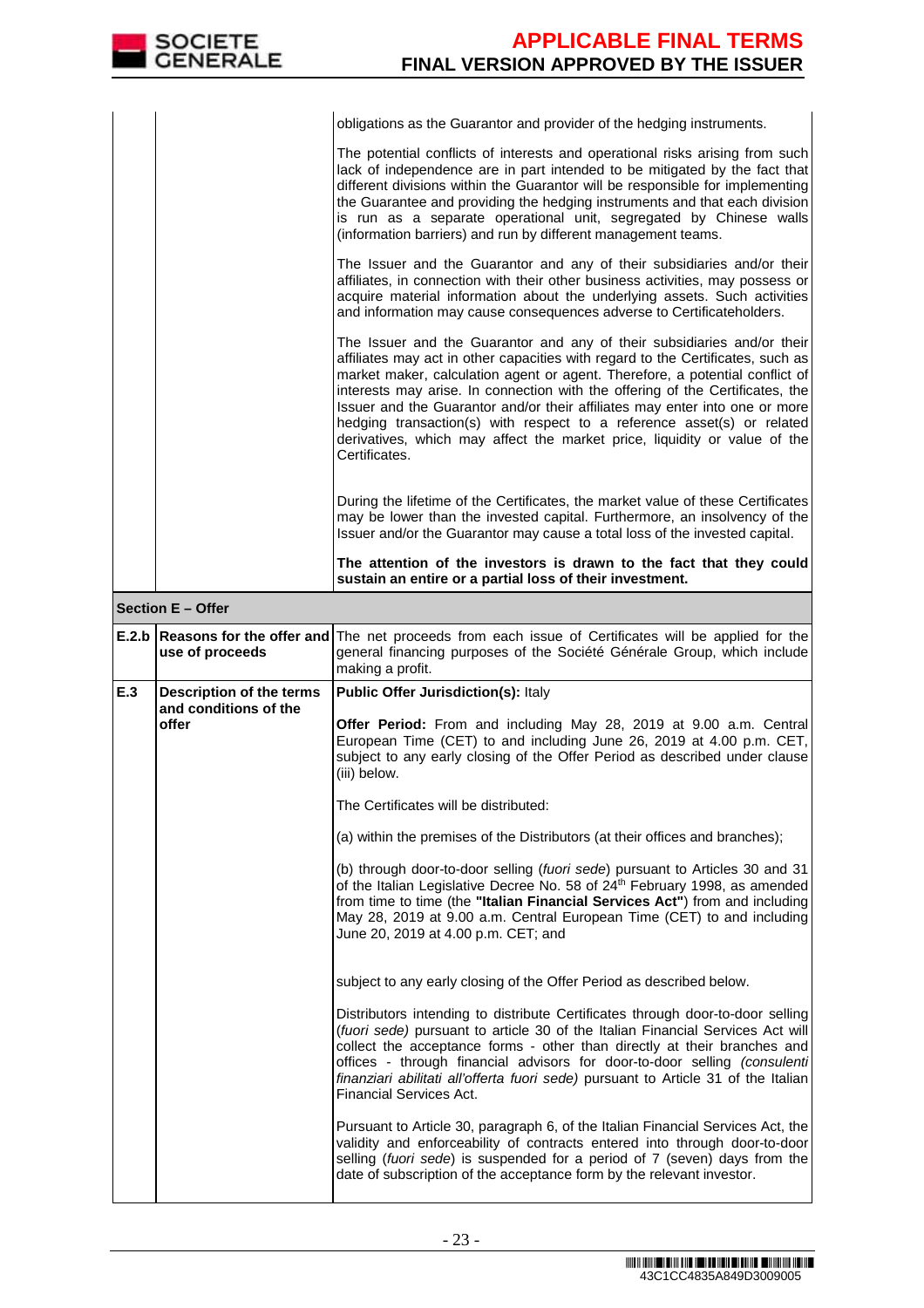| | | |
|---|---|---|
| | | obligations as the Guarantor and provider of the hedging instruments.<br><br>The potential conflicts of interests and operational risks arising from such lack of independence are in part intended to be mitigated by the fact that different divisions within the Guarantor will be responsible for implementing the Guarantee and providing the hedging instruments and that each division is run as a separate operational unit, segregated by Chinese walls (information barriers) and run by different management teams.<br><br>The Issuer and the Guarantor and any of their subsidiaries and/or their affiliates, in connection with their other business activities, may possess or acquire material information about the underlying assets. Such activities and information may cause consequences adverse to Certificateholders.<br><br>The Issuer and the Guarantor and any of their subsidiaries and/or their affiliates may act in other capacities with regard to the Certificates, such as market maker, calculation agent or agent. Therefore, a potential conflict of interests may arise. In connection with the offering of the Certificates, the Issuer and the Guarantor and/or their affiliates may enter into one or more hedging transaction(s) with respect to a reference asset(s) or related derivatives, which may affect the market price, liquidity or value of the Certificates.<br><br>During the lifetime of the Certificates, the market value of these Certificates may be lower than the invested capital. Furthermore, an insolvency of the Issuer and/or the Guarantor may cause a total loss of the invested capital.<br><br>**The attention of the investors is drawn to the fact that they could sustain an entire or a partial loss of their investment.** |
| **Section E – Offer** | | |
| **E.2.b** | **Reasons for the offer and use of proceeds** | The net proceeds from each issue of Certificates will be applied for the general financing purposes of the Société Générale Group, which include making a profit. |
| **E.3** | **Description of the terms and conditions of the offer** | **Public Offer Jurisdiction(s):** Italy<br><br>**Offer Period:** From and including May 28, 2019 at 9.00 a.m. Central European Time (CET) to and including June 26, 2019 at 4.00 p.m. CET, subject to any early closing of the Offer Period as described under clause (iii) below.<br><br>The Certificates will be distributed:<br><br>(a) within the premises of the Distributors (at their offices and branches);<br><br>(b) through door-to-door selling (*fuori sede*) pursuant to Articles 30 and 31 of the Italian Legislative Decree No. 58 of 24th February 1998, as amended from time to time (the **"Italian Financial Services Act"**) from and including May 28, 2019 at 9.00 a.m. Central European Time (CET) to and including June 20, 2019 at 4.00 p.m. CET; and<br><br>subject to any early closing of the Offer Period as described below.<br><br>Distributors intending to distribute Certificates through door-to-door selling (*fuori sede)* pursuant to article 30 of the Italian Financial Services Act will collect the acceptance forms - other than directly at their branches and offices - through financial advisors for door-to-door selling *(consulenti finanziari abilitati all'offerta fuori sede)* pursuant to Article 31 of the Italian Financial Services Act.<br><br>Pursuant to Article 30, paragraph 6, of the Italian Financial Services Act, the validity and enforceability of contracts entered into through door-to-door selling (*fuori sede*) is suspended for a period of 7 (seven) days from the date of subscription of the acceptance form by the relevant investor. |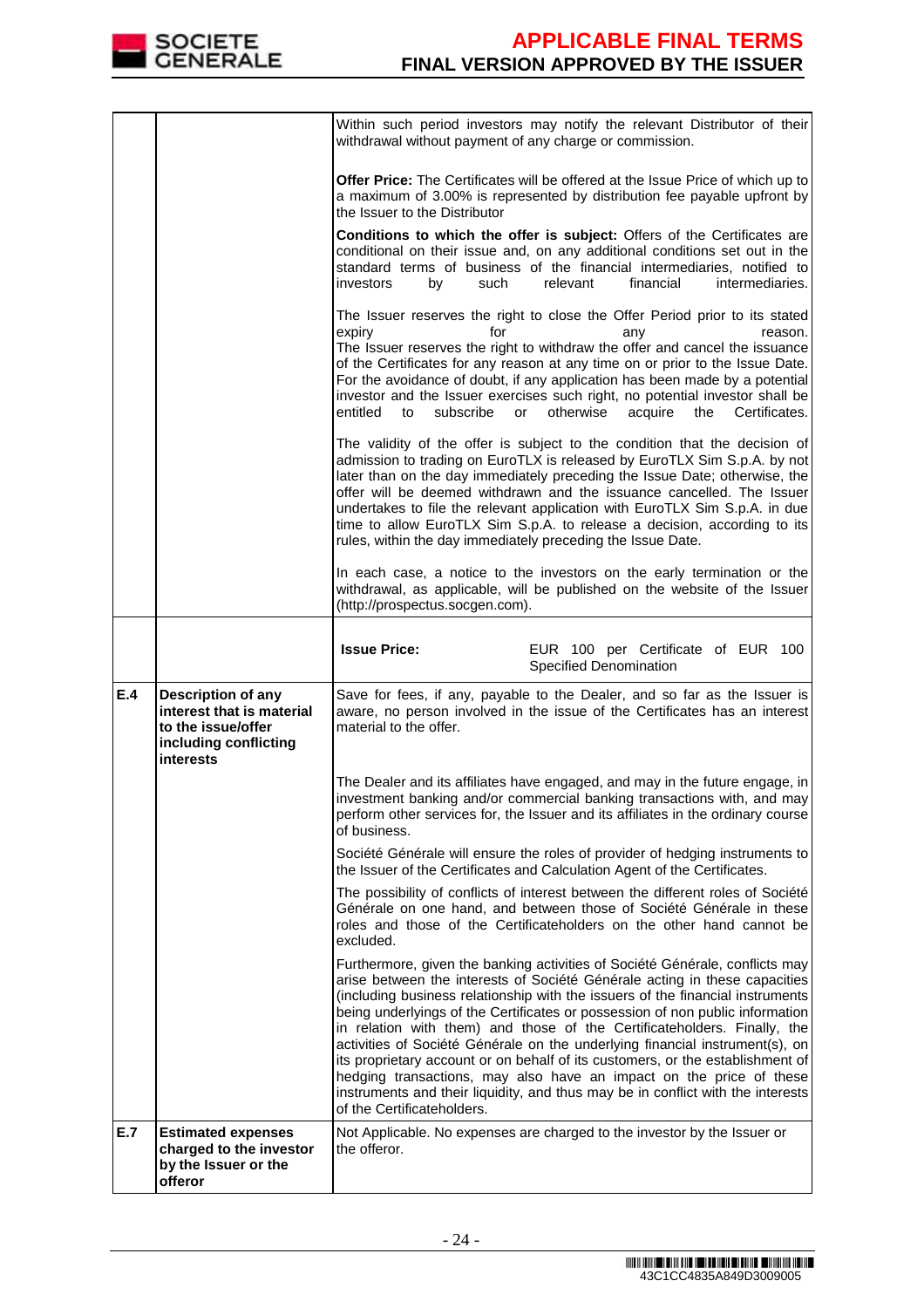| | | |
|---|---|---|
| | | Within such period investors may notify the relevant Distributor of their withdrawal without payment of any charge or commission.<br><br>**Offer Price:** The Certificates will be offered at the Issue Price of which up to a maximum of 3.00% is represented by distribution fee payable upfront by the Issuer to the Distributor<br><br>**Conditions to which the offer is subject:** Offers of the Certificates are conditional on their issue and, on any additional conditions set out in the standard terms of business of the financial intermediaries, notified to investors by such relevant financial intermediaries.<br><br>The Issuer reserves the right to close the Offer Period prior to its stated expiry for any reason. The Issuer reserves the right to withdraw the offer and cancel the issuance of the Certificates for any reason at any time on or prior to the Issue Date. For the avoidance of doubt, if any application has been made by a potential investor and the Issuer exercises such right, no potential investor shall be entitled to subscribe or otherwise acquire the Certificates.<br><br>The validity of the offer is subject to the condition that the decision of admission to trading on EuroTLX is released by EuroTLX Sim S.p.A. by not later than on the day immediately preceding the Issue Date; otherwise, the offer will be deemed withdrawn and the issuance cancelled. The Issuer undertakes to file the relevant application with EuroTLX Sim S.p.A. in due time to allow EuroTLX Sim S.p.A. to release a decision, according to its rules, within the day immediately preceding the Issue Date.<br><br>In each case, a notice to the investors on the early termination or the withdrawal, as applicable, will be published on the website of the Issuer (http://prospectus.socgen.com). |
| | | **Issue Price:** EUR 100 per Certificate of EUR 100 Specified Denomination |
| **E.4** | **Description of any interest that is material to the issue/offer including conflicting interests** | Save for fees, if any, payable to the Dealer, and so far as the Issuer is aware, no person involved in the issue of the Certificates has an interest material to the offer.<br><br>The Dealer and its affiliates have engaged, and may in the future engage, in investment banking and/or commercial banking transactions with, and may perform other services for, the Issuer and its affiliates in the ordinary course of business.<br><br>Société Générale will ensure the roles of provider of hedging instruments to the Issuer of the Certificates and Calculation Agent of the Certificates.<br><br>The possibility of conflicts of interest between the different roles of Société Générale on one hand, and between those of Société Générale in these roles and those of the Certificateholders on the other hand cannot be excluded.<br><br>Furthermore, given the banking activities of Société Générale, conflicts may arise between the interests of Société Générale acting in these capacities (including business relationship with the issuers of the financial instruments being underlyings of the Certificates or possession of non public information in relation with them) and those of the Certificateholders. Finally, the activities of Société Générale on the underlying financial instrument(s), on its proprietary account or on behalf of its customers, or the establishment of hedging transactions, may also have an impact on the price of these instruments and their liquidity, and thus may be in conflict with the interests of the Certificateholders. |
| **E.7** | **Estimated expenses charged to the investor by the Issuer or the offeror** | Not Applicable. No expenses are charged to the investor by the Issuer or the offeror. |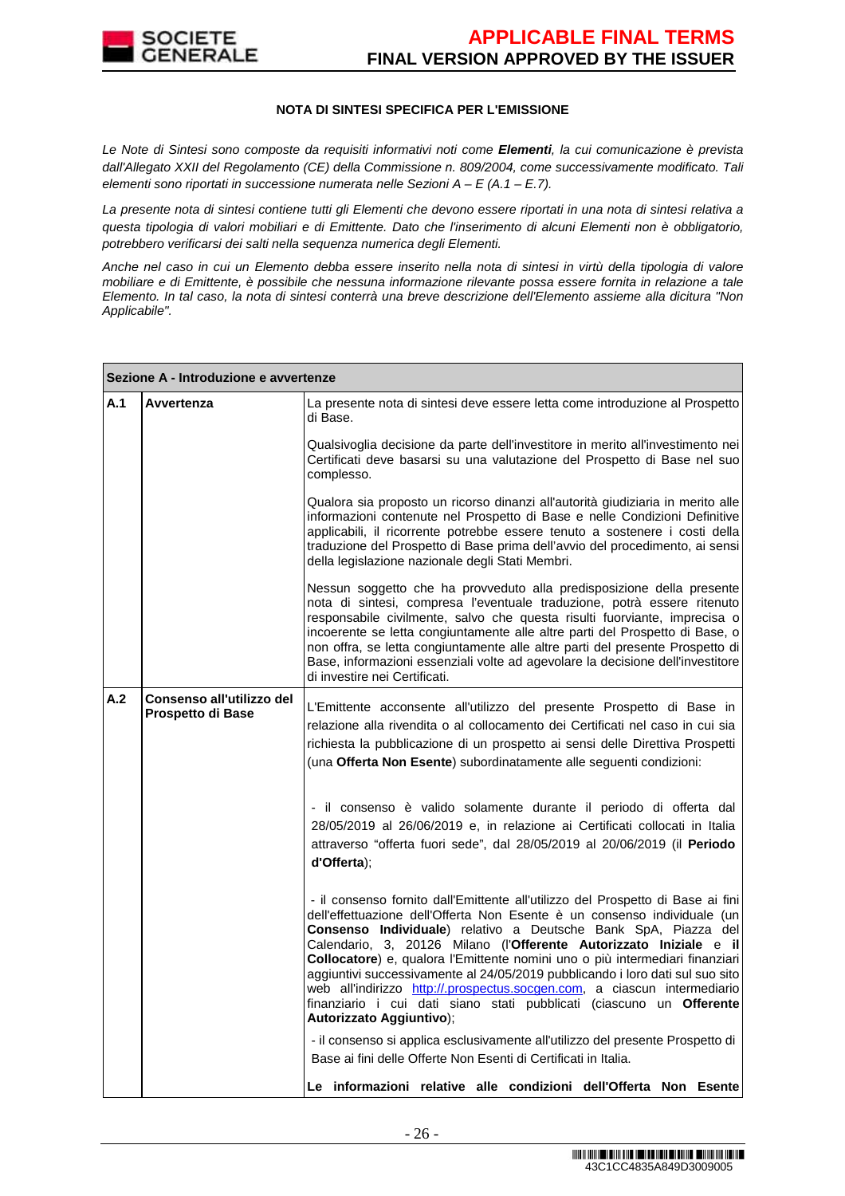**NOTA DI SINTESI SPECIFICA PER L'EMISSIONE**

*Le Note di Sintesi sono composte da requisiti informativi noti come **Elementi**, la cui comunicazione è prevista dall'Allegato XXII del Regolamento (CE) della Commissione n. 809/2004, come successivamente modificato. Tali elementi sono riportati in successione numerata nelle Sezioni A – E (A.1 – E.7).*

*La presente nota di sintesi contiene tutti gli Elementi che devono essere riportati in una nota di sintesi relativa a questa tipologia di valori mobiliari e di Emittente. Dato che l'inserimento di alcuni Elementi non è obbligatorio, potrebbero verificarsi dei salti nella sequenza numerica degli Elementi.*

*Anche nel caso in cui un Elemento debba essere inserito nella nota di sintesi in virtù della tipologia di valore mobiliare e di Emittente, è possibile che nessuna informazione rilevante possa essere fornita in relazione a tale Elemento. In tal caso, la nota di sintesi conterrà una breve descrizione dell'Elemento assieme alla dicitura "Non Applicabile".*

| **Sezione A - Introduzione e avvertenze** | | |
|---|---|---|
| **A.1** | **Avvertenza** | La presente nota di sintesi deve essere letta come introduzione al Prospetto di Base.<br><br>Qualsivoglia decisione da parte dell'investitore in merito all'investimento nei Certificati deve basarsi su una valutazione del Prospetto di Base nel suo complesso.<br><br>Qualora sia proposto un ricorso dinanzi all'autorità giudiziaria in merito alle informazioni contenute nel Prospetto di Base e nelle Condizioni Definitive applicabili, il ricorrente potrebbe essere tenuto a sostenere i costi della traduzione del Prospetto di Base prima dell'avvio del procedimento, ai sensi della legislazione nazionale degli Stati Membri.<br><br>Nessun soggetto che ha provveduto alla predisposizione della presente nota di sintesi, compresa l'eventuale traduzione, potrà essere ritenuto responsabile civilmente, salvo che questa risulti fuorviante, imprecisa o incoerente se letta congiuntamente alle altre parti del Prospetto di Base, o non offra, se letta congiuntamente alle altre parti del presente Prospetto di Base, informazioni essenziali volte ad agevolare la decisione dell'investitore di investire nei Certificati. |
| **A.2** | **Consenso all'utilizzo del Prospetto di Base** | L'Emittente acconsente all'utilizzo del presente Prospetto di Base in relazione alla rivendita o al collocamento dei Certificati nel caso in cui sia richiesta la pubblicazione di un prospetto ai sensi delle Direttiva Prospetti (una **Offerta Non Esente**) subordinatamente alle seguenti condizioni:<br><br>- il consenso è valido solamente durante il periodo di offerta dal 28/05/2019 al 26/06/2019 e, in relazione ai Certificati collocati in Italia attraverso "offerta fuori sede", dal 28/05/2019 al 20/06/2019 (il **Periodo d'Offerta**);<br><br>- il consenso fornito dall'Emittente all'utilizzo del Prospetto di Base ai fini dell'effettuazione dell'Offerta Non Esente è un consenso individuale (un **Consenso Individuale**) relativo a Deutsche Bank SpA, Piazza del Calendario, 3, 20126 Milano (l'**Offerente Autorizzato Iniziale** e **il Collocatore**) e, qualora l'Emittente nomini uno o più intermediari finanziari aggiuntivi successivamente al 24/05/2019 pubblicando i loro dati sul suo sito web all'indirizzo http://.prospectus.socgen.com, a ciascun intermediario finanziario i cui dati siano stati pubblicati (ciascuno un **Offerente Autorizzato Aggiuntivo**);<br><br>- il consenso si applica esclusivamente all'utilizzo del presente Prospetto di Base ai fini delle Offerte Non Esenti di Certificati in Italia.<br><br>**Le informazioni relative alle condizioni dell'Offerta Non Esente** |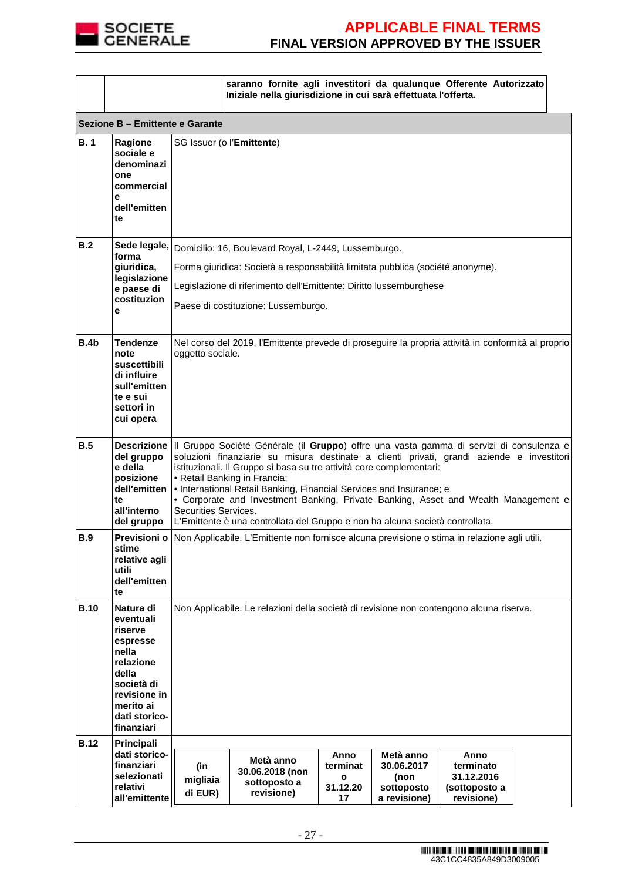| | | |
|---|---|---|
| | | saranno fornite agli investitori da qualunque Offerente Autorizzato Iniziale nella giurisdizione in cui sarà effettuata l'offerta. |

**Sezione B – Emittente e Garante**

| | | |
|---|---|---|
| **B. 1** | **Ragione sociale e denominazione commerciale dell'emittente** | SG Issuer (o l'**Emittente**) |
| **B.2** | **Sede legale, forma giuridica, legislazione e paese di costituzione** | Domicilio: 16, Boulevard Royal, L-2449, Lussemburgo.<br><br>Forma giuridica: Società a responsabilità limitata pubblica (société anonyme).<br><br>Legislazione di riferimento dell'Emittente: Diritto lussemburghese<br><br>Paese di costituzione: Lussemburgo. |
| **B.4b** | **Tendenze note suscettibili di influire sull'emittente e sui settori in cui opera** | Nel corso del 2019, l'Emittente prevede di proseguire la propria attività in conformità al proprio oggetto sociale. |
| **B.5** | **Descrizione del gruppo e della posizione dell'emittente all'interno del gruppo** | Il Gruppo Société Générale (il **Gruppo**) offre una vasta gamma di servizi di consulenza e soluzioni finanziarie su misura destinate a clienti privati, grandi aziende e investitori istituzionali. Il Gruppo si basa su tre attività core complementari:<br>• Retail Banking in Francia;<br>• International Retail Banking, Financial Services and Insurance; e<br>• Corporate and Investment Banking, Private Banking, Asset and Wealth Management e Securities Services.<br>L'Emittente è una controllata del Gruppo e non ha alcuna società controllata. |
| **B.9** | **Previsioni o stime relative agli utili dell'emittente** | Non Applicabile. L'Emittente non fornisce alcuna previsione o stima in relazione agli utili. |
| **B.10** | **Natura di eventuali riserve espresse nella relazione della società di revisione in merito ai dati storico-finanziari** | Non Applicabile. Le relazioni della società di revisione non contengono alcuna riserva. |
| **B.12** | **Principali dati storico-finanziari selezionati relativi all'emittente** | |

| (in migliaia di EUR) | Metà anno 30.06.2018 (non sottoposto a revisione) | Anno terminato 31.12.2017 | Metà anno 30.06.2017 (non sottoposto a revisione) | Anno terminato 31.12.2016 (sottoposto a revisione) |
|---|---|---|---|---|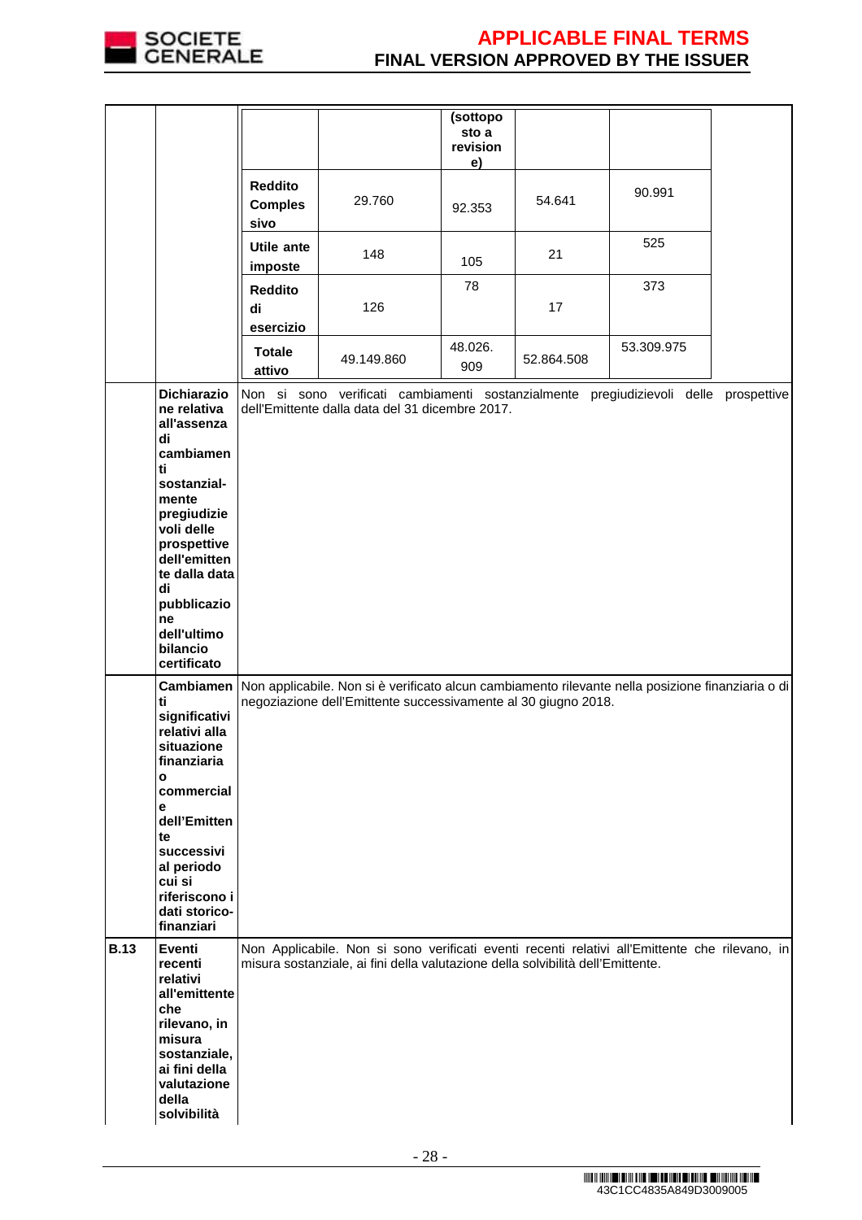| | | | | (sottoposto a revisione) | | |
|---|---|---|---|---|---|---|
| | | **Reddito Complessivo** | 29.760 | 92.353 | 54.641 | 90.991 |
| | | **Utile ante imposte** | 148 | 105 | 21 | 525 |
| | | **Reddito di esercizio** | 126 | 78 | 17 | 373 |
| | | **Totale attivo** | 49.149.860 | 48.026.909 | 52.864.508 | 53.309.975 |
| | **Dichiarazione relativa all'assenza di cambiamenti sostanzial-mente pregiudizievoli delle prospettive dell'emittente dalla data di pubblicazione dell'ultimo bilancio certificato** | Non si sono verificati cambiamenti sostanzialmente pregiudizievoli delle prospettive dell'Emittente dalla data del 31 dicembre 2017. | | | | |
| | **Cambiamenti significativi relativi alla situazione finanziaria o commerciale dell'Emittente successivi al periodo cui si riferiscono i dati storico-finanziari** | Non applicabile. Non si è verificato alcun cambiamento rilevante nella posizione finanziaria o di negoziazione dell'Emittente successivamente al 30 giugno 2018. | | | | |
| **B.13** | **Eventi recenti relativi all'emittente che rilevano, in misura sostanziale, ai fini della valutazione della solvibilità** | Non Applicabile. Non si sono verificati eventi recenti relativi all'Emittente che rilevano, in misura sostanziale, ai fini della valutazione della solvibilità dell'Emittente. | | | | |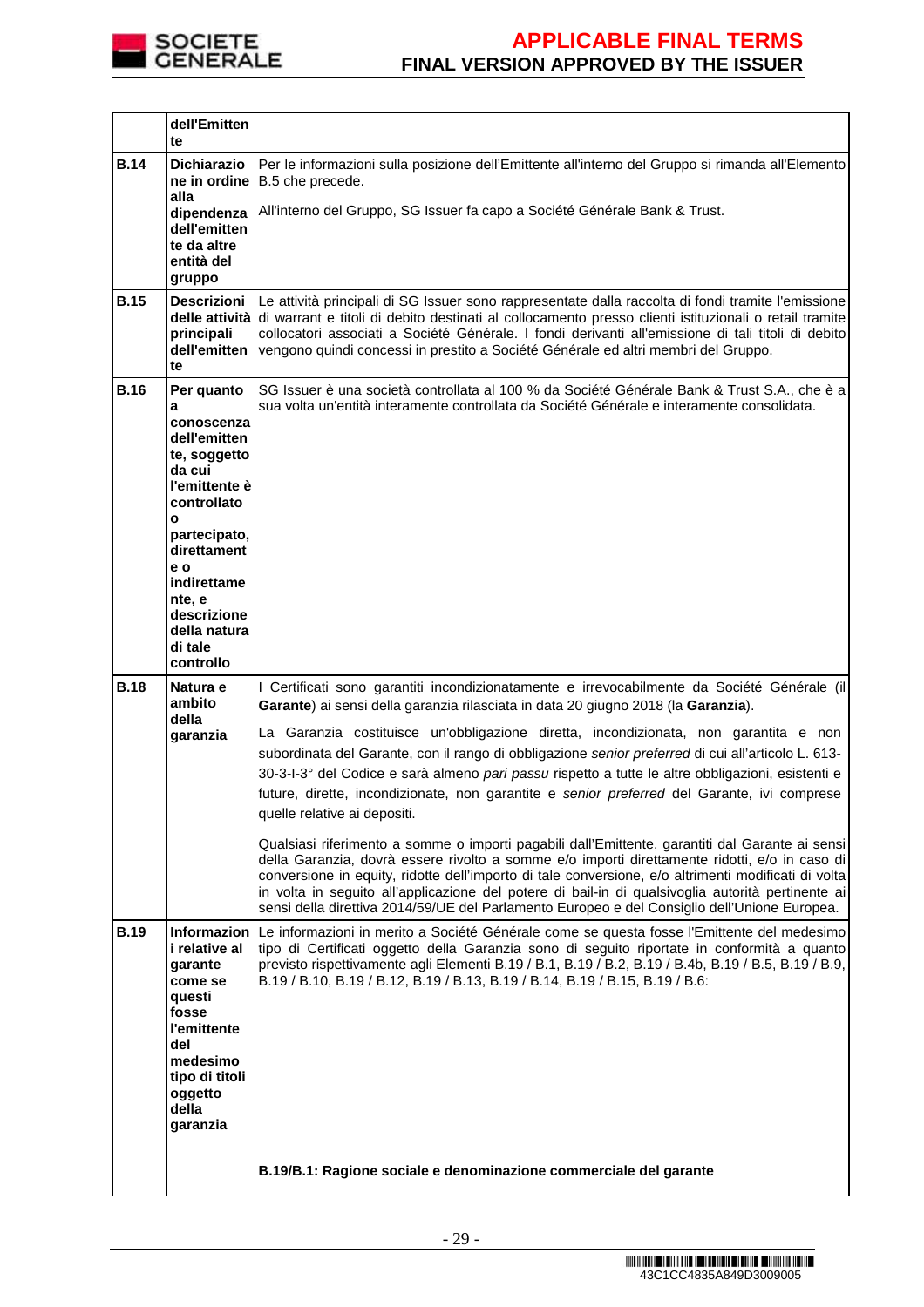| | | |
|---|---|---|
| | **dell'Emittente** | |
| **B.14** | **Dichiarazione in ordine alla dipendenza dell'emittente da altre entità del gruppo** | Per le informazioni sulla posizione dell'Emittente all'interno del Gruppo si rimanda all'Elemento B.5 che precede.<br><br>All'interno del Gruppo, SG Issuer fa capo a Société Générale Bank & Trust. |
| **B.15** | **Descrizioni delle attività principali dell'emittente** | Le attività principali di SG Issuer sono rappresentate dalla raccolta di fondi tramite l'emissione di warrant e titoli di debito destinati al collocamento presso clienti istituzionali o retail tramite collocatori associati a Société Générale. I fondi derivanti all'emissione di tali titoli di debito vengono quindi concessi in prestito a Société Générale ed altri membri del Gruppo. |
| **B.16** | **Per quanto a conoscenza dell'emittente, soggetto da cui l'emittente è controllato o partecipato, direttamente e o indirettamente, e descrizione della natura di tale controllo** | SG Issuer è una società controllata al 100 % da Société Générale Bank & Trust S.A., che è a sua volta un'entità interamente controllata da Société Générale e interamente consolidata. |
| **B.18** | **Natura e ambito della garanzia** | I Certificati sono garantiti incondizionatamente e irrevocabilmente da Société Générale (il **Garante**) ai sensi della garanzia rilasciata in data 20 giugno 2018 (la **Garanzia**).<br><br>La Garanzia costituisce un'obbligazione diretta, incondizionata, non garantita e non subordinata del Garante, con il rango di obbligazione *senior preferred* di cui all'articolo L. 613-30-3-I-3° del Codice e sarà almeno *pari passu* rispetto a tutte le altre obbligazioni, esistenti e future, dirette, incondizionate, non garantite e *senior preferred* del Garante, ivi comprese quelle relative ai depositi.<br><br>Qualsiasi riferimento a somme o importi pagabili dall'Emittente, garantiti dal Garante ai sensi della Garanzia, dovrà essere rivolto a somme e/o importi direttamente ridotti, e/o in caso di conversione in equity, ridotte dell'importo di tale conversione, e/o altrimenti modificati di volta in volta in seguito all'applicazione del potere di bail-in di qualsivoglia autorità pertinente ai sensi della direttiva 2014/59/UE del Parlamento Europeo e del Consiglio dell'Unione Europea. |
| **B.19** | **Informazioni relative al garante come se questi fosse l'emittente del medesimo tipo di titoli oggetto della garanzia** | Le informazioni in merito a Société Générale come se questa fosse l'Emittente del medesimo tipo di Certificati oggetto della Garanzia sono di seguito riportate in conformità a quanto previsto rispettivamente agli Elementi B.19 / B.1, B.19 / B.2, B.19 / B.4b, B.19 / B.5, B.19 / B.9, B.19 / B.10, B.19 / B.12, B.19 / B.13, B.19 / B.14, B.19 / B.15, B.19 / B.6:<br><br>**B.19/B.1: Ragione sociale e denominazione commerciale del garante** |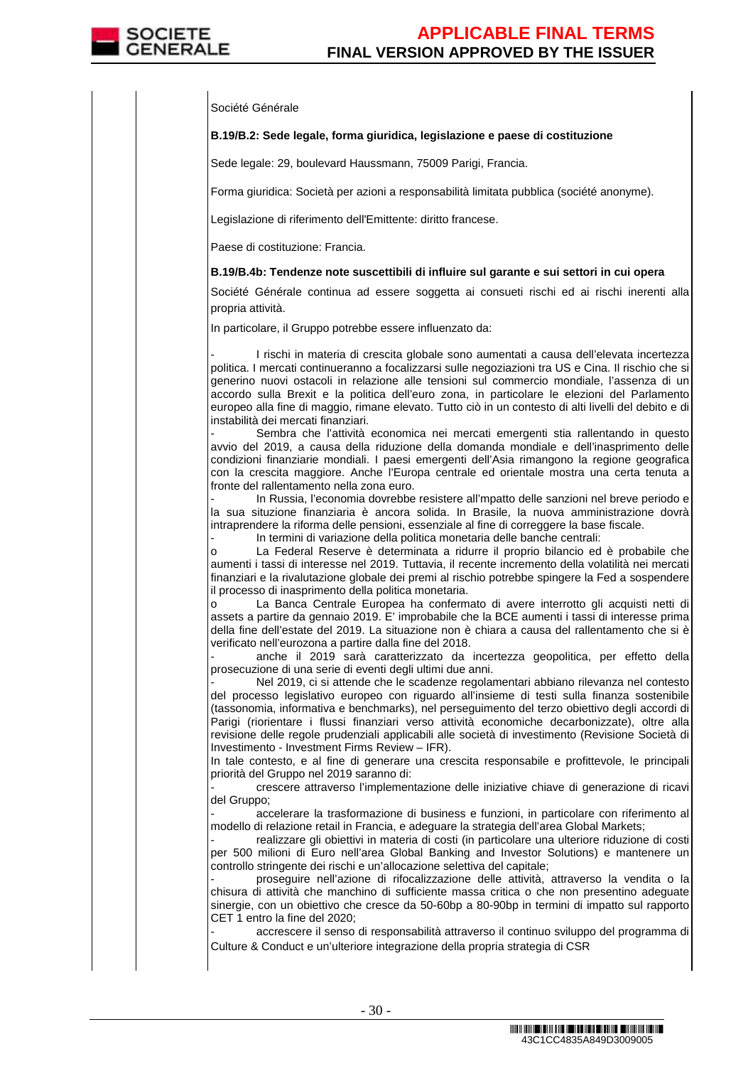Société Générale

**B.19/B.2: Sede legale, forma giuridica, legislazione e paese di costituzione**

Sede legale: 29, boulevard Haussmann, 75009 Parigi, Francia.

Forma giuridica: Società per azioni a responsabilità limitata pubblica (société anonyme).

Legislazione di riferimento dell'Emittente: diritto francese.

Paese di costituzione: Francia.

**B.19/B.4b: Tendenze note suscettibili di influire sul garante e sui settori in cui opera**

Société Générale continua ad essere soggetta ai consueti rischi ed ai rischi inerenti alla propria attività.

In particolare, il Gruppo potrebbe essere influenzato da:

- I rischi in materia di crescita globale sono aumentati a causa dell'elevata incertezza politica. I mercati continueranno a focalizzarsi sulle negoziazioni tra US e Cina. Il rischio che si generino nuovi ostacoli in relazione alle tensioni sul commercio mondiale, l'assenza di un accordo sulla Brexit e la politica dell'euro zona, in particolare le elezioni del Parlamento europeo alla fine di maggio, rimane elevato. Tutto ciò in un contesto di alti livelli del debito e di instabilità dei mercati finanziari.
- Sembra che l'attività economica nei mercati emergenti stia rallentando in questo avvio del 2019, a causa della riduzione della domanda mondiale e dell'inasprimento delle condizioni finanziarie mondiali. I paesi emergenti dell'Asia rimangono la regione geografica con la crescita maggiore. Anche l'Europa centrale ed orientale mostra una certa tenuta a fronte del rallentamento nella zona euro.
- In Russia, l'economia dovrebbe resistere all'mpatto delle sanzioni nel breve periodo e la sua situazione finanziaria è ancora solida. In Brasile, la nuova amministrazione dovrà intraprendere la riforma delle pensioni, essenziale al fine di correggere la base fiscale.
- In termini di variazione della politica monetaria delle banche centrali:
  - o La Federal Reserve è determinata a ridurre il proprio bilancio ed è probabile che aumenti i tassi di interesse nel 2019. Tuttavia, il recente incremento della volatilità nei mercati finanziari e la rivalutazione globale dei premi al rischio potrebbe spingere la Fed a sospendere il processo di inasprimento della politica monetaria.
  - o La Banca Centrale Europea ha confermato di avere interrotto gli acquisti netti di assets a partire da gennaio 2019. E' improbabile che la BCE aumenti i tassi di interesse prima della fine dell'estate del 2019. La situazione non è chiara a causa del rallentamento che si è verificato nell'eurozona a partire dalla fine del 2018.
- anche il 2019 sarà caratterizzato da incertezza geopolitica, per effetto della prosecuzione di una serie di eventi degli ultimi due anni.
- Nel 2019, ci si attende che le scadenze regolamentari abbiano rilevanza nel contesto del processo legislativo europeo con riguardo all'insieme di testi sulla finanza sostenibile (tassonomia, informativa e benchmarks), nel perseguimento del terzo obiettivo degli accordi di Parigi (riorientare i flussi finanziari verso attività economiche decarbonizzate), oltre alla revisione delle regole prudenziali applicabili alle società di investimento (Revisione Società di Investimento - Investment Firms Review – IFR).

In tale contesto, e al fine di generare una crescita responsabile e profittevole, le principali priorità del Gruppo nel 2019 saranno di:

- crescere attraverso l'implementazione delle iniziative chiave di generazione di ricavi del Gruppo;
- accelerare la trasformazione di business e funzioni, in particolare con riferimento al modello di relazione retail in Francia, e adeguare la strategia dell'area Global Markets;
- realizzare gli obiettivi in materia di costi (in particolare una ulteriore riduzione di costi per 500 milioni di Euro nell'area Global Banking and Investor Solutions) e mantenere un controllo stringente dei rischi e un'allocazione selettiva del capitale;
- proseguire nell'azione di rifocalizzazione delle attività, attraverso la vendita o la chiusura di attività che manchino di sufficiente massa critica o che non presentino adeguate sinergie, con un obiettivo che cresce da 50-60bp a 80-90bp in termini di impatto sul rapporto CET 1 entro la fine del 2020;
- accrescere il senso di responsabilità attraverso il continuo sviluppo del programma di Culture & Conduct e un'ulteriore integrazione della propria strategia di CSR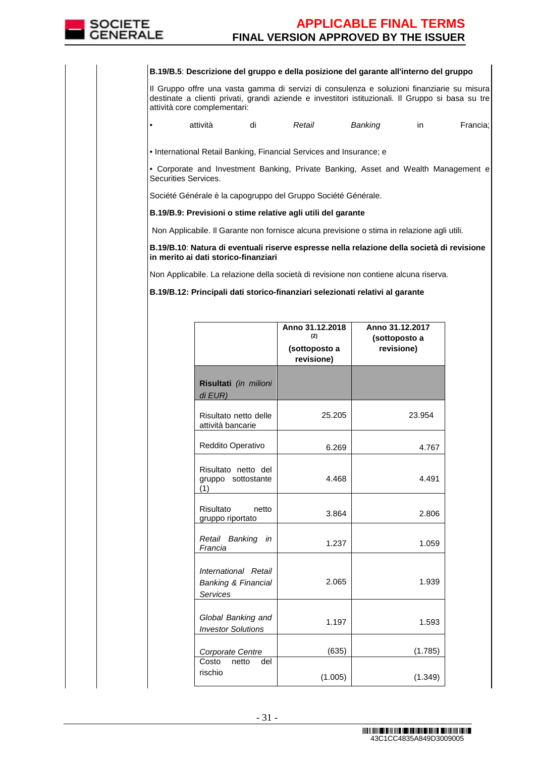**B.19/B.5**: **Descrizione del gruppo e della posizione del garante all'interno del gruppo**

Il Gruppo offre una vasta gamma di servizi di consulenza e soluzioni finanziarie su misura destinate a clienti privati, grandi aziende e investitori istituzionali. Il Gruppo si basa su tre attività core complementari:

- attività di *Retail Banking* in Francia;
- International Retail Banking, Financial Services and Insurance; e
- Corporate and Investment Banking, Private Banking, Asset and Wealth Management e Securities Services.

Société Générale è la capogruppo del Gruppo Société Générale.

**B.19/B.9: Previsioni o stime relative agli utili del garante**

Non Applicabile. Il Garante non fornisce alcuna previsione o stima in relazione agli utili.

**B.19/B.10**: **Natura di eventuali riserve espresse nella relazione della società di revisione in merito ai dati storico-finanziari**

Non Applicabile. La relazione della società di revisione non contiene alcuna riserva.

**B.19/B.12: Principali dati storico-finanziari selezionati relativi al garante**

| | **Anno 31.12.2018** (2) **(sottoposto a revisione)** | **Anno 31.12.2017 (sottoposto a revisione)** |
|---|---|---|
| **Risultati** *(in milioni di EUR)* | | |
| Risultato netto delle attività bancarie | 25.205 | 23.954 |
| Reddito Operativo | 6.269 | 4.767 |
| Risultato netto del gruppo sottostante (1) | 4.468 | 4.491 |
| Risultato netto gruppo riportato | 3.864 | 2.806 |
| *Retail Banking in Francia* | 1.237 | 1.059 |
| *International Retail Banking & Financial Services* | 2.065 | 1.939 |
| *Global Banking and Investor Solutions* | 1.197 | 1.593 |
| *Corporate Centre* | (635) | (1.785) |
| Costo netto del rischio | (1.005) | (1.349) |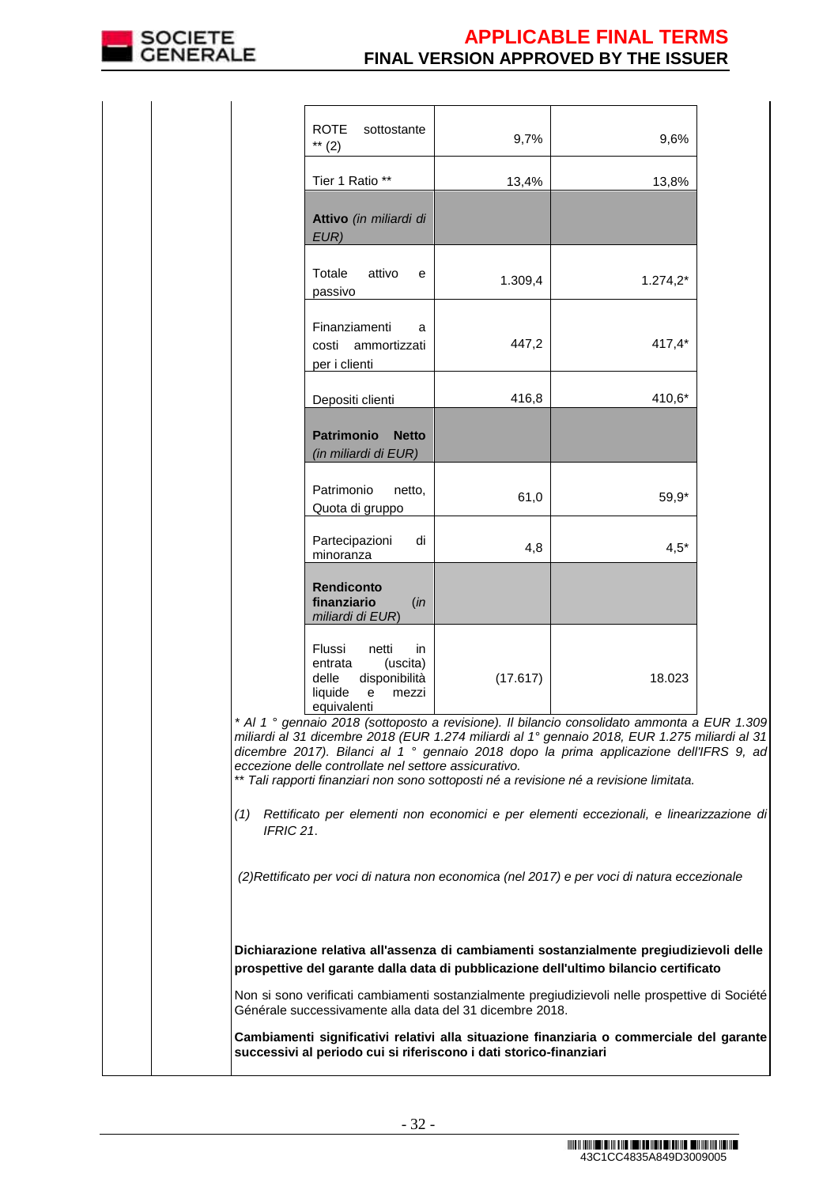| | | |
|---|---|---|
| ROTE sottostante ** (2) | 9,7% | 9,6% |
| Tier 1 Ratio ** | 13,4% | 13,8% |
| **Attivo** *(in miliardi di EUR)* | | |
| Totale attivo e passivo | 1.309,4 | 1.274,2* |
| Finanziamenti a costi ammortizzati per i clienti | 447,2 | 417,4* |
| Depositi clienti | 416,8 | 410,6* |
| **Patrimonio Netto** *(in miliardi di EUR)* | | |
| Patrimonio netto, Quota di gruppo | 61,0 | 59,9* |
| Partecipazioni di minoranza | 4,8 | 4,5* |
| **Rendiconto finanziario** (*in miliardi di EUR*) | | |
| Flussi netti in entrata (uscita) delle disponibilità liquide e mezzi equivalenti | (17.617) | 18.023 |

*\* Al 1 ° gennaio 2018 (sottoposto a revisione). Il bilancio consolidato ammonta a EUR 1.309 miliardi al 31 dicembre 2018 (EUR 1.274 miliardi al 1° gennaio 2018, EUR 1.275 miliardi al 31 dicembre 2017). Bilanci al 1 ° gennaio 2018 dopo la prima applicazione dell'IFRS 9, ad eccezione delle controllate nel settore assicurativo.*

*\*\* Tali rapporti finanziari non sono sottoposti né a revisione né a revisione limitata.*

*(1) Rettificato per elementi non economici e per elementi eccezionali, e linearizzazione di IFRIC 21.*

*(2)Rettificato per voci di natura non economica (nel 2017) e per voci di natura eccezionale*

**Dichiarazione relativa all'assenza di cambiamenti sostanzialmente pregiudizievoli delle prospettive del garante dalla data di pubblicazione dell'ultimo bilancio certificato**

Non si sono verificati cambiamenti sostanzialmente pregiudizievoli nelle prospettive di Société Générale successivamente alla data del 31 dicembre 2018.

**Cambiamenti significativi relativi alla situazione finanziaria o commerciale del garante successivi al periodo cui si riferiscono i dati storico-finanziari**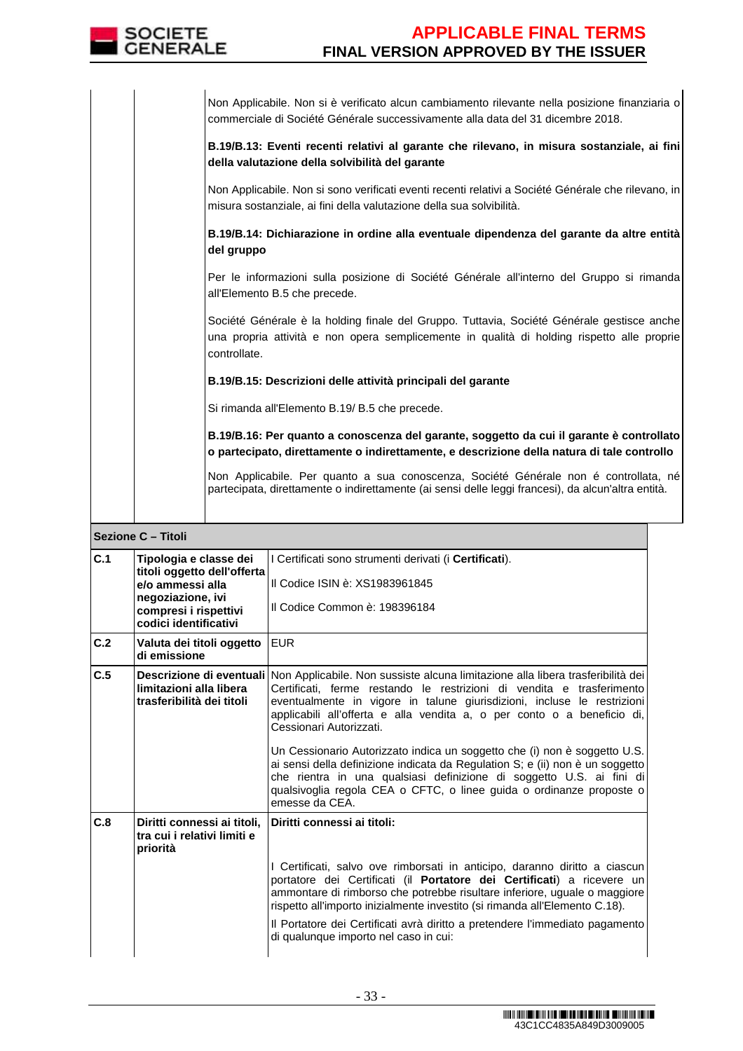| | | |
|---|---|---|
| | | Non Applicabile. Non si è verificato alcun cambiamento rilevante nella posizione finanziaria o commerciale di Société Générale successivamente alla data del 31 dicembre 2018.<br><br>**B.19/B.13: Eventi recenti relativi al garante che rilevano, in misura sostanziale, ai fini della valutazione della solvibilità del garante**<br><br>Non Applicabile. Non si sono verificati eventi recenti relativi a Société Générale che rilevano, in misura sostanziale, ai fini della valutazione della sua solvibilità.<br><br>**B.19/B.14: Dichiarazione in ordine alla eventuale dipendenza del garante da altre entità del gruppo**<br><br>Per le informazioni sulla posizione di Société Générale all'interno del Gruppo si rimanda all'Elemento B.5 che precede.<br><br>Société Générale è la holding finale del Gruppo. Tuttavia, Société Générale gestisce anche una propria attività e non opera semplicemente in qualità di holding rispetto alle proprie controllate.<br><br>**B.19/B.15: Descrizioni delle attività principali del garante**<br><br>Si rimanda all'Elemento B.19/ B.5 che precede.<br><br>**B.19/B.16: Per quanto a conoscenza del garante, soggetto da cui il garante è controllato o partecipato, direttamente o indirettamente, e descrizione della natura di tale controllo**<br><br>Non Applicabile. Per quanto a sua conoscenza, Société Générale non é controllata, né partecipata, direttamente o indirettamente (ai sensi delle leggi francesi), da alcun'altra entità. |

| **Sezione C – Titoli** | | |
|---|---|---|
| **C.1** | **Tipologia e classe dei titoli oggetto dell'offerta e/o ammessi alla negoziazione, ivi compresi i rispettivi codici identificativi** | I Certificati sono strumenti derivati (i **Certificati**).<br><br>Il Codice ISIN è: XS1983961845<br><br>Il Codice Common è: 198396184 |
| **C.2** | **Valuta dei titoli oggetto di emissione** | EUR |
| **C.5** | **Descrizione di eventuali limitazioni alla libera trasferibilità dei titoli** | Non Applicabile. Non sussiste alcuna limitazione alla libera trasferibilità dei Certificati, ferme restando le restrizioni di vendita e trasferimento eventualmente in vigore in talune giurisdizioni, incluse le restrizioni applicabili all'offerta e alla vendita a, o per conto o a beneficio di, Cessionari Autorizzati.<br><br>Un Cessionario Autorizzato indica un soggetto che (i) non è soggetto U.S. ai sensi della definizione indicata da Regulation S; e (ii) non è un soggetto che rientra in una qualsiasi definizione di soggetto U.S. ai fini di qualsivoglia regola CEA o CFTC, o linee guida o ordinanze proposte o emesse da CEA. |
| **C.8** | **Diritti connessi ai titoli, tra cui i relativi limiti e priorità** | **Diritti connessi ai titoli:**<br><br>I Certificati, salvo ove rimborsati in anticipo, daranno diritto a ciascun portatore dei Certificati (il **Portatore dei Certificati**) a ricevere un ammontare di rimborso che potrebbe risultare inferiore, uguale o maggiore rispetto all'importo inizialmente investito (si rimanda all'Elemento C.18).<br><br>Il Portatore dei Certificati avrà diritto a pretendere l'immediato pagamento di qualunque importo nel caso in cui: |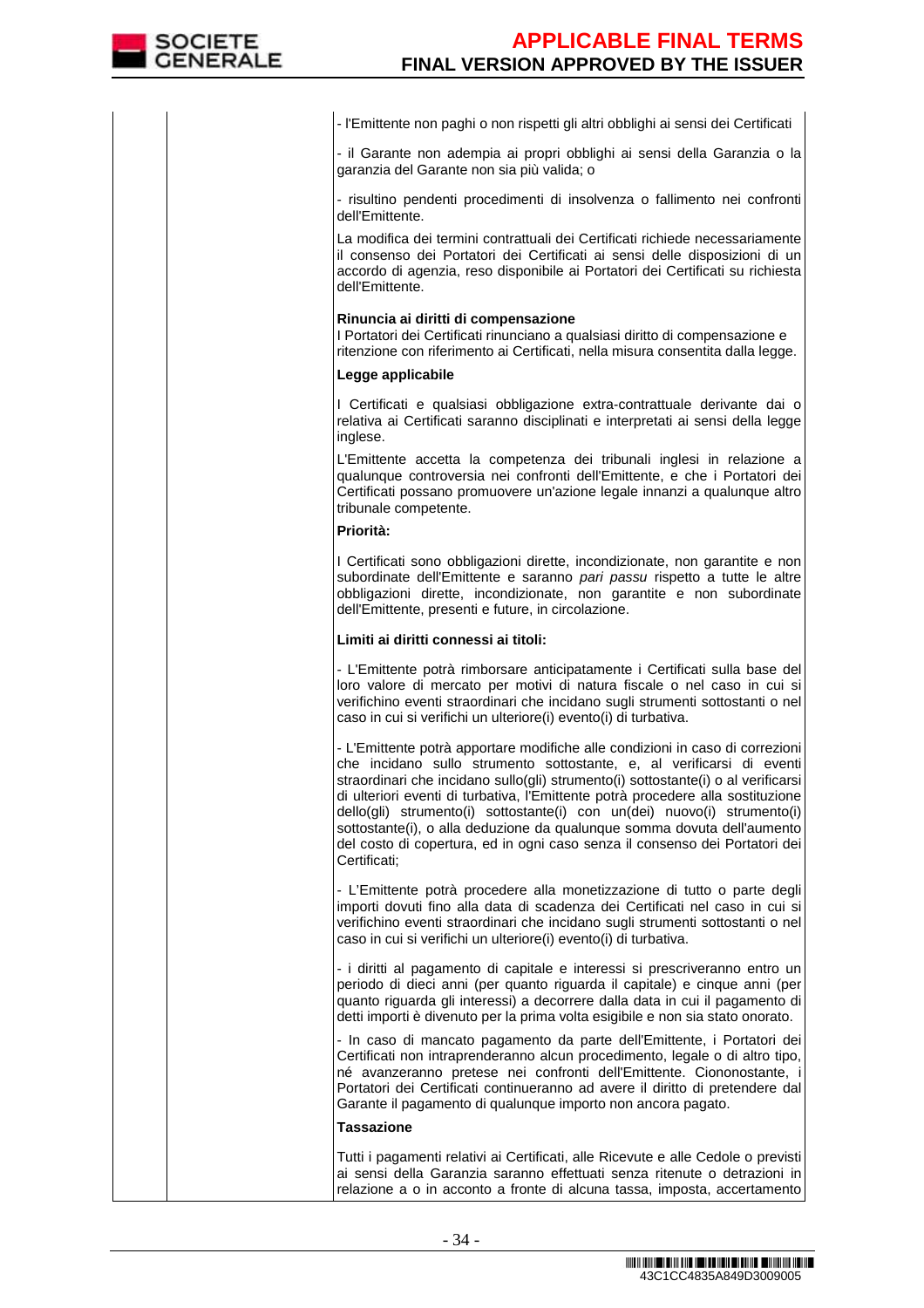| | | - l'Emittente non paghi o non rispetti gli altri obblighi ai sensi dei Certificati<br><br>- il Garante non adempia ai propri obblighi ai sensi della Garanzia o la garanzia del Garante non sia più valida; o<br><br>- risultino pendenti procedimenti di insolvenza o fallimento nei confronti dell'Emittente.<br><br>La modifica dei termini contrattuali dei Certificati richiede necessariamente il consenso dei Portatori dei Certificati ai sensi delle disposizioni di un accordo di agenzia, reso disponibile ai Portatori dei Certificati su richiesta dell'Emittente.<br><br>**Rinuncia ai diritti di compensazione**<br>I Portatori dei Certificati rinunciano a qualsiasi diritto di compensazione e ritenzione con riferimento ai Certificati, nella misura consentita dalla legge.<br><br>**Legge applicabile**<br><br>I Certificati e qualsiasi obbligazione extra-contrattuale derivante dai o relativa ai Certificati saranno disciplinati e interpretati ai sensi della legge inglese.<br><br>L'Emittente accetta la competenza dei tribunali inglesi in relazione a qualunque controversia nei confronti dell'Emittente, e che i Portatori dei Certificati possano promuovere un'azione legale innanzi a qualunque altro tribunale competente.<br><br>**Priorità:**<br><br>I Certificati sono obbligazioni dirette, incondizionate, non garantite e non subordinate dell'Emittente e saranno *pari passu* rispetto a tutte le altre obbligazioni dirette, incondizionate, non garantite e non subordinate dell'Emittente, presenti e future, in circolazione.<br><br>**Limiti ai diritti connessi ai titoli:**<br><br>- L'Emittente potrà rimborsare anticipatamente i Certificati sulla base del loro valore di mercato per motivi di natura fiscale o nel caso in cui si verifichino eventi straordinari che incidano sugli strumenti sottostanti o nel caso in cui si verifichi un ulteriore(i) evento(i) di turbativa.<br><br>- L'Emittente potrà apportare modifiche alle condizioni in caso di correzioni che incidano sullo strumento sottostante, e, al verificarsi di eventi straordinari che incidano sullo(gli) strumento(i) sottostante(i) o al verificarsi di ulteriori eventi di turbativa, l'Emittente potrà procedere alla sostituzione dello(gli) strumento(i) sottostante(i) con un(dei) nuovo(i) strumento(i) sottostante(i), o alla deduzione da qualunque somma dovuta dell'aumento del costo di copertura, ed in ogni caso senza il consenso dei Portatori dei Certificati;<br><br>- L'Emittente potrà procedere alla monetizzazione di tutto o parte degli importi dovuti fino alla data di scadenza dei Certificati nel caso in cui si verifichino eventi straordinari che incidano sugli strumenti sottostanti o nel caso in cui si verifichi un ulteriore(i) evento(i) di turbativa.<br><br>- i diritti al pagamento di capitale e interessi si prescriveranno entro un periodo di dieci anni (per quanto riguarda il capitale) e cinque anni (per quanto riguarda gli interessi) a decorrere dalla data in cui il pagamento di detti importi è divenuto per la prima volta esigibile e non sia stato onorato.<br><br>- In caso di mancato pagamento da parte dell'Emittente, i Portatori dei Certificati non intraprenderanno alcun procedimento, legale o di altro tipo, né avanzeranno pretese nei confronti dell'Emittente. Ciononostante, i Portatori dei Certificati continueranno ad avere il diritto di pretendere dal Garante il pagamento di qualunque importo non ancora pagato.<br><br>**Tassazione**<br><br>Tutti i pagamenti relativi ai Certificati, alle Ricevute e alle Cedole o previsti ai sensi della Garanzia saranno effettuati senza ritenute o detrazioni in relazione a o in acconto a fronte di alcuna tassa, imposta, accertamento |
|---|---|---|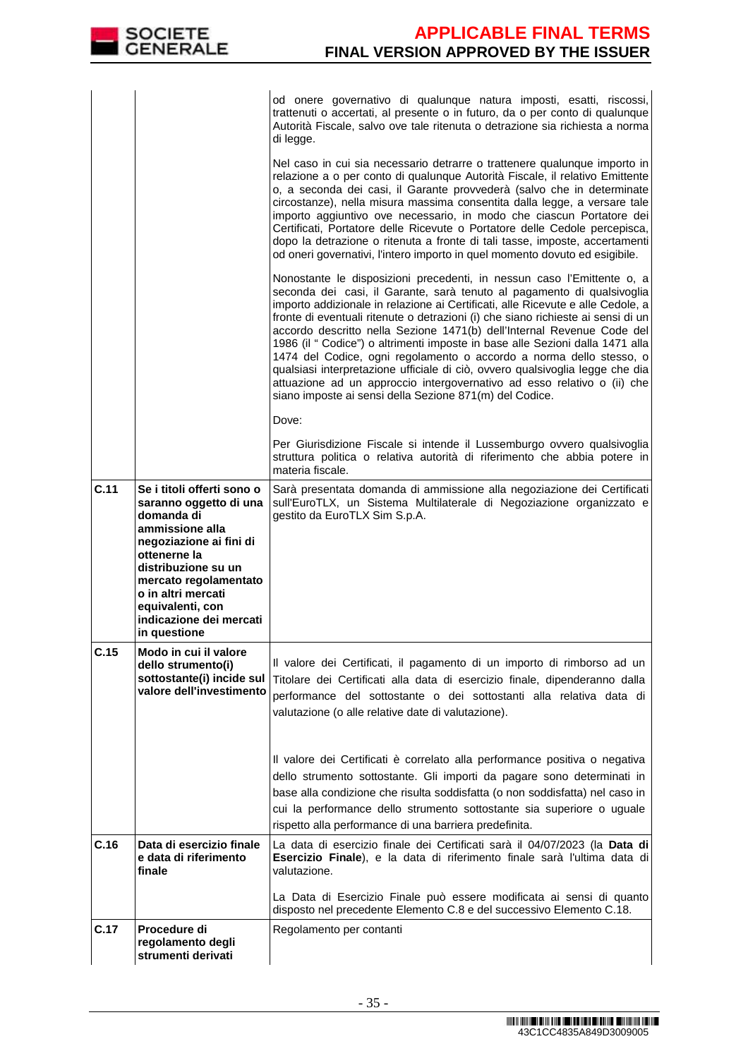| | | |
|---|---|---|
| | | od onere governativo di qualunque natura imposti, esatti, riscossi, trattenuti o accertati, al presente o in futuro, da o per conto di qualunque Autorità Fiscale, salvo ove tale ritenuta o detrazione sia richiesta a norma di legge.<br><br>Nel caso in cui sia necessario detrarre o trattenere qualunque importo in relazione a o per conto di qualunque Autorità Fiscale, il relativo Emittente o, a seconda dei casi, il Garante provvederà (salvo che in determinate circostanze), nella misura massima consentita dalla legge, a versare tale importo aggiuntivo ove necessario, in modo che ciascun Portatore dei Certificati, Portatore delle Ricevute o Portatore delle Cedole percepisca, dopo la detrazione o ritenuta a fronte di tali tasse, imposte, accertamenti od oneri governativi, l'intero importo in quel momento dovuto ed esigibile.<br><br>Nonostante le disposizioni precedenti, in nessun caso l'Emittente o, a seconda dei casi, il Garante, sarà tenuto al pagamento di qualsivoglia importo addizionale in relazione ai Certificati, alle Ricevute e alle Cedole, a fronte di eventuali ritenute o detrazioni (i) che siano richieste ai sensi di un accordo descritto nella Sezione 1471(b) dell'Internal Revenue Code del 1986 (il " Codice") o altrimenti imposte in base alle Sezioni dalla 1471 alla 1474 del Codice, ogni regolamento o accordo a norma dello stesso, o qualsiasi interpretazione ufficiale di ciò, ovvero qualsivoglia legge che dia attuazione ad un approccio intergovernativo ad esso relativo o (ii) che siano imposte ai sensi della Sezione 871(m) del Codice.<br><br>Dove:<br><br>Per Giurisdizione Fiscale si intende il Lussemburgo ovvero qualsivoglia struttura politica o relativa autorità di riferimento che abbia potere in materia fiscale. |
| **C.11** | **Se i titoli offerti sono o saranno oggetto di una domanda di ammissione alla negoziazione ai fini di ottenerne la distribuzione su un mercato regolamentato o in altri mercati equivalenti, con indicazione dei mercati in questione** | Sarà presentata domanda di ammissione alla negoziazione dei Certificati sull'EuroTLX, un Sistema Multilaterale di Negoziazione organizzato e gestito da EuroTLX Sim S.p.A. |
| **C.15** | **Modo in cui il valore dello strumento(i) sottostante(i) incide sul valore dell'investimento** | Il valore dei Certificati, il pagamento di un importo di rimborso ad un Titolare dei Certificati alla data di esercizio finale, dipenderanno dalla performance del sottostante o dei sottostanti alla relativa data di valutazione (o alle relative date di valutazione).<br><br>Il valore dei Certificati è correlato alla performance positiva o negativa dello strumento sottostante. Gli importi da pagare sono determinati in base alla condizione che risulta soddisfatta (o non soddisfatta) nel caso in cui la performance dello strumento sottostante sia superiore o uguale rispetto alla performance di una barriera predefinita. |
| **C.16** | **Data di esercizio finale e data di riferimento finale** | La data di esercizio finale dei Certificati sarà il 04/07/2023 (la **Data di Esercizio Finale**), e la data di riferimento finale sarà l'ultima data di valutazione.<br><br>La Data di Esercizio Finale può essere modificata ai sensi di quanto disposto nel precedente Elemento C.8 e del successivo Elemento C.18. |
| **C.17** | **Procedure di regolamento degli strumenti derivati** | Regolamento per contanti |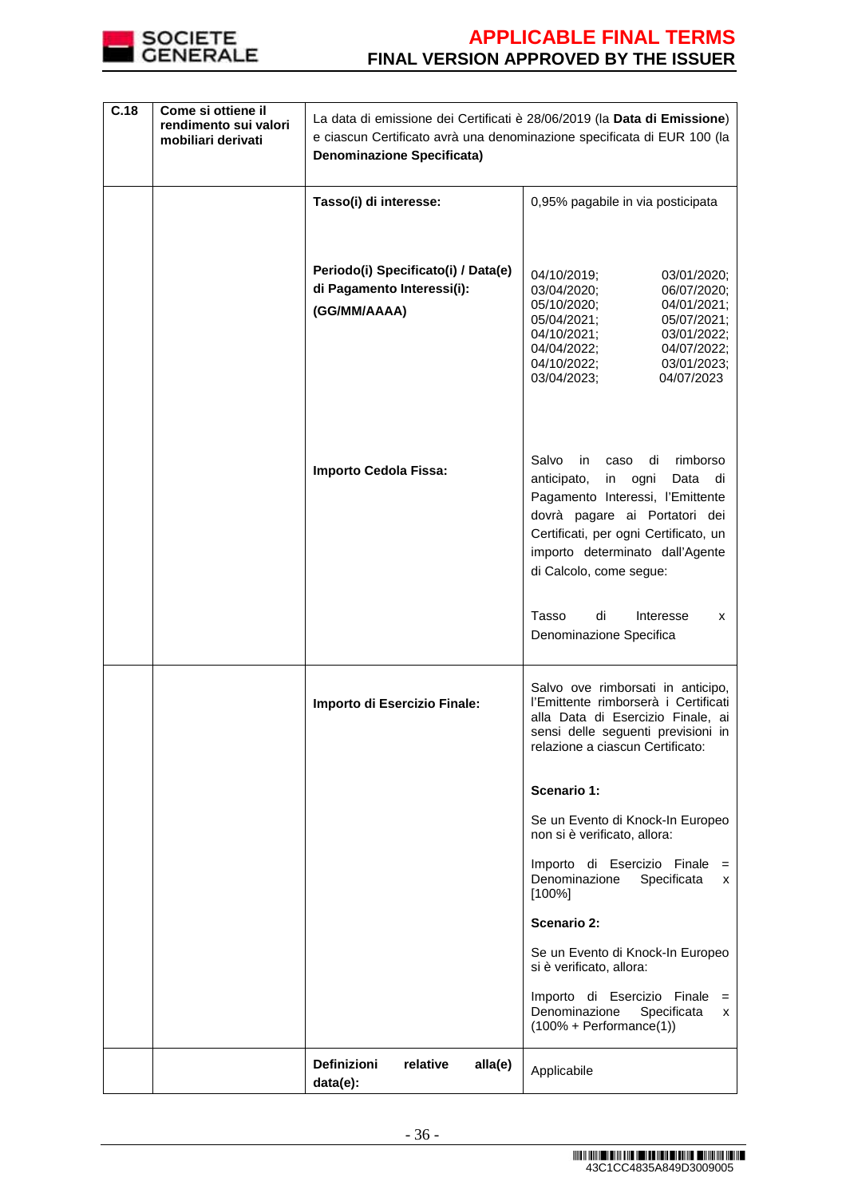| C.18 | Come si ottiene il rendimento sui valori mobiliari derivati | La data di emissione dei Certificati è 28/06/2019 (la **Data di Emissione**) e ciascun Certificato avrà una denominazione specificata di EUR 100 (la **Denominazione Specificata)** | |
|---|---|---|---|
| | | **Tasso(i) di interesse:** | 0,95% pagabile in via posticipata |
| | | **Periodo(i) Specificato(i) / Data(e) di Pagamento Interessi(i): (GG/MM/AAAA)** | 04/10/2019; 03/01/2020; 03/04/2020; 06/07/2020; 05/10/2020; 04/01/2021; 05/04/2021; 05/07/2021; 04/10/2021; 03/01/2022; 04/04/2022; 04/07/2022; 04/10/2022; 03/01/2023; 03/04/2023; 04/07/2023 |
| | | **Importo Cedola Fissa:** | Salvo in caso di rimborso anticipato, in ogni Data di Pagamento Interessi, l'Emittente dovrà pagare ai Portatori dei Certificati, per ogni Certificato, un importo determinato dall'Agente di Calcolo, come segue:<br><br>Tasso di Interesse x Denominazione Specifica |
| | | **Importo di Esercizio Finale:** | Salvo ove rimborsati in anticipo, l'Emittente rimborserà i Certificati alla Data di Esercizio Finale, ai sensi delle seguenti previsioni in relazione a ciascun Certificato:<br><br>**Scenario 1:**<br><br>Se un Evento di Knock-In Europeo non si è verificato, allora:<br><br>Importo di Esercizio Finale = Denominazione Specificata x [100%]<br><br>**Scenario 2:**<br><br>Se un Evento di Knock-In Europeo si è verificato, allora:<br><br>Importo di Esercizio Finale = Denominazione Specificata x (100% + Performance(1)) |
| | | **Definizioni relative alla(e) data(e):** | Applicabile |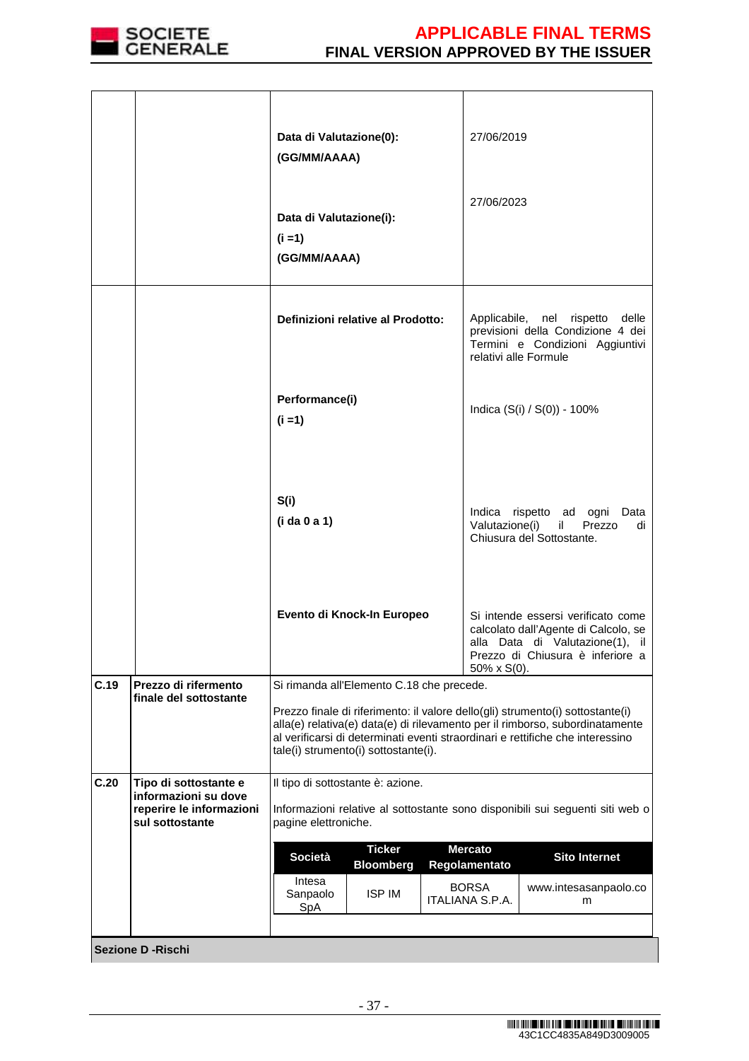| | | | |
|---|---|---|---|
| | | **Data di Valutazione(0): (GG/MM/AAAA)** | 27/06/2019 |
| | | **Data di Valutazione(i): (i =1) (GG/MM/AAAA)** | 27/06/2023 |
| | | **Definizioni relative al Prodotto:** | Applicabile, nel rispetto delle previsioni della Condizione 4 dei Termini e Condizioni Aggiuntivi relativi alle Formule |
| | | **Performance(i) (i =1)** | Indica (S(i) / S(0)) - 100% |
| | | **S(i) (i da 0 a 1)** | Indica rispetto ad ogni Data Valutazione(i) il Prezzo di Chiusura del Sottostante. |
| | | **Evento di Knock-In Europeo** | Si intende essersi verificato come calcolato dall'Agente di Calcolo, se alla Data di Valutazione(1), il Prezzo di Chiusura è inferiore a 50% x S(0). |
| **C.19** | **Prezzo di rifermento finale del sottostante** | Si rimanda all'Elemento C.18 che precede.<br><br>Prezzo finale di riferimento: il valore dello(gli) strumento(i) sottostante(i) alla(e) relativa(e) data(e) di rilevamento per il rimborso, subordinatamente al verificarsi di determinati eventi straordinari e rettifiche che interessino tale(i) strumento(i) sottostante(i). | |
| **C.20** | **Tipo di sottostante e informazioni su dove reperire le informazioni sul sottostante** | Il tipo di sottostante è: azione.<br><br>Informazioni relative al sottostante sono disponibili sui seguenti siti web o pagine elettroniche. | |

| Società | Ticker Bloomberg | Mercato Regolamentato | Sito Internet |
|---|---|---|---|
| Intesa Sanpaolo SpA | ISP IM | BORSA ITALIANA S.P.A. | www.intesasanpaolo.com |

**Sezione D -Rischi**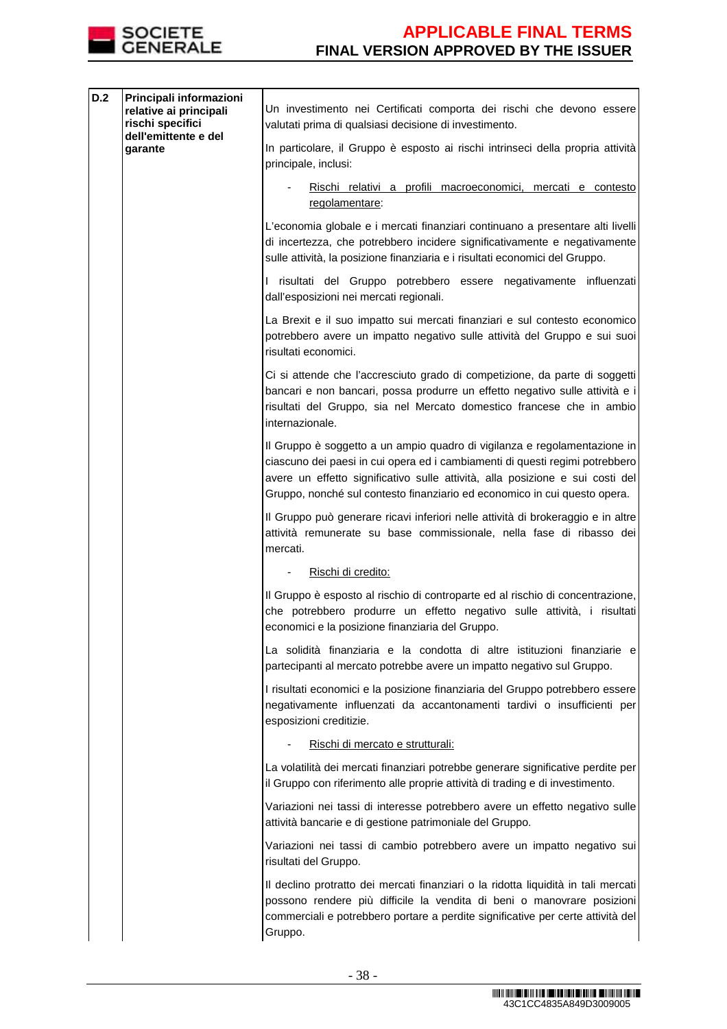| D.2 | Principali informazioni relative ai principali rischi specifici dell'emittente e del garante | Un investimento nei Certificati comporta dei rischi che devono essere valutati prima di qualsiasi decisione di investimento.<br><br>In particolare, il Gruppo è esposto ai rischi intrinseci della propria attività principale, inclusi:<br><br>- Rischi relativi a profili macroeconomici, mercati e contesto regolamentare:<br><br>L'economia globale e i mercati finanziari continuano a presentare alti livelli di incertezza, che potrebbero incidere significativamente e negativamente sulle attività, la posizione finanziaria e i risultati economici del Gruppo.<br><br>I risultati del Gruppo potrebbero essere negativamente influenzati dall'esposizioni nei mercati regionali.<br><br>La Brexit e il suo impatto sui mercati finanziari e sul contesto economico potrebbero avere un impatto negativo sulle attività del Gruppo e sui suoi risultati economici.<br><br>Ci si attende che l'accresciuto grado di competizione, da parte di soggetti bancari e non bancari, possa produrre un effetto negativo sulle attività e i risultati del Gruppo, sia nel Mercato domestico francese che in ambio internazionale.<br><br>Il Gruppo è soggetto a un ampio quadro di vigilanza e regolamentazione in ciascuno dei paesi in cui opera ed i cambiamenti di questi regimi potrebbero avere un effetto significativo sulle attività, alla posizione e sui costi del Gruppo, nonché sul contesto finanziario ed economico in cui questo opera.<br><br>Il Gruppo può generare ricavi inferiori nelle attività di brokeraggio e in altre attività remunerate su base commissionale, nella fase di ribasso dei mercati.<br><br>- Rischi di credito:<br><br>Il Gruppo è esposto al rischio di controparte ed al rischio di concentrazione, che potrebbero produrre un effetto negativo sulle attività, i risultati economici e la posizione finanziaria del Gruppo.<br><br>La solidità finanziaria e la condotta di altre istituzioni finanziarie e partecipanti al mercato potrebbe avere un impatto negativo sul Gruppo.<br><br>I risultati economici e la posizione finanziaria del Gruppo potrebbero essere negativamente influenzati da accantonamenti tardivi o insufficienti per esposizioni creditizie.<br><br>- Rischi di mercato e strutturali:<br><br>La volatilità dei mercati finanziari potrebbe generare significative perdite per il Gruppo con riferimento alle proprie attività di trading e di investimento.<br><br>Variazioni nei tassi di interesse potrebbero avere un effetto negativo sulle attività bancarie e di gestione patrimoniale del Gruppo.<br><br>Variazioni nei tassi di cambio potrebbero avere un impatto negativo sui risultati del Gruppo.<br><br>Il declino protratto dei mercati finanziari o la ridotta liquidità in tali mercati possono rendere più difficile la vendita di beni o manovrare posizioni commerciali e potrebbero portare a perdite significative per certe attività del Gruppo. |
|---|---|---|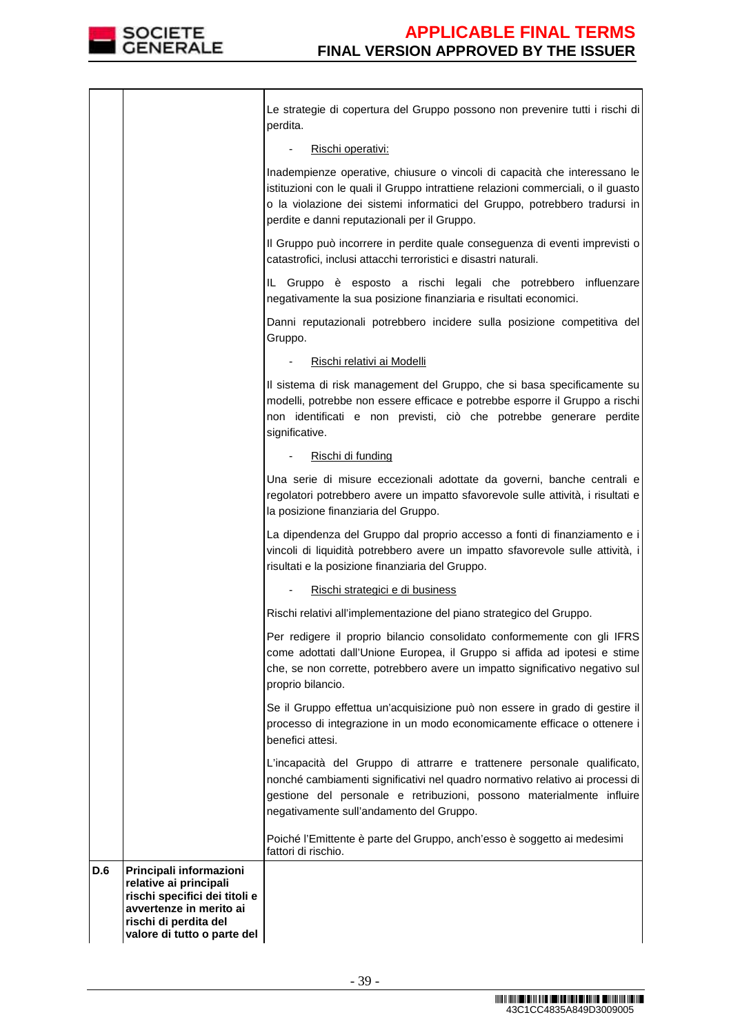| | | |
|---|---|---|
| | | Le strategie di copertura del Gruppo possono non prevenire tutti i rischi di perdita.<br><br>- <u>Rischi operativi:</u><br><br>Inadempienze operative, chiusure o vincoli di capacità che interessano le istituzioni con le quali il Gruppo intrattiene relazioni commerciali, o il guasto o la violazione dei sistemi informatici del Gruppo, potrebbero tradursi in perdite e danni reputazionali per il Gruppo.<br><br>Il Gruppo può incorrere in perdite quale conseguenza di eventi imprevisti o catastrofici, inclusi attacchi terroristici e disastri naturali.<br><br>IL Gruppo è esposto a rischi legali che potrebbero influenzare negativamente la sua posizione finanziaria e risultati economici.<br><br>Danni reputazionali potrebbero incidere sulla posizione competitiva del Gruppo.<br><br>- <u>Rischi relativi ai Modelli</u><br><br>Il sistema di risk management del Gruppo, che si basa specificamente su modelli, potrebbe non essere efficace e potrebbe esporre il Gruppo a rischi non identificati e non previsti, ciò che potrebbe generare perdite significative.<br><br>- <u>Rischi di funding</u><br><br>Una serie di misure eccezionali adottate da governi, banche centrali e regolatori potrebbero avere un impatto sfavorevole sulle attività, i risultati e la posizione finanziaria del Gruppo.<br><br>La dipendenza del Gruppo dal proprio accesso a fonti di finanziamento e i vincoli di liquidità potrebbero avere un impatto sfavorevole sulle attività, i risultati e la posizione finanziaria del Gruppo.<br><br>- <u>Rischi strategici e di business</u><br><br>Rischi relativi all'implementazione del piano strategico del Gruppo.<br><br>Per redigere il proprio bilancio consolidato conformemente con gli IFRS come adottati dall'Unione Europea, il Gruppo si affida ad ipotesi e stime che, se non corrette, potrebbero avere un impatto significativo negativo sul proprio bilancio.<br><br>Se il Gruppo effettua un'acquisizione può non essere in grado di gestire il processo di integrazione in un modo economicamente efficace o ottenere i benefici attesi.<br><br>L'incapacità del Gruppo di attrarre e trattenere personale qualificato, nonché cambiamenti significativi nel quadro normativo relativo ai processi di gestione del personale e retribuzioni, possono materialmente influire negativamente sull'andamento del Gruppo.<br><br>Poiché l'Emittente è parte del Gruppo, anch'esso è soggetto ai medesimi fattori di rischio. |
| **D.6** | **Principali informazioni relative ai principali rischi specifici dei titoli e avvertenze in merito ai rischi di perdita del valore di tutto o parte del** | |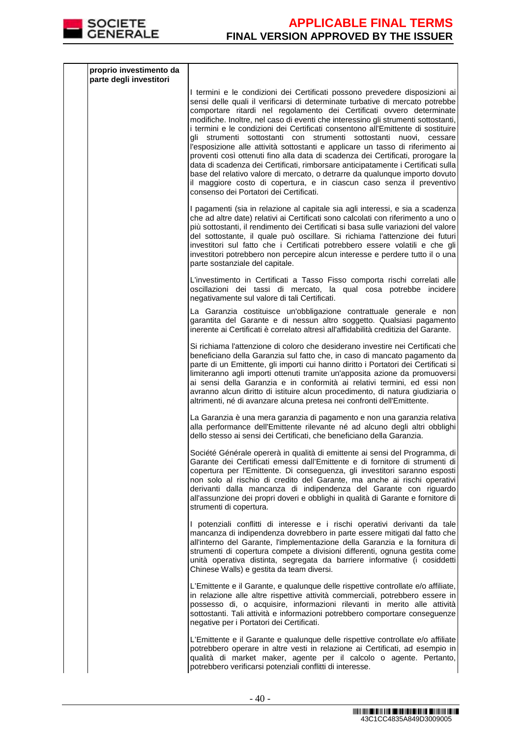| | proprio investimento da parte degli investitori | I termini e le condizioni dei Certificati possono prevedere disposizioni ai sensi delle quali il verificarsi di determinate turbative di mercato potrebbe comportare ritardi nel regolamento dei Certificati ovvero determinate modifiche. Inoltre, nel caso di eventi che interessino gli strumenti sottostanti, i termini e le condizioni dei Certificati consentono all'Emittente di sostituire gli strumenti sottostanti con strumenti sottostanti nuovi, cessare l'esposizione alle attività sottostanti e applicare un tasso di riferimento ai proventi così ottenuti fino alla data di scadenza dei Certificati, prorogare la data di scadenza dei Certificati, rimborsare anticipatamente i Certificati sulla base del relativo valore di mercato, o detrarre da qualunque importo dovuto il maggiore costo di copertura, e in ciascun caso senza il preventivo consenso dei Portatori dei Certificati.<br><br>I pagamenti (sia in relazione al capitale sia agli interessi, e sia a scadenza che ad altre date) relativi ai Certificati sono calcolati con riferimento a uno o più sottostanti, il rendimento dei Certificati si basa sulle variazioni del valore del sottostante, il quale può oscillare. Si richiama l'attenzione dei futuri investitori sul fatto che i Certificati potrebbero essere volatili e che gli investitori potrebbero non percepire alcun interesse e perdere tutto il o una parte sostanziale del capitale.<br><br>L'investimento in Certificati a Tasso Fisso comporta rischi correlati alle oscillazioni dei tassi di mercato, la qual cosa potrebbe incidere negativamente sul valore di tali Certificati.<br><br>La Garanzia costituisce un'obbligazione contrattuale generale e non garantita del Garante e di nessun altro soggetto. Qualsiasi pagamento inerente ai Certificati è correlato altresì all'affidabilità creditizia del Garante.<br><br>Si richiama l'attenzione di coloro che desiderano investire nei Certificati che beneficiano della Garanzia sul fatto che, in caso di mancato pagamento da parte di un Emittente, gli importi cui hanno diritto i Portatori dei Certificati si limiteranno agli importi ottenuti tramite un'apposita azione da promuoversi ai sensi della Garanzia e in conformità ai relativi termini, ed essi non avranno alcun diritto di istituire alcun procedimento, di natura giudiziaria o altrimenti, né di avanzare alcuna pretesa nei confronti dell'Emittente.<br><br>La Garanzia è una mera garanzia di pagamento e non una garanzia relativa alla performance dell'Emittente rilevante né ad alcuno degli altri obblighi dello stesso ai sensi dei Certificati, che beneficiano della Garanzia.<br><br>Société Générale opererà in qualità di emittente ai sensi del Programma, di Garante dei Certificati emessi dall'Emittente e di fornitore di strumenti di copertura per l'Emittente. Di conseguenza, gli investitori saranno esposti non solo al rischio di credito del Garante, ma anche ai rischi operativi derivanti dalla mancanza di indipendenza del Garante con riguardo all'assunzione dei propri doveri e obblighi in qualità di Garante e fornitore di strumenti di copertura.<br><br>I potenziali conflitti di interesse e i rischi operativi derivanti da tale mancanza di indipendenza dovrebbero in parte essere mitigati dal fatto che all'interno del Garante, l'implementazione della Garanzia e la fornitura di strumenti di copertura compete a divisioni differenti, ognuna gestita come unità operativa distinta, segregata da barriere informative (i cosiddetti Chinese Walls) e gestita da team diversi.<br><br>L'Emittente e il Garante, e qualunque delle rispettive controllate e/o affiliate, in relazione alle altre rispettive attività commerciali, potrebbero essere in possesso di, o acquisire, informazioni rilevanti in merito alle attività sottostanti. Tali attività e informazioni potrebbero comportare conseguenze negative per i Portatori dei Certificati.<br><br>L'Emittente e il Garante e qualunque delle rispettive controllate e/o affiliate potrebbero operare in altre vesti in relazione ai Certificati, ad esempio in qualità di market maker, agente per il calcolo o agente. Pertanto, potrebbero verificarsi potenziali conflitti di interesse. |
|---|---|---|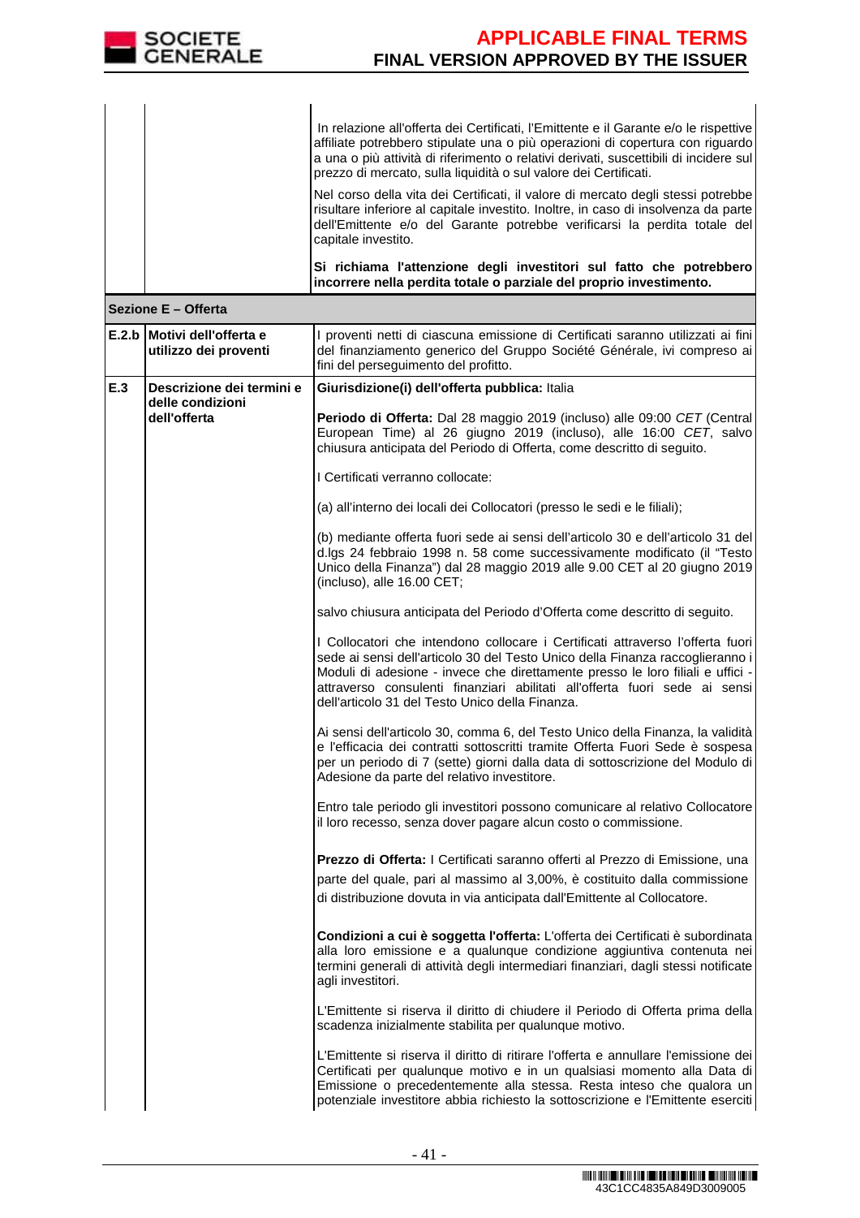| | | |
|---|---|---|
| | | In relazione all'offerta dei Certificati, l'Emittente e il Garante e/o le rispettive affiliate potrebbero stipulate una o più operazioni di copertura con riguardo a una o più attività di riferimento o relativi derivati, suscettibili di incidere sul prezzo di mercato, sulla liquidità o sul valore dei Certificati.<br><br>Nel corso della vita dei Certificati, il valore di mercato degli stessi potrebbe risultare inferiore al capitale investito. Inoltre, in caso di insolvenza da parte dell'Emittente e/o del Garante potrebbe verificarsi la perdita totale del capitale investito.<br><br>**Si richiama l'attenzione degli investitori sul fatto che potrebbero incorrere nella perdita totale o parziale del proprio investimento.** |
| **Sezione E – Offerta** | | |
| **E.2.b** | **Motivi dell'offerta e utilizzo dei proventi** | I proventi netti di ciascuna emissione di Certificati saranno utilizzati ai fini del finanziamento generico del Gruppo Société Générale, ivi compreso ai fini del perseguimento del profitto. |
| **E.3** | **Descrizione dei termini e delle condizioni dell'offerta** | **Giurisdizione(i) dell'offerta pubblica:** Italia<br><br>**Periodo di Offerta:** Dal 28 maggio 2019 (incluso) alle 09:00 *CET* (Central European Time) al 26 giugno 2019 (incluso), alle 16:00 *CET*, salvo chiusura anticipata del Periodo di Offerta, come descritto di seguito.<br><br>I Certificati verranno collocate:<br><br>(a) all'interno dei locali dei Collocatori (presso le sedi e le filiali);<br><br>(b) mediante offerta fuori sede ai sensi dell'articolo 30 e dell'articolo 31 del d.lgs 24 febbraio 1998 n. 58 come successivamente modificato (il "Testo Unico della Finanza") dal 28 maggio 2019 alle 9.00 CET al 20 giugno 2019 (incluso), alle 16.00 CET;<br><br>salvo chiusura anticipata del Periodo d'Offerta come descritto di seguito.<br><br>I Collocatori che intendono collocare i Certificati attraverso l'offerta fuori sede ai sensi dell'articolo 30 del Testo Unico della Finanza raccoglieranno i Moduli di adesione - invece che direttamente presso le loro filiali e uffici - attraverso consulenti finanziari abilitati all'offerta fuori sede ai sensi dell'articolo 31 del Testo Unico della Finanza.<br><br>Ai sensi dell'articolo 30, comma 6, del Testo Unico della Finanza, la validità e l'efficacia dei contratti sottoscritti tramite Offerta Fuori Sede è sospesa per un periodo di 7 (sette) giorni dalla data di sottoscrizione del Modulo di Adesione da parte del relativo investitore.<br><br>Entro tale periodo gli investitori possono comunicare al relativo Collocatore il loro recesso, senza dover pagare alcun costo o commissione.<br><br>**Prezzo di Offerta:** I Certificati saranno offerti al Prezzo di Emissione, una parte del quale, pari al massimo al 3,00%, è costituito dalla commissione di distribuzione dovuta in via anticipata dall'Emittente al Collocatore.<br><br>**Condizioni a cui è soggetta l'offerta:** L'offerta dei Certificati è subordinata alla loro emissione e a qualunque condizione aggiuntiva contenuta nei termini generali di attività degli intermediari finanziari, dagli stessi notificate agli investitori.<br><br>L'Emittente si riserva il diritto di chiudere il Periodo di Offerta prima della scadenza inizialmente stabilita per qualunque motivo.<br><br>L'Emittente si riserva il diritto di ritirare l'offerta e annullare l'emissione dei Certificati per qualunque motivo e in un qualsiasi momento alla Data di Emissione o precedentemente alla stessa. Resta inteso che qualora un potenziale investitore abbia richiesto la sottoscrizione e l'Emittente eserciti |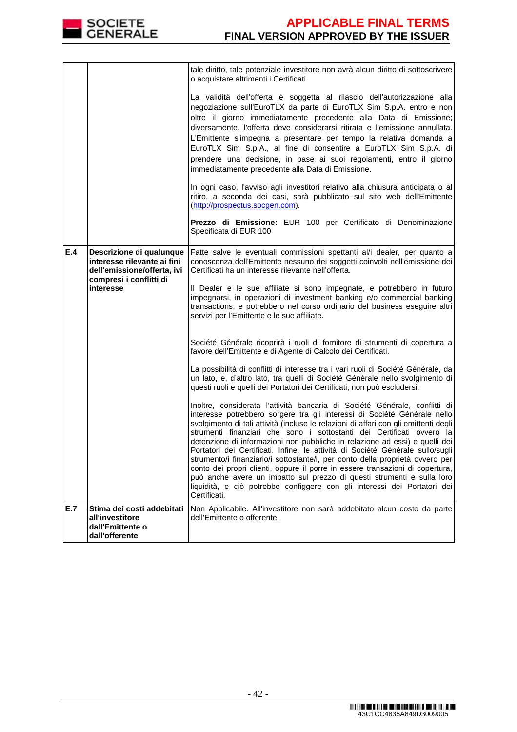| | | |
|---|---|---|
| | | tale diritto, tale potenziale investitore non avrà alcun diritto di sottoscrivere o acquistare altrimenti i Certificati.<br><br>La validità dell'offerta è soggetta al rilascio dell'autorizzazione alla negoziazione sull'EuroTLX da parte di EuroTLX Sim S.p.A. entro e non oltre il giorno immediatamente precedente alla Data di Emissione; diversamente, l'offerta deve considerarsi ritirata e l'emissione annullata. L'Emittente s'impegna a presentare per tempo la relativa domanda a EuroTLX Sim S.p.A., al fine di consentire a EuroTLX Sim S.p.A. di prendere una decisione, in base ai suoi regolamenti, entro il giorno immediatamente precedente alla Data di Emissione.<br><br>In ogni caso, l'avviso agli investitori relativo alla chiusura anticipata o al ritiro, a seconda dei casi, sarà pubblicato sul sito web dell'Emittente (http://prospectus.socgen.com).<br><br>**Prezzo di Emissione:** EUR 100 per Certificato di Denominazione Specificata di EUR 100 |
| **E.4** | **Descrizione di qualunque interesse rilevante ai fini dell'emissione/offerta, ivi compresi i conflitti di interesse** | Fatte salve le eventuali commissioni spettanti al/i dealer, per quanto a conoscenza dell'Emittente nessuno dei soggetti coinvolti nell'emissione dei Certificati ha un interesse rilevante nell'offerta.<br><br>Il Dealer e le sue affiliate si sono impegnate, e potrebbero in futuro impegnarsi, in operazioni di investment banking e/o commercial banking transactions, e potrebbero nel corso ordinario del business eseguire altri servizi per l'Emittente e le sue affiliate.<br><br>Société Générale ricoprirà i ruoli di fornitore di strumenti di copertura a favore dell'Emittente e di Agente di Calcolo dei Certificati.<br><br>La possibilità di conflitti di interesse tra i vari ruoli di Société Générale, da un lato, e, d'altro lato, tra quelli di Société Générale nello svolgimento di questi ruoli e quelli dei Portatori dei Certificati, non può escludersi.<br><br>Inoltre, considerata l'attività bancaria di Société Générale, conflitti di interesse potrebbero sorgere tra gli interessi di Société Générale nello svolgimento di tali attività (incluse le relazioni di affari con gli emittenti degli strumenti finanziari che sono i sottostanti dei Certificati ovvero la detenzione di informazioni non pubbliche in relazione ad essi) e quelli dei Portatori dei Certificati. Infine, le attività di Société Générale sullo/sugli strumento/i finanziario/i sottostante/i, per conto della proprietà ovvero per conto dei propri clienti, oppure il porre in essere transazioni di copertura, può anche avere un impatto sul prezzo di questi strumenti e sulla loro liquidità, e ciò potrebbe configgere con gli interessi dei Portatori dei Certificati. |
| **E.7** | **Stima dei costi addebitati all'investitore dall'Emittente o dall'offerente** | Non Applicabile. All'investitore non sarà addebitato alcun costo da parte dell'Emittente o offerente. |